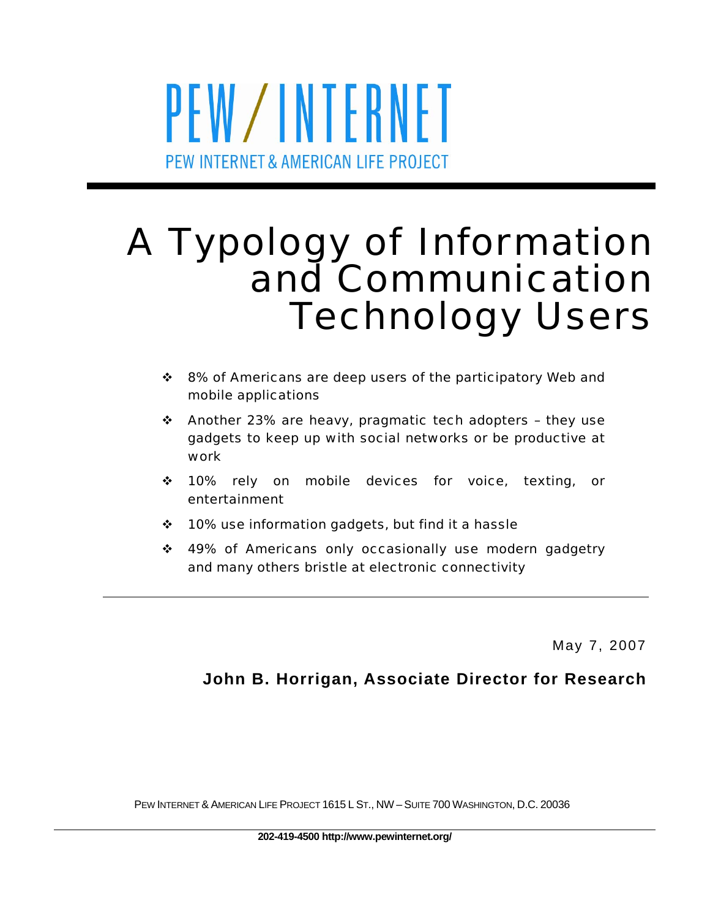PEW/INTERNET

PEW INTERNET & AMERICAN LIFE PROJECT

# A Typology of Information and Communication Technology Users

- 8% of Americans are deep users of the participatory Web and mobile applications
- Another 23% are heavy, pragmatic tech adopters – they use gadgets to keep up with social networks or be productive at work
- 10% rely on mobile devices for voice, texting, or entertainment
- 10% use information gadgets, but find it a hassle
- 49% of Americans only occasionally use modern gadgetry and many others bristle at electronic connectivity

---

May 7, 2007

**John B. Horrigan, Associate Director for Research**

PEW INTERNET & AMERICAN LIFE PROJECT 1615 L ST., NW – SUITE 700 WASHINGTON, D.C. 20036

**202-419-4500 http://www.pewinternet.org/**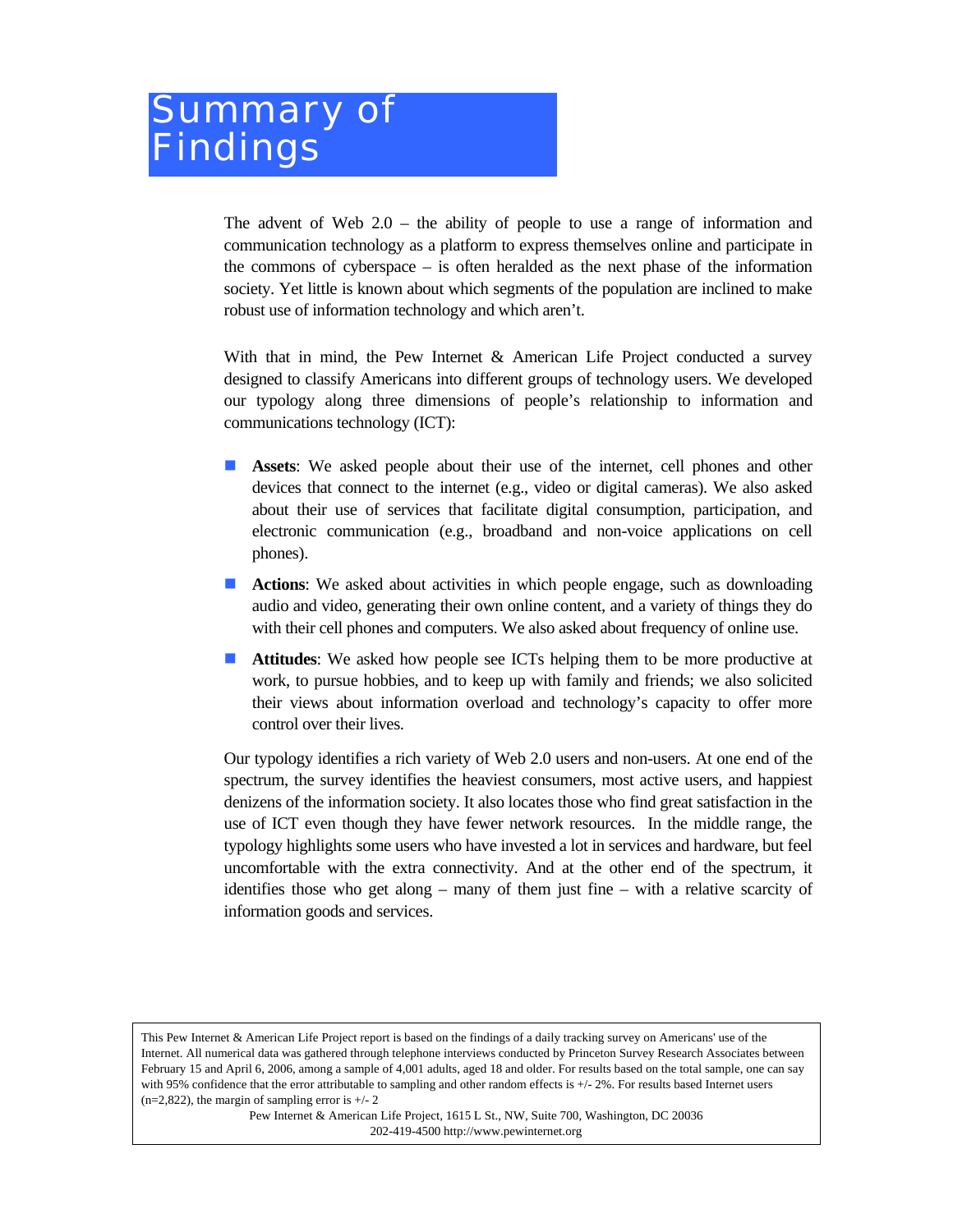# Summary of Findings

The advent of Web 2.0 – the ability of people to use a range of information and communication technology as a platform to express themselves online and participate in the commons of cyberspace – is often heralded as the next phase of the information society. Yet little is known about which segments of the population are inclined to make robust use of information technology and which aren't.

With that in mind, the Pew Internet & American Life Project conducted a survey designed to classify Americans into different groups of technology users. We developed our typology along three dimensions of people's relationship to information and communications technology (ICT):

- **Assets**: We asked people about their use of the internet, cell phones and other devices that connect to the internet (e.g., video or digital cameras). We also asked about their use of services that facilitate digital consumption, participation, and electronic communication (e.g., broadband and non-voice applications on cell phones).
- **Actions**: We asked about activities in which people engage, such as downloading audio and video, generating their own online content, and a variety of things they do with their cell phones and computers. We also asked about frequency of online use.
- **Attitudes**: We asked how people see ICTs helping them to be more productive at work, to pursue hobbies, and to keep up with family and friends; we also solicited their views about information overload and technology's capacity to offer more control over their lives.

Our typology identifies a rich variety of Web 2.0 users and non-users. At one end of the spectrum, the survey identifies the heaviest consumers, most active users, and happiest denizens of the information society. It also locates those who find great satisfaction in the use of ICT even though they have fewer network resources. In the middle range, the typology highlights some users who have invested a lot in services and hardware, but feel uncomfortable with the extra connectivity. And at the other end of the spectrum, it identifies those who get along – many of them just fine – with a relative scarcity of information goods and services.

This Pew Internet & American Life Project report is based on the findings of a daily tracking survey on Americans' use of the Internet. All numerical data was gathered through telephone interviews conducted by Princeton Survey Research Associates between February 15 and April 6, 2006, among a sample of 4,001 adults, aged 18 and older. For results based on the total sample, one can say with 95% confidence that the error attributable to sampling and other random effects is +/- 2%. For results based Internet users (n=2,822), the margin of sampling error is +/- 2

Pew Internet & American Life Project, 1615 L St., NW, Suite 700, Washington, DC 20036
202-419-4500 http://www.pewinternet.org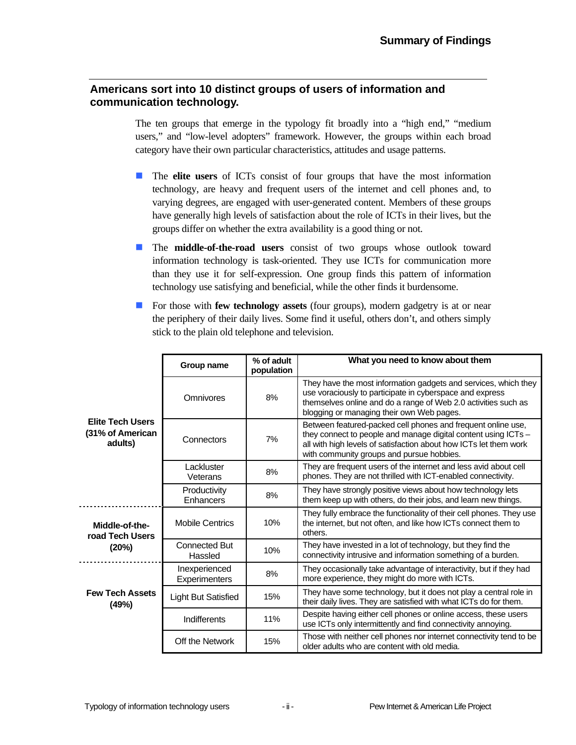## Americans sort into 10 distinct groups of users of information and communication technology.

The ten groups that emerge in the typology fit broadly into a "high end," "medium users," and "low-level adopters" framework. However, the groups within each broad category have their own particular characteristics, attitudes and usage patterns.

- The **elite users** of ICTs consist of four groups that have the most information technology, are heavy and frequent users of the internet and cell phones and, to varying degrees, are engaged with user-generated content. Members of these groups have generally high levels of satisfaction about the role of ICTs in their lives, but the groups differ on whether the extra availability is a good thing or not.
- The **middle-of-the-road users** consist of two groups whose outlook toward information technology is task-oriented. They use ICTs for communication more than they use it for self-expression. One group finds this pattern of information technology use satisfying and beneficial, while the other finds it burdensome.
- For those with **few technology assets** (four groups), modern gadgetry is at or near the periphery of their daily lives. Some find it useful, others don't, and others simply stick to the plain old telephone and television.

| | Group name | % of adult population | What you need to know about them |
|---|---|---|---|
| **Elite Tech Users (31% of American adults)** | Omnivores | 8% | They have the most information gadgets and services, which they use voraciously to participate in cyberspace and express themselves online and do a range of Web 2.0 activities such as blogging or managing their own Web pages. |
| | Connectors | 7% | Between featured-packed cell phones and frequent online use, they connect to people and manage digital content using ICTs – all with high levels of satisfaction about how ICTs let them work with community groups and pursue hobbies. |
| | Lackluster Veterans | 8% | They are frequent users of the internet and less avid about cell phones. They are not thrilled with ICT-enabled connectivity. |
| | Productivity Enhancers | 8% | They have strongly positive views about how technology lets them keep up with others, do their jobs, and learn new things. |
| **Middle-of-the-road Tech Users (20%)** | Mobile Centrics | 10% | They fully embrace the functionality of their cell phones. They use the internet, but not often, and like how ICTs connect them to others. |
| | Connected But Hassled | 10% | They have invested in a lot of technology, but they find the connectivity intrusive and information something of a burden. |
| **Few Tech Assets (49%)** | Inexperienced Experimenters | 8% | They occasionally take advantage of interactivity, but if they had more experience, they might do more with ICTs. |
| | Light But Satisfied | 15% | They have some technology, but it does not play a central role in their daily lives. They are satisfied with what ICTs do for them. |
| | Indifferents | 11% | Despite having either cell phones or online access, these users use ICTs only intermittently and find connectivity annoying. |
| | Off the Network | 15% | Those with neither cell phones nor internet connectivity tend to be older adults who are content with old media. |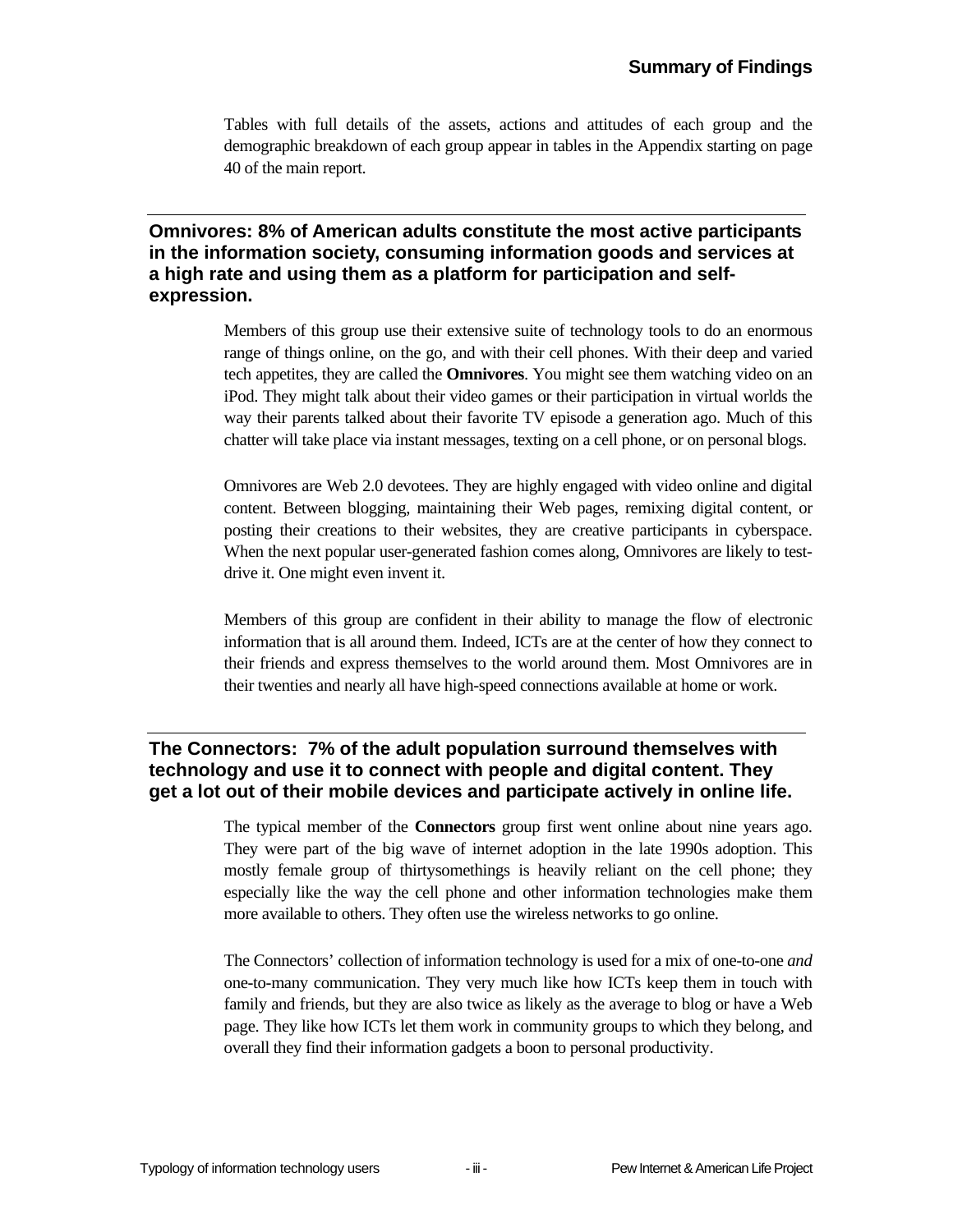Tables with full details of the assets, actions and attitudes of each group and the demographic breakdown of each group appear in tables in the Appendix starting on page 40 of the main report.

## Omnivores: 8% of American adults constitute the most active participants in the information society, consuming information goods and services at a high rate and using them as a platform for participation and self-expression.

Members of this group use their extensive suite of technology tools to do an enormous range of things online, on the go, and with their cell phones. With their deep and varied tech appetites, they are called the **Omnivores**. You might see them watching video on an iPod. They might talk about their video games or their participation in virtual worlds the way their parents talked about their favorite TV episode a generation ago. Much of this chatter will take place via instant messages, texting on a cell phone, or on personal blogs.

Omnivores are Web 2.0 devotees. They are highly engaged with video online and digital content. Between blogging, maintaining their Web pages, remixing digital content, or posting their creations to their websites, they are creative participants in cyberspace. When the next popular user-generated fashion comes along, Omnivores are likely to test-drive it. One might even invent it.

Members of this group are confident in their ability to manage the flow of electronic information that is all around them. Indeed, ICTs are at the center of how they connect to their friends and express themselves to the world around them. Most Omnivores are in their twenties and nearly all have high-speed connections available at home or work.

## The Connectors: 7% of the adult population surround themselves with technology and use it to connect with people and digital content. They get a lot out of their mobile devices and participate actively in online life.

The typical member of the **Connectors** group first went online about nine years ago. They were part of the big wave of internet adoption in the late 1990s adoption. This mostly female group of thirtysomethings is heavily reliant on the cell phone; they especially like the way the cell phone and other information technologies make them more available to others. They often use the wireless networks to go online.

The Connectors' collection of information technology is used for a mix of one-to-one *and* one-to-many communication. They very much like how ICTs keep them in touch with family and friends, but they are also twice as likely as the average to blog or have a Web page. They like how ICTs let them work in community groups to which they belong, and overall they find their information gadgets a boon to personal productivity.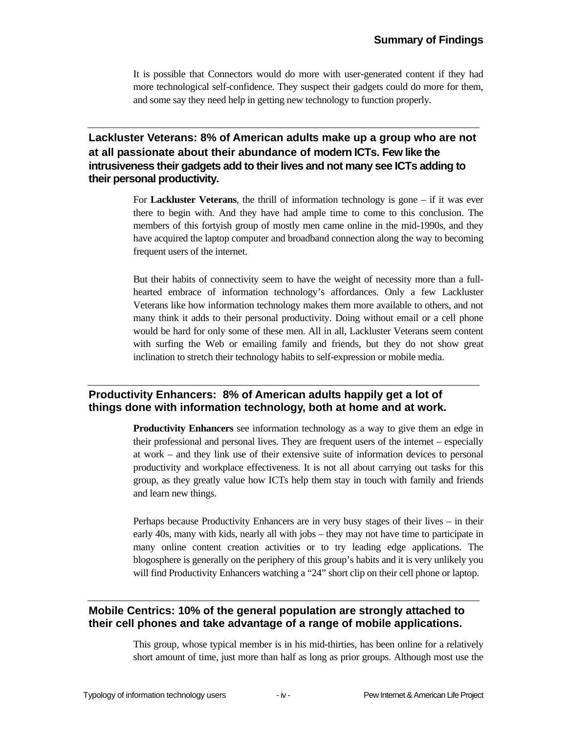It is possible that Connectors would do more with user-generated content if they had more technological self-confidence. They suspect their gadgets could do more for them, and some say they need help in getting new technology to function properly.

## Lackluster Veterans: 8% of American adults make up a group who are not at all passionate about their abundance of modern ICTs. Few like the intrusiveness their gadgets add to their lives and not many see ICTs adding to their personal productivity.

For **Lackluster Veterans**, the thrill of information technology is gone – if it was ever there to begin with. And they have had ample time to come to this conclusion. The members of this fortyish group of mostly men came online in the mid-1990s, and they have acquired the laptop computer and broadband connection along the way to becoming frequent users of the internet.

But their habits of connectivity seem to have the weight of necessity more than a full-hearted embrace of information technology's affordances. Only a few Lackluster Veterans like how information technology makes them more available to others, and not many think it adds to their personal productivity. Doing without email or a cell phone would be hard for only some of these men. All in all, Lackluster Veterans seem content with surfing the Web or emailing family and friends, but they do not show great inclination to stretch their technology habits to self-expression or mobile media.

## Productivity Enhancers: 8% of American adults happily get a lot of things done with information technology, both at home and at work.

**Productivity Enhancers** see information technology as a way to give them an edge in their professional and personal lives. They are frequent users of the internet – especially at work – and they link use of their extensive suite of information devices to personal productivity and workplace effectiveness. It is not all about carrying out tasks for this group, as they greatly value how ICTs help them stay in touch with family and friends and learn new things.

Perhaps because Productivity Enhancers are in very busy stages of their lives – in their early 40s, many with kids, nearly all with jobs – they may not have time to participate in many online content creation activities or to try leading edge applications. The blogosphere is generally on the periphery of this group's habits and it is very unlikely you will find Productivity Enhancers watching a "24" short clip on their cell phone or laptop.

## Mobile Centrics: 10% of the general population are strongly attached to their cell phones and take advantage of a range of mobile applications.

This group, whose typical member is in his mid-thirties, has been online for a relatively short amount of time, just more than half as long as prior groups. Although most use the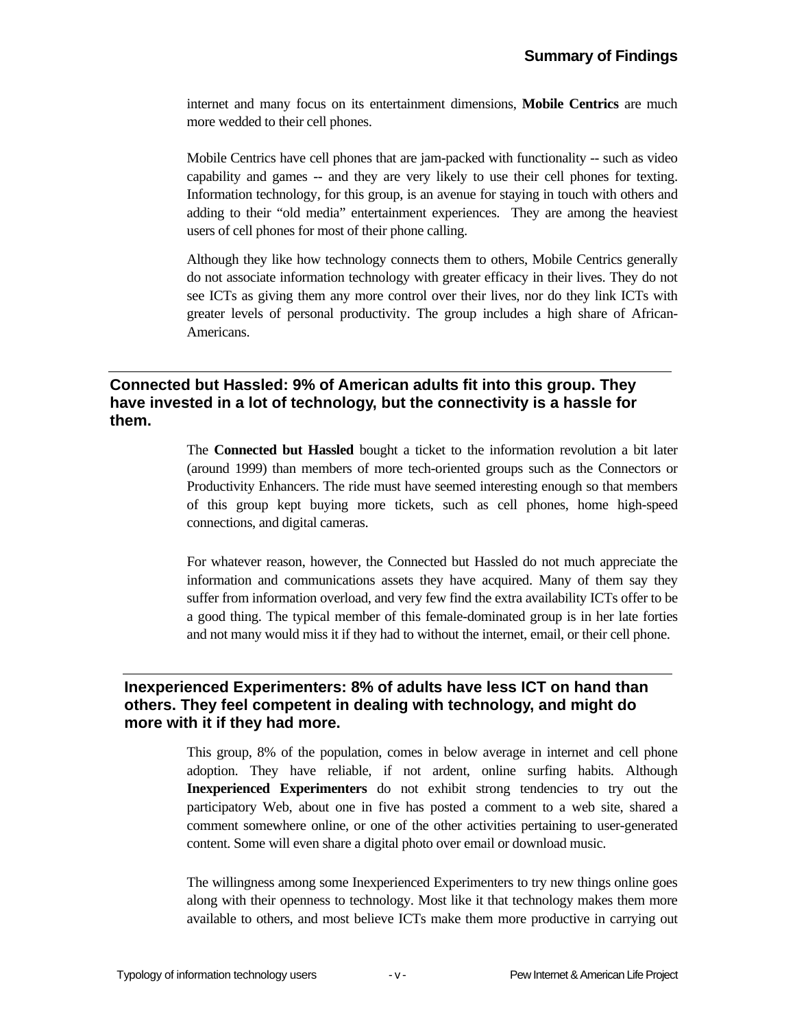internet and many focus on its entertainment dimensions, **Mobile Centrics** are much more wedded to their cell phones.

Mobile Centrics have cell phones that are jam-packed with functionality -- such as video capability and games -- and they are very likely to use their cell phones for texting. Information technology, for this group, is an avenue for staying in touch with others and adding to their "old media" entertainment experiences. They are among the heaviest users of cell phones for most of their phone calling.

Although they like how technology connects them to others, Mobile Centrics generally do not associate information technology with greater efficacy in their lives. They do not see ICTs as giving them any more control over their lives, nor do they link ICTs with greater levels of personal productivity. The group includes a high share of African-Americans.

### Connected but Hassled: 9% of American adults fit into this group. They have invested in a lot of technology, but the connectivity is a hassle for them.

The **Connected but Hassled** bought a ticket to the information revolution a bit later (around 1999) than members of more tech-oriented groups such as the Connectors or Productivity Enhancers. The ride must have seemed interesting enough so that members of this group kept buying more tickets, such as cell phones, home high-speed connections, and digital cameras.

For whatever reason, however, the Connected but Hassled do not much appreciate the information and communications assets they have acquired. Many of them say they suffer from information overload, and very few find the extra availability ICTs offer to be a good thing. The typical member of this female-dominated group is in her late forties and not many would miss it if they had to without the internet, email, or their cell phone.

### Inexperienced Experimenters: 8% of adults have less ICT on hand than others. They feel competent in dealing with technology, and might do more with it if they had more.

This group, 8% of the population, comes in below average in internet and cell phone adoption. They have reliable, if not ardent, online surfing habits. Although **Inexperienced Experimenters** do not exhibit strong tendencies to try out the participatory Web, about one in five has posted a comment to a web site, shared a comment somewhere online, or one of the other activities pertaining to user-generated content. Some will even share a digital photo over email or download music.

The willingness among some Inexperienced Experimenters to try new things online goes along with their openness to technology. Most like it that technology makes them more available to others, and most believe ICTs make them more productive in carrying out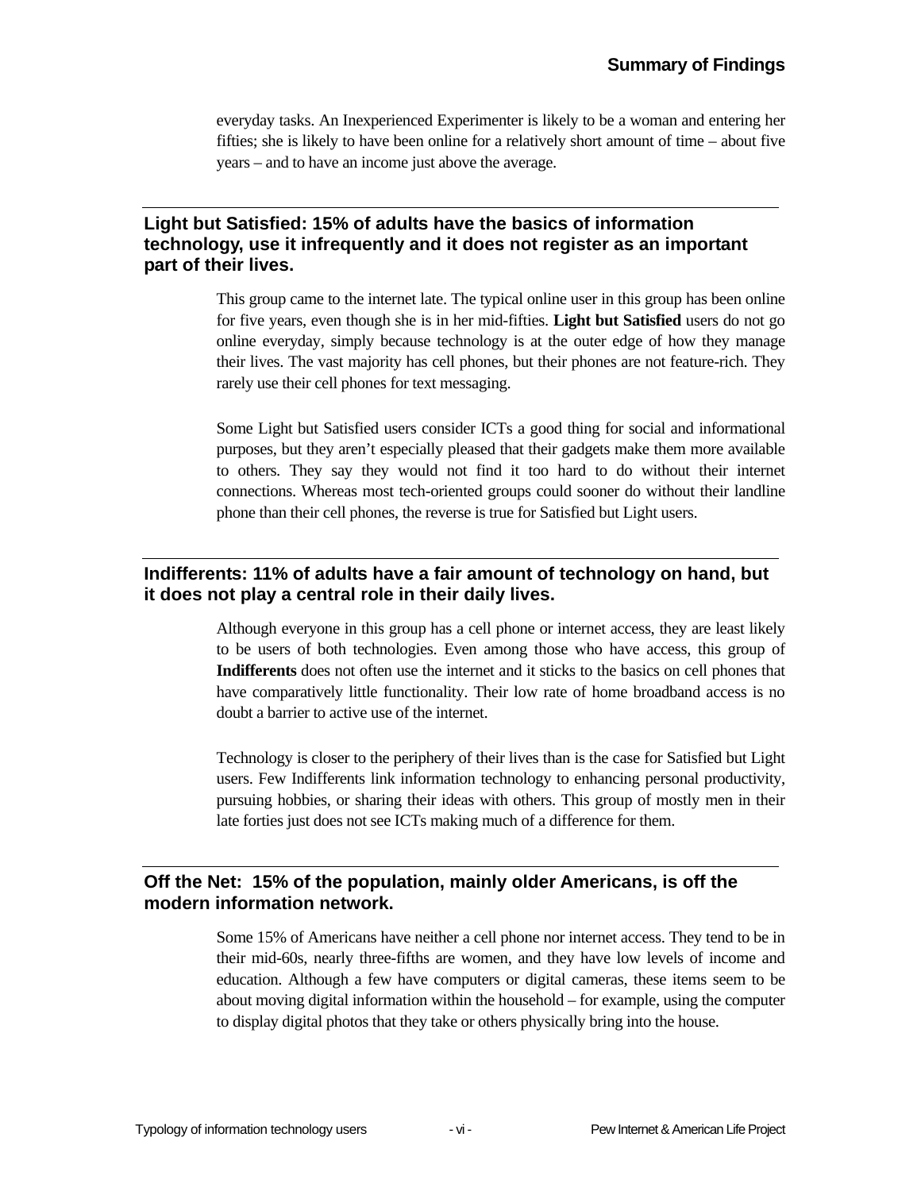everyday tasks. An Inexperienced Experimenter is likely to be a woman and entering her fifties; she is likely to have been online for a relatively short amount of time – about five years – and to have an income just above the average.

### Light but Satisfied: 15% of adults have the basics of information technology, use it infrequently and it does not register as an important part of their lives.

This group came to the internet late. The typical online user in this group has been online for five years, even though she is in her mid-fifties. **Light but Satisfied** users do not go online everyday, simply because technology is at the outer edge of how they manage their lives. The vast majority has cell phones, but their phones are not feature-rich. They rarely use their cell phones for text messaging.

Some Light but Satisfied users consider ICTs a good thing for social and informational purposes, but they aren't especially pleased that their gadgets make them more available to others. They say they would not find it too hard to do without their internet connections. Whereas most tech-oriented groups could sooner do without their landline phone than their cell phones, the reverse is true for Satisfied but Light users.

### Indifferents: 11% of adults have a fair amount of technology on hand, but it does not play a central role in their daily lives.

Although everyone in this group has a cell phone or internet access, they are least likely to be users of both technologies. Even among those who have access, this group of **Indifferents** does not often use the internet and it sticks to the basics on cell phones that have comparatively little functionality. Their low rate of home broadband access is no doubt a barrier to active use of the internet.

Technology is closer to the periphery of their lives than is the case for Satisfied but Light users. Few Indifferents link information technology to enhancing personal productivity, pursuing hobbies, or sharing their ideas with others. This group of mostly men in their late forties just does not see ICTs making much of a difference for them.

### Off the Net: 15% of the population, mainly older Americans, is off the modern information network.

Some 15% of Americans have neither a cell phone nor internet access. They tend to be in their mid-60s, nearly three-fifths are women, and they have low levels of income and education. Although a few have computers or digital cameras, these items seem to be about moving digital information within the household – for example, using the computer to display digital photos that they take or others physically bring into the house.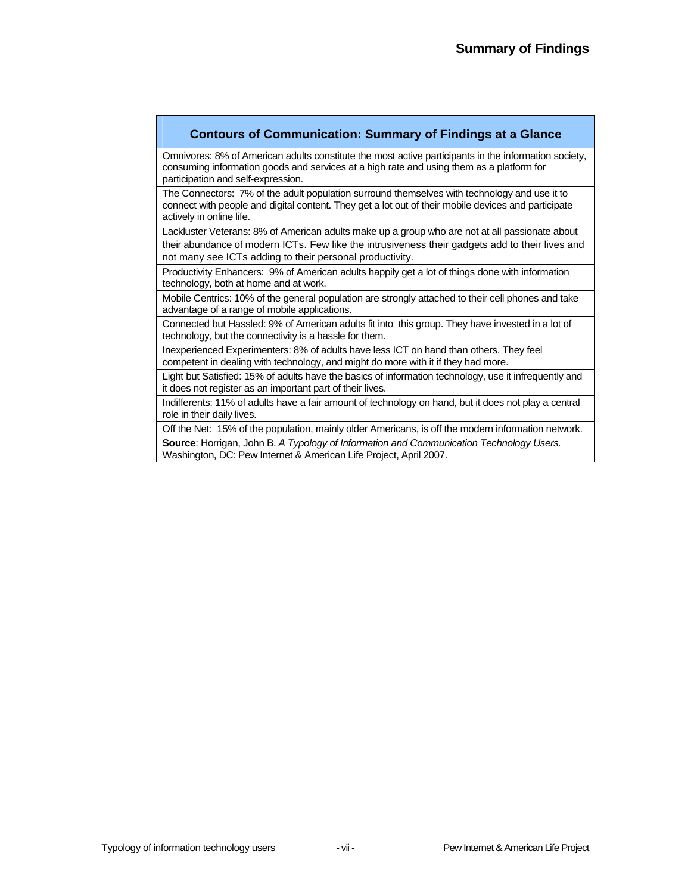# Summary of Findings

| Contours of Communication: Summary of Findings at a Glance |
|---|
| Omnivores: 8% of American adults constitute the most active participants in the information society, consuming information goods and services at a high rate and using them as a platform for participation and self-expression. |
| The Connectors: 7% of the adult population surround themselves with technology and use it to connect with people and digital content. They get a lot out of their mobile devices and participate actively in online life. |
| Lackluster Veterans: 8% of American adults make up a group who are not at all passionate about their abundance of modern ICTs. Few like the intrusiveness their gadgets add to their lives and not many see ICTs adding to their personal productivity. |
| Productivity Enhancers: 9% of American adults happily get a lot of things done with information technology, both at home and at work. |
| Mobile Centrics: 10% of the general population are strongly attached to their cell phones and take advantage of a range of mobile applications. |
| Connected but Hassled: 9% of American adults fit into this group. They have invested in a lot of technology, but the connectivity is a hassle for them. |
| Inexperienced Experimenters: 8% of adults have less ICT on hand than others. They feel competent in dealing with technology, and might do more with it if they had more. |
| Light but Satisfied: 15% of adults have the basics of information technology, use it infrequently and it does not register as an important part of their lives. |
| Indifferents: 11% of adults have a fair amount of technology on hand, but it does not play a central role in their daily lives. |
| Off the Net: 15% of the population, mainly older Americans, is off the modern information network. |
| **Source**: Horrigan, John B. *A Typology of Information and Communication Technology Users.* Washington, DC: Pew Internet & American Life Project, April 2007. |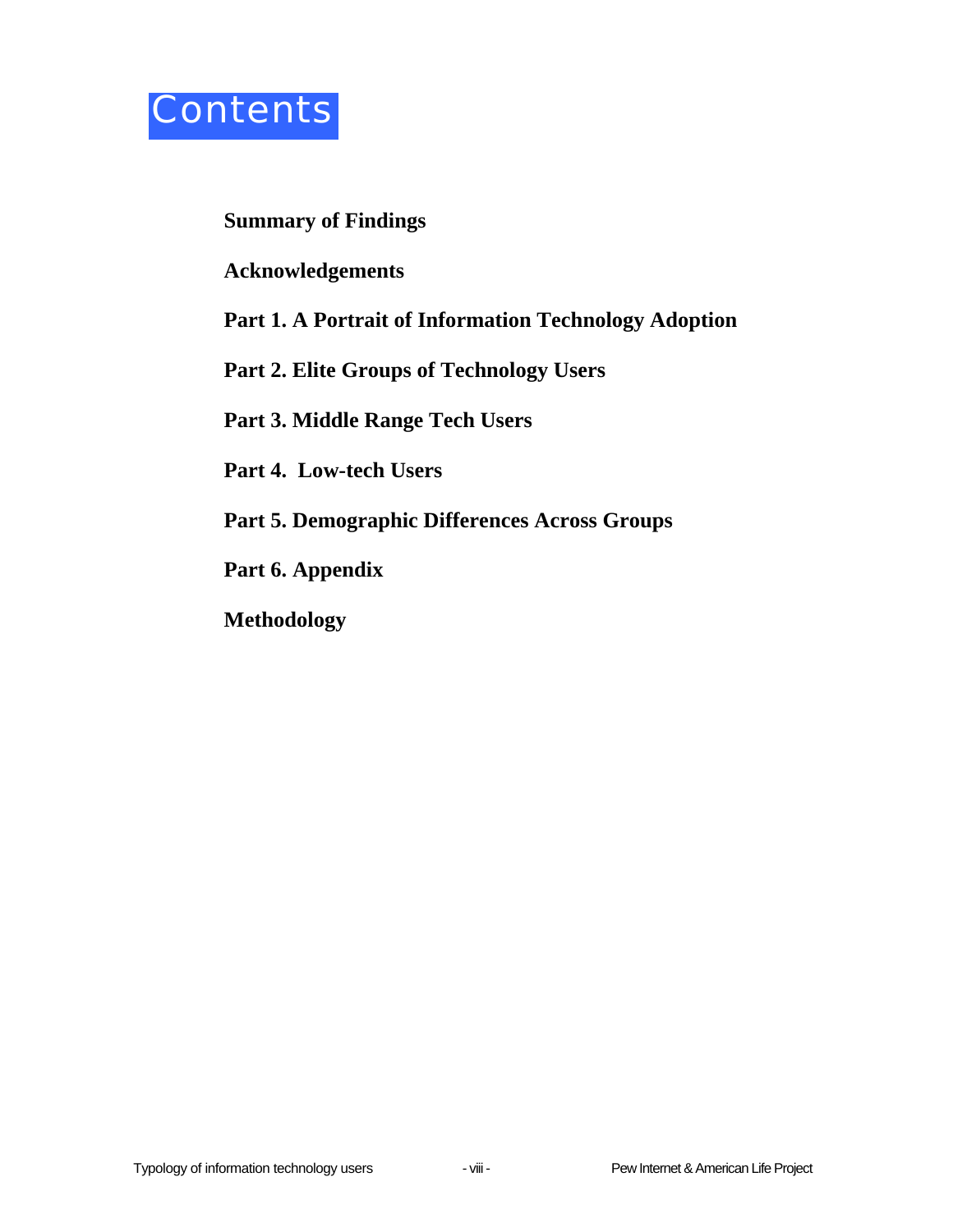# Contents

**Summary of Findings**

**Acknowledgements**

**Part 1. A Portrait of Information Technology Adoption**

**Part 2. Elite Groups of Technology Users**

**Part 3. Middle Range Tech Users**

**Part 4. Low-tech Users**

**Part 5. Demographic Differences Across Groups**

**Part 6. Appendix**

**Methodology**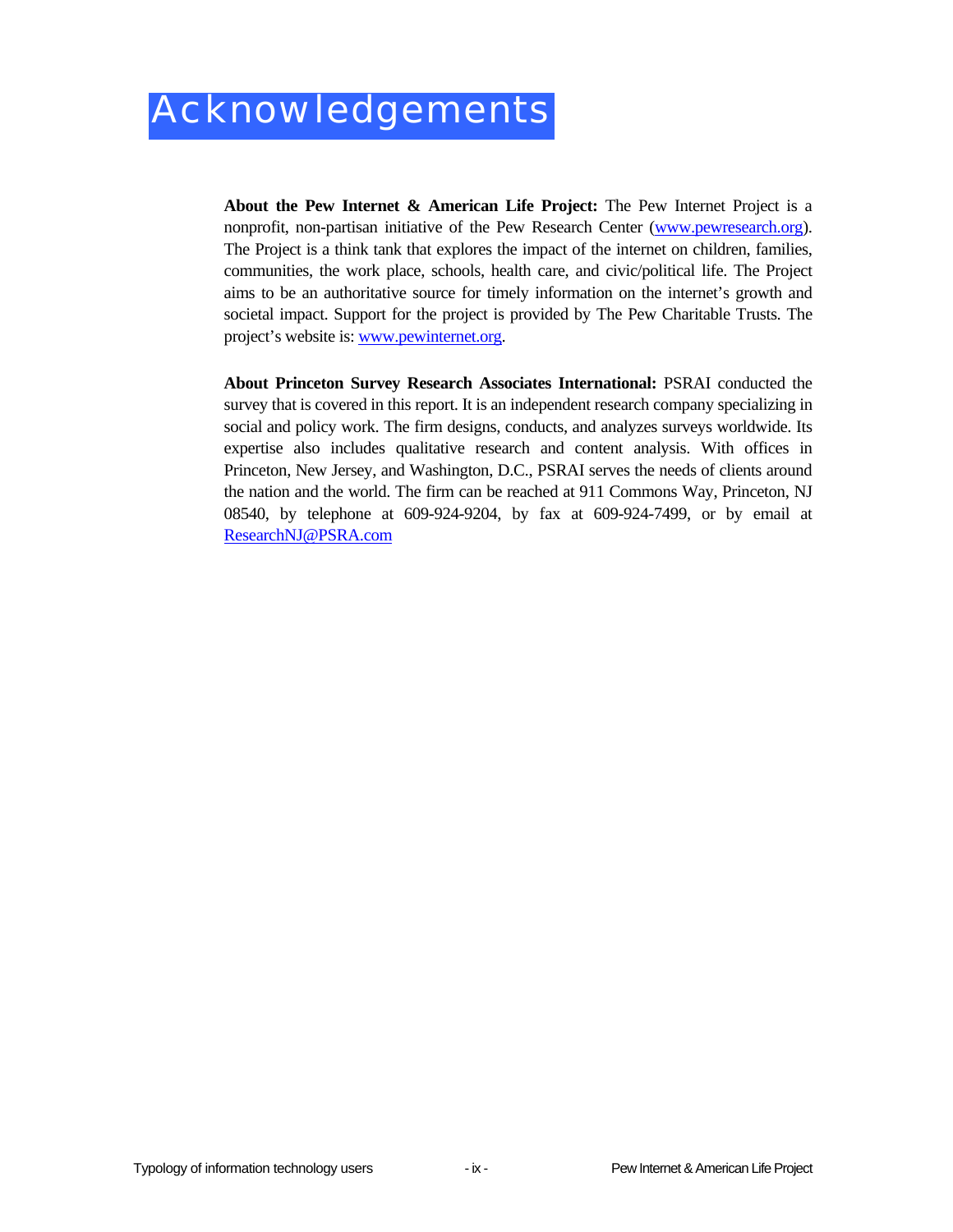# Acknowledgements

**About the Pew Internet & American Life Project:** The Pew Internet Project is a nonprofit, non-partisan initiative of the Pew Research Center (www.pewresearch.org). The Project is a think tank that explores the impact of the internet on children, families, communities, the work place, schools, health care, and civic/political life. The Project aims to be an authoritative source for timely information on the internet's growth and societal impact. Support for the project is provided by The Pew Charitable Trusts. The project's website is: www.pewinternet.org.

**About Princeton Survey Research Associates International:** PSRAI conducted the survey that is covered in this report. It is an independent research company specializing in social and policy work. The firm designs, conducts, and analyzes surveys worldwide. Its expertise also includes qualitative research and content analysis. With offices in Princeton, New Jersey, and Washington, D.C., PSRAI serves the needs of clients around the nation and the world. The firm can be reached at 911 Commons Way, Princeton, NJ 08540, by telephone at 609-924-9204, by fax at 609-924-7499, or by email at ResearchNJ@PSRA.com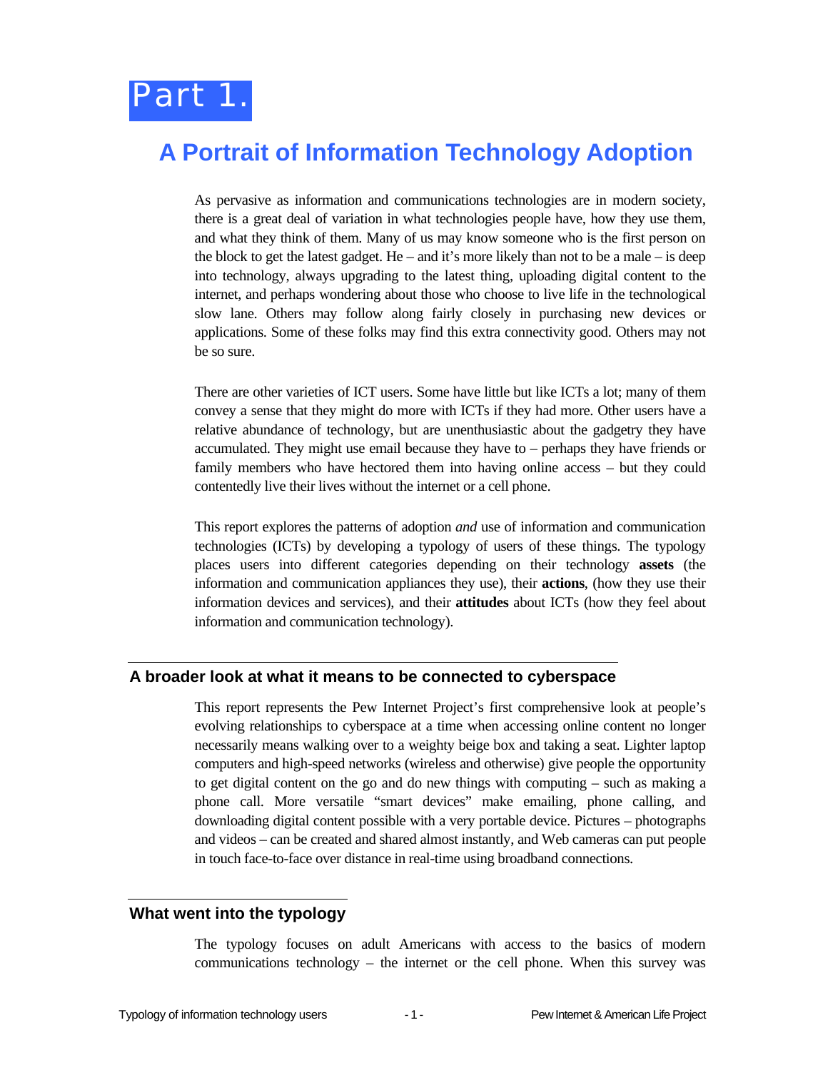# Part 1.

# A Portrait of Information Technology Adoption

As pervasive as information and communications technologies are in modern society, there is a great deal of variation in what technologies people have, how they use them, and what they think of them. Many of us may know someone who is the first person on the block to get the latest gadget. He – and it's more likely than not to be a male – is deep into technology, always upgrading to the latest thing, uploading digital content to the internet, and perhaps wondering about those who choose to live life in the technological slow lane. Others may follow along fairly closely in purchasing new devices or applications. Some of these folks may find this extra connectivity good. Others may not be so sure.

There are other varieties of ICT users. Some have little but like ICTs a lot; many of them convey a sense that they might do more with ICTs if they had more. Other users have a relative abundance of technology, but are unenthusiastic about the gadgetry they have accumulated. They might use email because they have to – perhaps they have friends or family members who have hectored them into having online access – but they could contentedly live their lives without the internet or a cell phone.

This report explores the patterns of adoption *and* use of information and communication technologies (ICTs) by developing a typology of users of these things. The typology places users into different categories depending on their technology **assets** (the information and communication appliances they use), their **actions**, (how they use their information devices and services), and their **attitudes** about ICTs (how they feel about information and communication technology).

## A broader look at what it means to be connected to cyberspace

This report represents the Pew Internet Project's first comprehensive look at people's evolving relationships to cyberspace at a time when accessing online content no longer necessarily means walking over to a weighty beige box and taking a seat. Lighter laptop computers and high-speed networks (wireless and otherwise) give people the opportunity to get digital content on the go and do new things with computing – such as making a phone call. More versatile "smart devices" make emailing, phone calling, and downloading digital content possible with a very portable device. Pictures – photographs and videos – can be created and shared almost instantly, and Web cameras can put people in touch face-to-face over distance in real-time using broadband connections.

## What went into the typology

The typology focuses on adult Americans with access to the basics of modern communications technology – the internet or the cell phone. When this survey was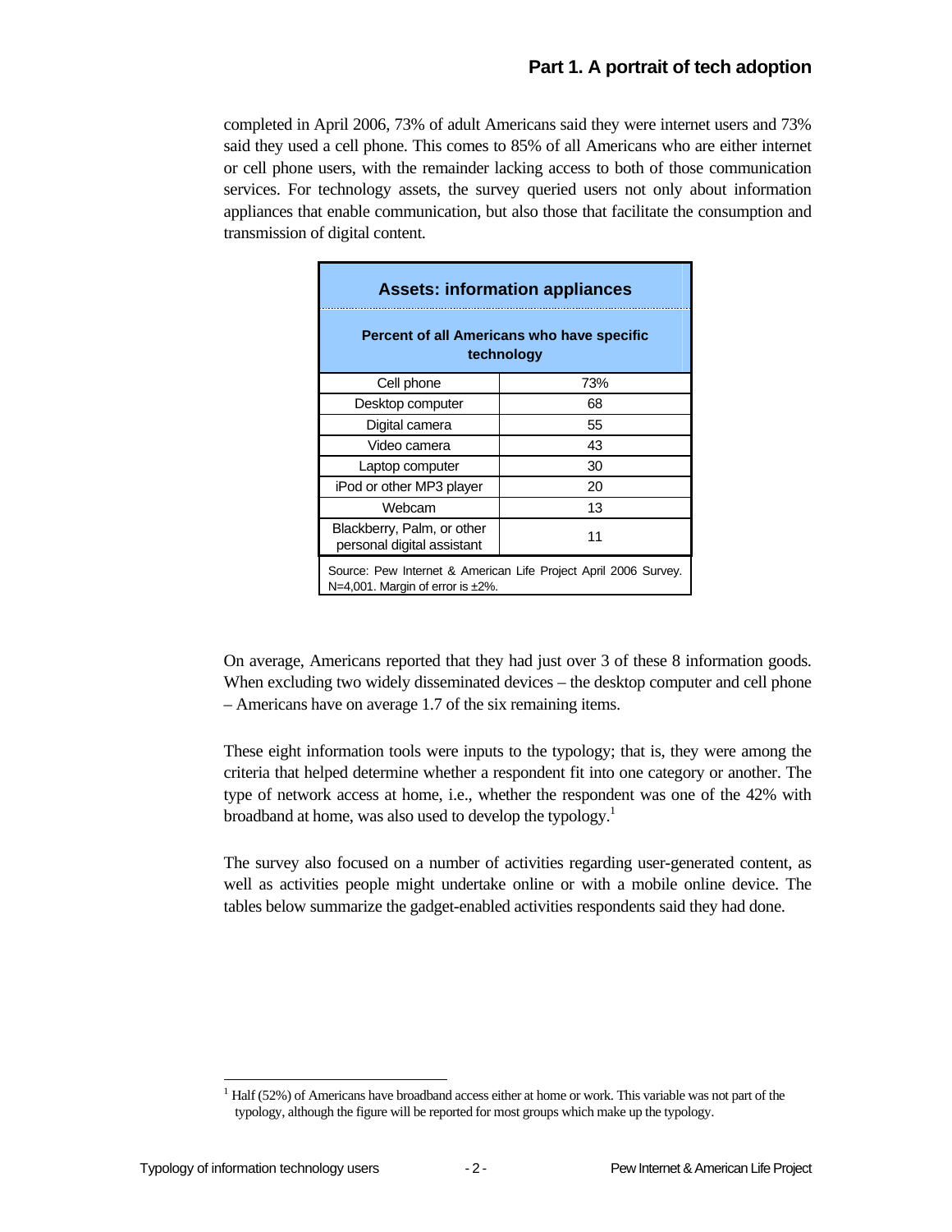completed in April 2006, 73% of adult Americans said they were internet users and 73% said they used a cell phone. This comes to 85% of all Americans who are either internet or cell phone users, with the remainder lacking access to both of those communication services. For technology assets, the survey queried users not only about information appliances that enable communication, but also those that facilitate the consumption and transmission of digital content.

| Assets: information appliances | |
|---|---|
| **Percent of all Americans who have specific technology** | |
| Cell phone | 73% |
| Desktop computer | 68 |
| Digital camera | 55 |
| Video camera | 43 |
| Laptop computer | 30 |
| iPod or other MP3 player | 20 |
| Webcam | 13 |
| Blackberry, Palm, or other personal digital assistant | 11 |

Source: Pew Internet & American Life Project April 2006 Survey. N=4,001. Margin of error is ±2%.

On average, Americans reported that they had just over 3 of these 8 information goods. When excluding two widely disseminated devices – the desktop computer and cell phone – Americans have on average 1.7 of the six remaining items.

These eight information tools were inputs to the typology; that is, they were among the criteria that helped determine whether a respondent fit into one category or another. The type of network access at home, i.e., whether the respondent was one of the 42% with broadband at home, was also used to develop the typology.[1]

The survey also focused on a number of activities regarding user-generated content, as well as activities people might undertake online or with a mobile online device. The tables below summarize the gadget-enabled activities respondents said they had done.

[1] Half (52%) of Americans have broadband access either at home or work. This variable was not part of the typology, although the figure will be reported for most groups which make up the typology.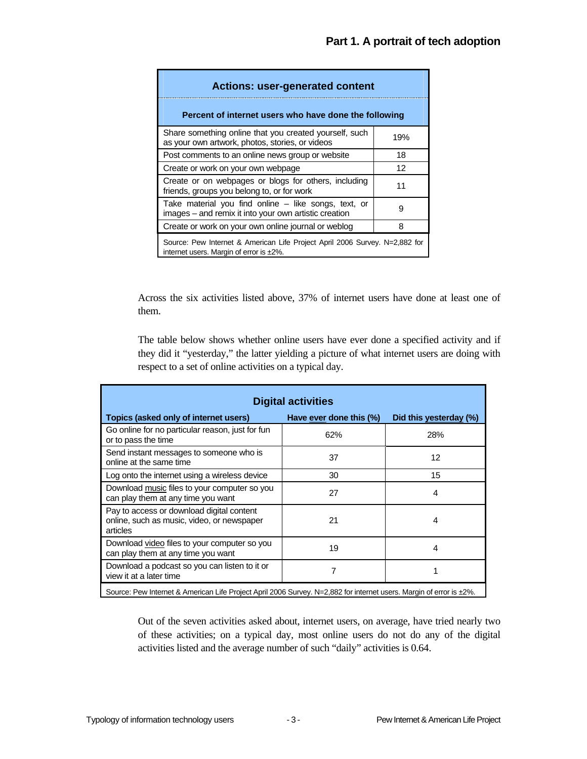## Part 1. A portrait of tech adoption

| Actions: user-generated content | |
|---|---|
| **Percent of internet users who have done the following** | |
| Share something online that you created yourself, such as your own artwork, photos, stories, or videos | 19% |
| Post comments to an online news group or website | 18 |
| Create or work on your own webpage | 12 |
| Create or on webpages or blogs for others, including friends, groups you belong to, or for work | 11 |
| Take material you find online – like songs, text, or images – and remix it into your own artistic creation | 9 |
| Create or work on your own online journal or weblog | 8 |
| Source: Pew Internet & American Life Project April 2006 Survey. N=2,882 for internet users. Margin of error is ±2%. | |

Across the six activities listed above, 37% of internet users have done at least one of them.

The table below shows whether online users have ever done a specified activity and if they did it "yesterday," the latter yielding a picture of what internet users are doing with respect to a set of online activities on a typical day.

| Digital activities | | |
|---|---|---|
| **Topics (asked only of internet users)** | **Have ever done this (%)** | **Did this yesterday (%)** |
| Go online for no particular reason, just for fun or to pass the time | 62% | 28% |
| Send instant messages to someone who is online at the same time | 37 | 12 |
| Log onto the internet using a wireless device | 30 | 15 |
| Download music files to your computer so you can play them at any time you want | 27 | 4 |
| Pay to access or download digital content online, such as music, video, or newspaper articles | 21 | 4 |
| Download video files to your computer so you can play them at any time you want | 19 | 4 |
| Download a podcast so you can listen to it or view it at a later time | 7 | 1 |
| Source: Pew Internet & American Life Project April 2006 Survey. N=2,882 for internet users. Margin of error is ±2%. | | |

Out of the seven activities asked about, internet users, on average, have tried nearly two of these activities; on a typical day, most online users do not do any of the digital activities listed and the average number of such "daily" activities is 0.64.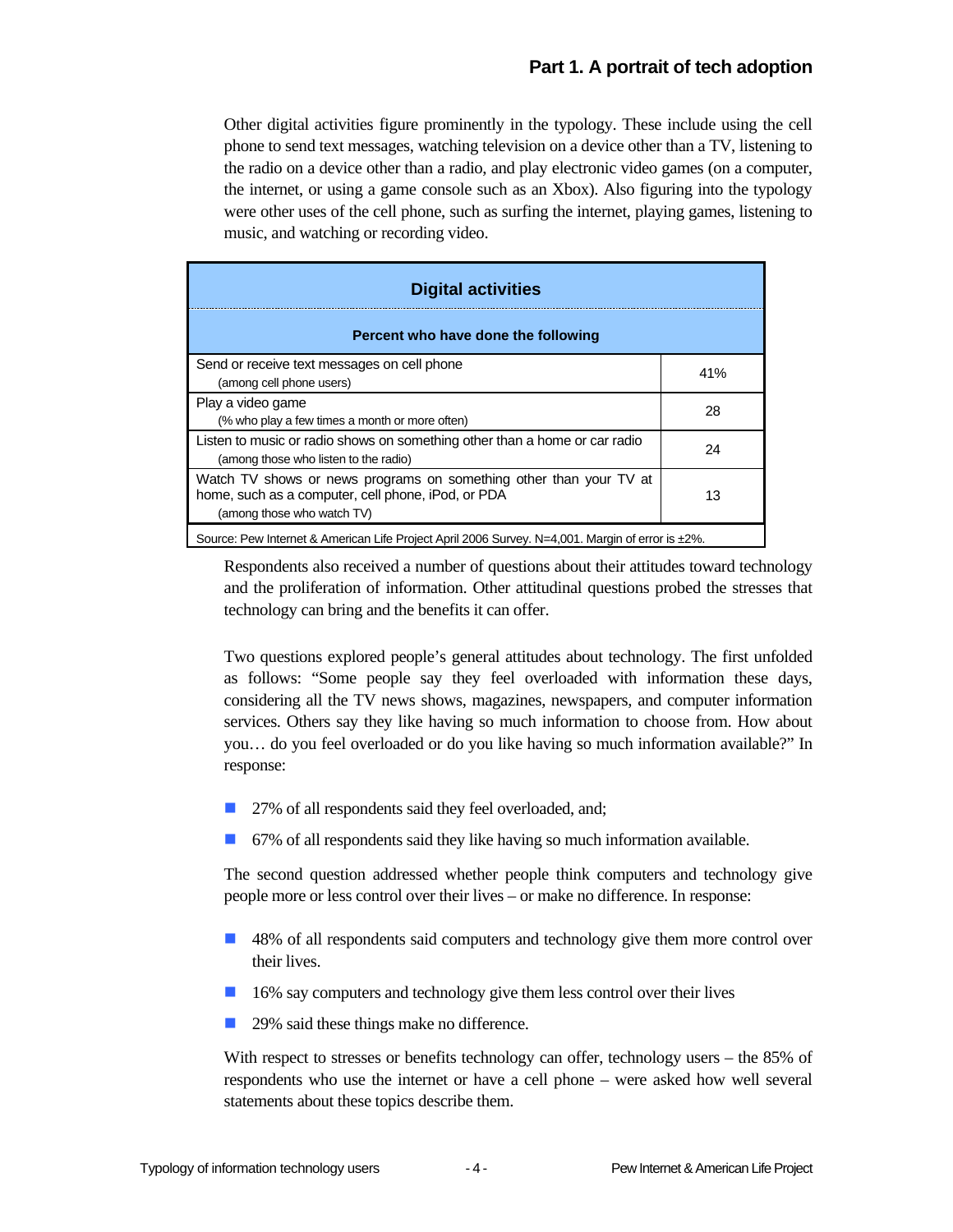## Part 1. A portrait of tech adoption

Other digital activities figure prominently in the typology. These include using the cell phone to send text messages, watching television on a device other than a TV, listening to the radio on a device other than a radio, and play electronic video games (on a computer, the internet, or using a game console such as an Xbox). Also figuring into the typology were other uses of the cell phone, such as surfing the internet, playing games, listening to music, and watching or recording video.

| **Digital activities** | |
|---|---|
| **Percent who have done the following** | |
| Send or receive text messages on cell phone (among cell phone users) | 41% |
| Play a video game (% who play a few times a month or more often) | 28 |
| Listen to music or radio shows on something other than a home or car radio (among those who listen to the radio) | 24 |
| Watch TV shows or news programs on something other than your TV at home, such as a computer, cell phone, iPod, or PDA (among those who watch TV) | 13 |

Source: Pew Internet & American Life Project April 2006 Survey. N=4,001. Margin of error is ±2%.

Respondents also received a number of questions about their attitudes toward technology and the proliferation of information. Other attitudinal questions probed the stresses that technology can bring and the benefits it can offer.

Two questions explored people's general attitudes about technology. The first unfolded as follows: "Some people say they feel overloaded with information these days, considering all the TV news shows, magazines, newspapers, and computer information services. Others say they like having so much information to choose from. How about you… do you feel overloaded or do you like having so much information available?" In response:

- 27% of all respondents said they feel overloaded, and;
- 67% of all respondents said they like having so much information available.

The second question addressed whether people think computers and technology give people more or less control over their lives – or make no difference. In response:

- 48% of all respondents said computers and technology give them more control over their lives.
- 16% say computers and technology give them less control over their lives
- 29% said these things make no difference.

With respect to stresses or benefits technology can offer, technology users – the 85% of respondents who use the internet or have a cell phone – were asked how well several statements about these topics describe them.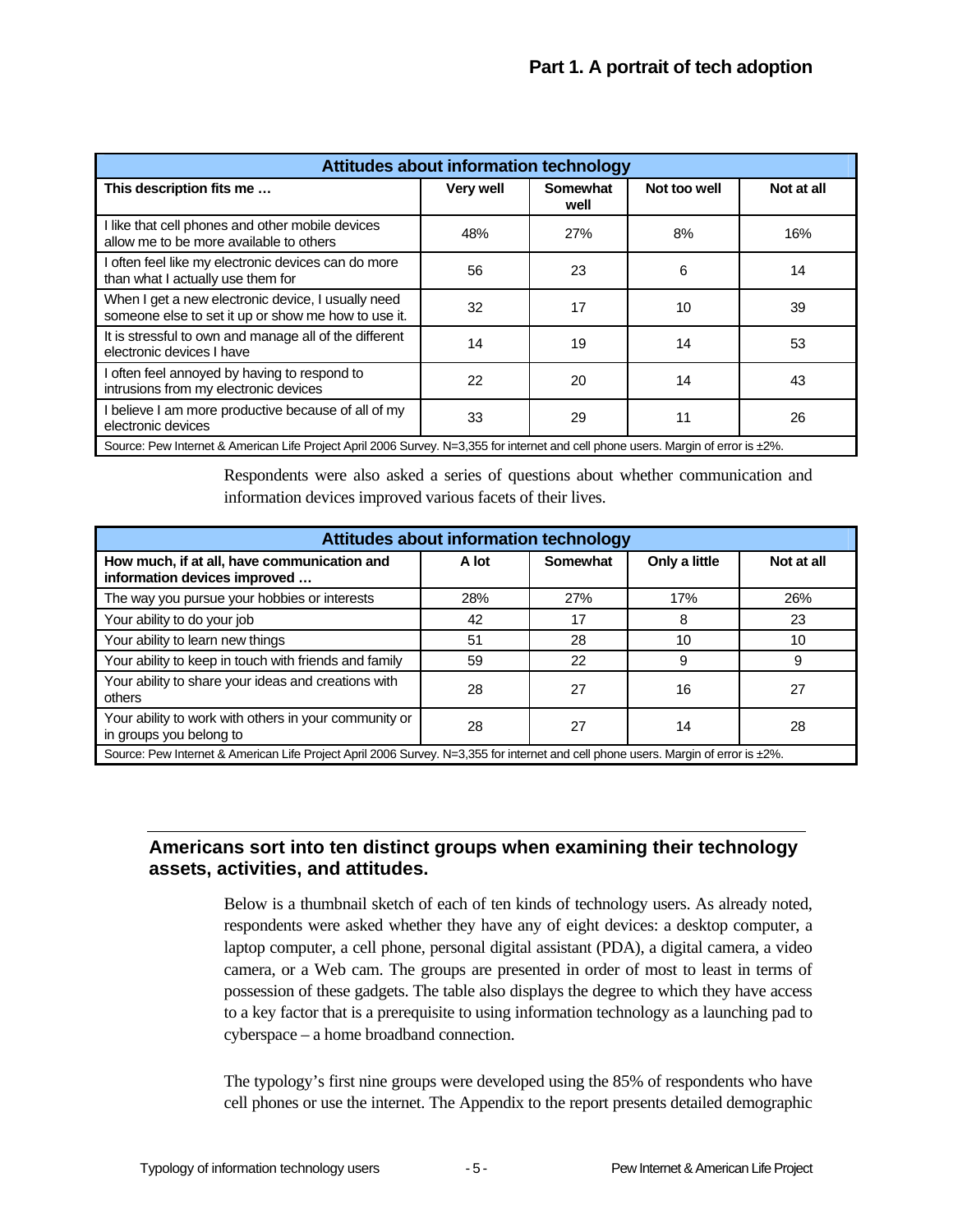| Attitudes about information technology | | | | |
|---|---|---|---|---|
| **This description fits me …** | **Very well** | **Somewhat well** | **Not too well** | **Not at all** |
| I like that cell phones and other mobile devices allow me to be more available to others | 48% | 27% | 8% | 16% |
| I often feel like my electronic devices can do more than what I actually use them for | 56 | 23 | 6 | 14 |
| When I get a new electronic device, I usually need someone else to set it up or show me how to use it. | 32 | 17 | 10 | 39 |
| It is stressful to own and manage all of the different electronic devices I have | 14 | 19 | 14 | 53 |
| I often feel annoyed by having to respond to intrusions from my electronic devices | 22 | 20 | 14 | 43 |
| I believe I am more productive because of all of my electronic devices | 33 | 29 | 11 | 26 |
| Source: Pew Internet & American Life Project April 2006 Survey. N=3,355 for internet and cell phone users. Margin of error is ±2%. | | | | |

Respondents were also asked a series of questions about whether communication and information devices improved various facets of their lives.

| Attitudes about information technology | | | | |
|---|---|---|---|---|
| **How much, if at all, have communication and information devices improved …** | **A lot** | **Somewhat** | **Only a little** | **Not at all** |
| The way you pursue your hobbies or interests | 28% | 27% | 17% | 26% |
| Your ability to do your job | 42 | 17 | 8 | 23 |
| Your ability to learn new things | 51 | 28 | 10 | 10 |
| Your ability to keep in touch with friends and family | 59 | 22 | 9 | 9 |
| Your ability to share your ideas and creations with others | 28 | 27 | 16 | 27 |
| Your ability to work with others in your community or in groups you belong to | 28 | 27 | 14 | 28 |
| Source: Pew Internet & American Life Project April 2006 Survey. N=3,355 for internet and cell phone users. Margin of error is ±2%. | | | | |

## Americans sort into ten distinct groups when examining their technology assets, activities, and attitudes.

Below is a thumbnail sketch of each of ten kinds of technology users. As already noted, respondents were asked whether they have any of eight devices: a desktop computer, a laptop computer, a cell phone, personal digital assistant (PDA), a digital camera, a video camera, or a Web cam. The groups are presented in order of most to least in terms of possession of these gadgets. The table also displays the degree to which they have access to a key factor that is a prerequisite to using information technology as a launching pad to cyberspace – a home broadband connection.

The typology's first nine groups were developed using the 85% of respondents who have cell phones or use the internet. The Appendix to the report presents detailed demographic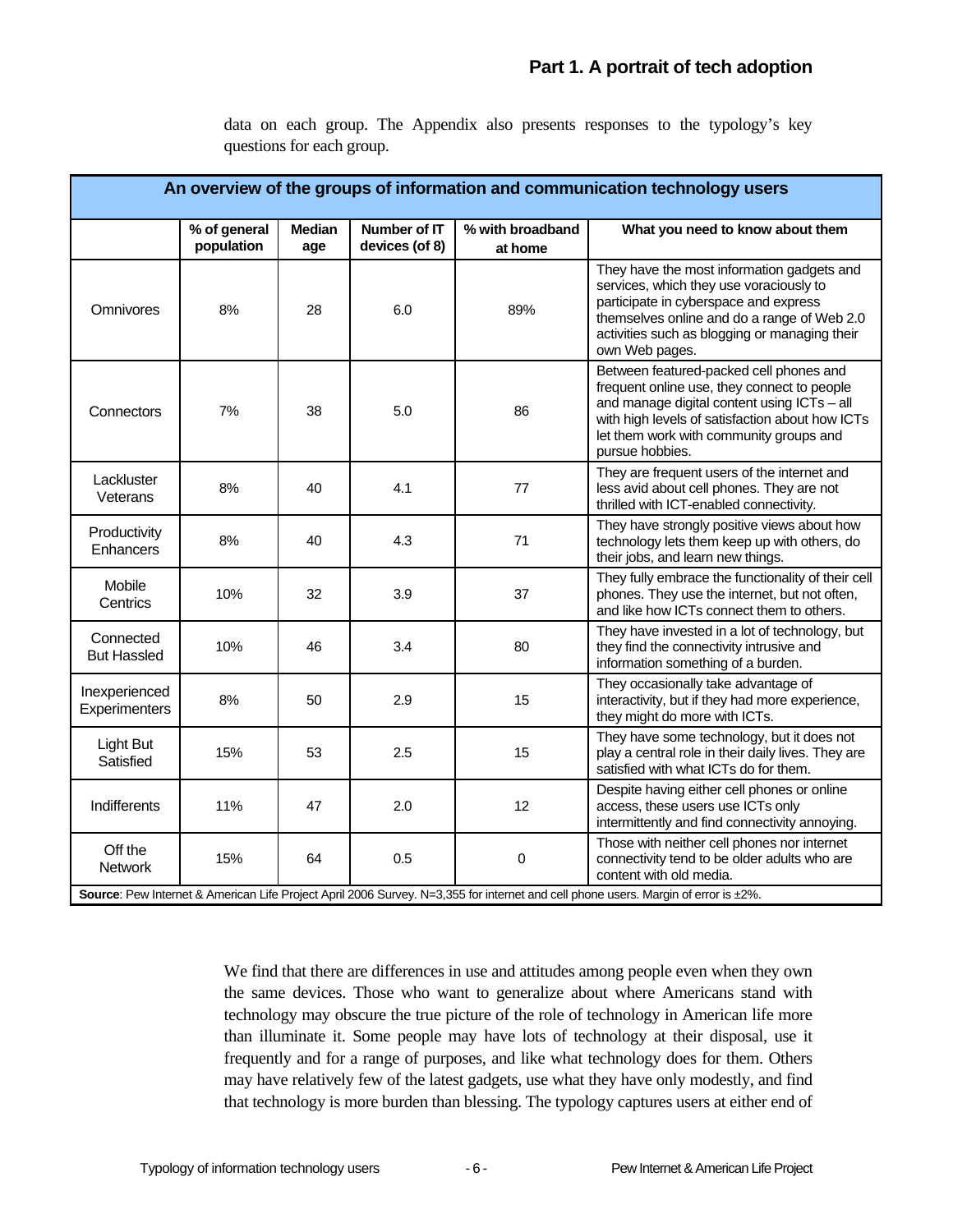data on each group. The Appendix also presents responses to the typology's key questions for each group.

**An overview of the groups of information and communication technology users**

| | % of general population | Median age | Number of IT devices (of 8) | % with broadband at home | What you need to know about them |
|---|---|---|---|---|---|
| Omnivores | 8% | 28 | 6.0 | 89% | They have the most information gadgets and services, which they use voraciously to participate in cyberspace and express themselves online and do a range of Web 2.0 activities such as blogging or managing their own Web pages. |
| Connectors | 7% | 38 | 5.0 | 86 | Between featured-packed cell phones and frequent online use, they connect to people and manage digital content using ICTs – all with high levels of satisfaction about how ICTs let them work with community groups and pursue hobbies. |
| Lackluster Veterans | 8% | 40 | 4.1 | 77 | They are frequent users of the internet and less avid about cell phones. They are not thrilled with ICT-enabled connectivity. |
| Productivity Enhancers | 8% | 40 | 4.3 | 71 | They have strongly positive views about how technology lets them keep up with others, do their jobs, and learn new things. |
| Mobile Centrics | 10% | 32 | 3.9 | 37 | They fully embrace the functionality of their cell phones. They use the internet, but not often, and like how ICTs connect them to others. |
| Connected But Hassled | 10% | 46 | 3.4 | 80 | They have invested in a lot of technology, but they find the connectivity intrusive and information something of a burden. |
| Inexperienced Experimenters | 8% | 50 | 2.9 | 15 | They occasionally take advantage of interactivity, but if they had more experience, they might do more with ICTs. |
| Light But Satisfied | 15% | 53 | 2.5 | 15 | They have some technology, but it does not play a central role in their daily lives. They are satisfied with what ICTs do for them. |
| Indifferents | 11% | 47 | 2.0 | 12 | Despite having either cell phones or online access, these users use ICTs only intermittently and find connectivity annoying. |
| Off the Network | 15% | 64 | 0.5 | 0 | Those with neither cell phones nor internet connectivity tend to be older adults who are content with old media. |

**Source**: Pew Internet & American Life Project April 2006 Survey. N=3,355 for internet and cell phone users. Margin of error is ±2%.

We find that there are differences in use and attitudes among people even when they own the same devices. Those who want to generalize about where Americans stand with technology may obscure the true picture of the role of technology in American life more than illuminate it. Some people may have lots of technology at their disposal, use it frequently and for a range of purposes, and like what technology does for them. Others may have relatively few of the latest gadgets, use what they have only modestly, and find that technology is more burden than blessing. The typology captures users at either end of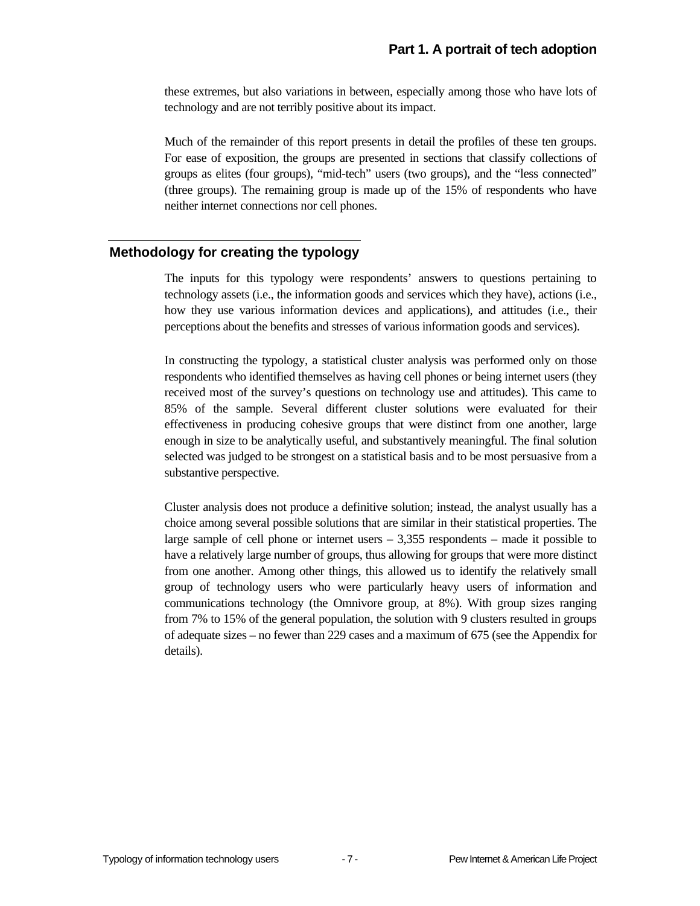these extremes, but also variations in between, especially among those who have lots of technology and are not terribly positive about its impact.

Much of the remainder of this report presents in detail the profiles of these ten groups. For ease of exposition, the groups are presented in sections that classify collections of groups as elites (four groups), "mid-tech" users (two groups), and the "less connected" (three groups). The remaining group is made up of the 15% of respondents who have neither internet connections nor cell phones.

## Methodology for creating the typology

The inputs for this typology were respondents' answers to questions pertaining to technology assets (i.e., the information goods and services which they have), actions (i.e., how they use various information devices and applications), and attitudes (i.e., their perceptions about the benefits and stresses of various information goods and services).

In constructing the typology, a statistical cluster analysis was performed only on those respondents who identified themselves as having cell phones or being internet users (they received most of the survey's questions on technology use and attitudes). This came to 85% of the sample. Several different cluster solutions were evaluated for their effectiveness in producing cohesive groups that were distinct from one another, large enough in size to be analytically useful, and substantively meaningful. The final solution selected was judged to be strongest on a statistical basis and to be most persuasive from a substantive perspective.

Cluster analysis does not produce a definitive solution; instead, the analyst usually has a choice among several possible solutions that are similar in their statistical properties. The large sample of cell phone or internet users – 3,355 respondents – made it possible to have a relatively large number of groups, thus allowing for groups that were more distinct from one another. Among other things, this allowed us to identify the relatively small group of technology users who were particularly heavy users of information and communications technology (the Omnivore group, at 8%). With group sizes ranging from 7% to 15% of the general population, the solution with 9 clusters resulted in groups of adequate sizes – no fewer than 229 cases and a maximum of 675 (see the Appendix for details).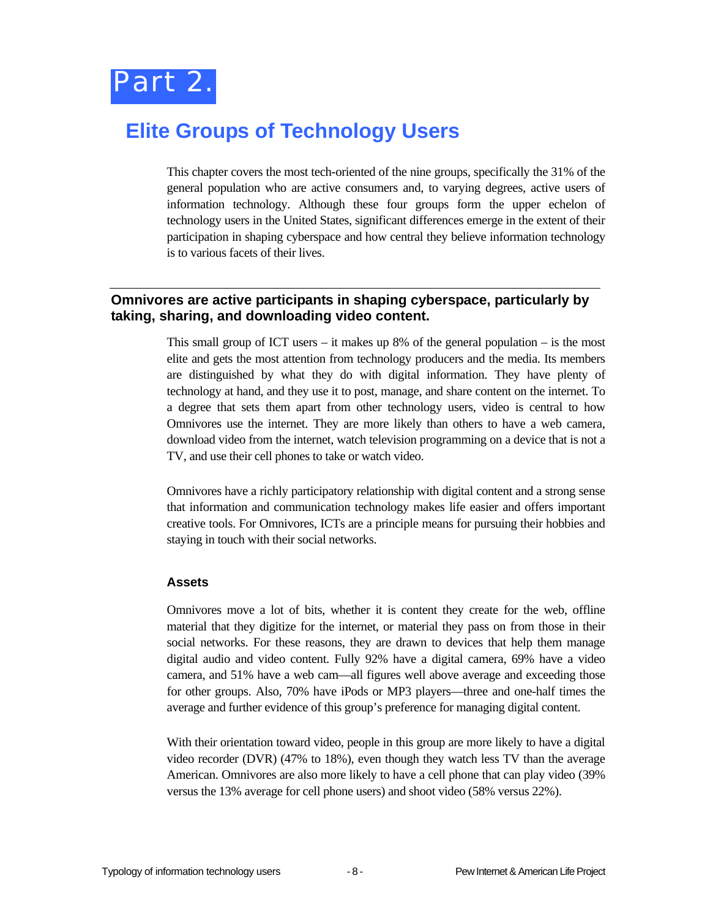# Part 2.

## Elite Groups of Technology Users

This chapter covers the most tech-oriented of the nine groups, specifically the 31% of the general population who are active consumers and, to varying degrees, active users of information technology. Although these four groups form the upper echelon of technology users in the United States, significant differences emerge in the extent of their participation in shaping cyberspace and how central they believe information technology is to various facets of their lives.

---

### Omnivores are active participants in shaping cyberspace, particularly by taking, sharing, and downloading video content.

This small group of ICT users – it makes up 8% of the general population – is the most elite and gets the most attention from technology producers and the media. Its members are distinguished by what they do with digital information. They have plenty of technology at hand, and they use it to post, manage, and share content on the internet. To a degree that sets them apart from other technology users, video is central to how Omnivores use the internet. They are more likely than others to have a web camera, download video from the internet, watch television programming on a device that is not a TV, and use their cell phones to take or watch video.

Omnivores have a richly participatory relationship with digital content and a strong sense that information and communication technology makes life easier and offers important creative tools. For Omnivores, ICTs are a principle means for pursuing their hobbies and staying in touch with their social networks.

#### Assets

Omnivores move a lot of bits, whether it is content they create for the web, offline material that they digitize for the internet, or material they pass on from those in their social networks. For these reasons, they are drawn to devices that help them manage digital audio and video content. Fully 92% have a digital camera, 69% have a video camera, and 51% have a web cam—all figures well above average and exceeding those for other groups. Also, 70% have iPods or MP3 players—three and one-half times the average and further evidence of this group's preference for managing digital content.

With their orientation toward video, people in this group are more likely to have a digital video recorder (DVR) (47% to 18%), even though they watch less TV than the average American. Omnivores are also more likely to have a cell phone that can play video (39% versus the 13% average for cell phone users) and shoot video (58% versus 22%).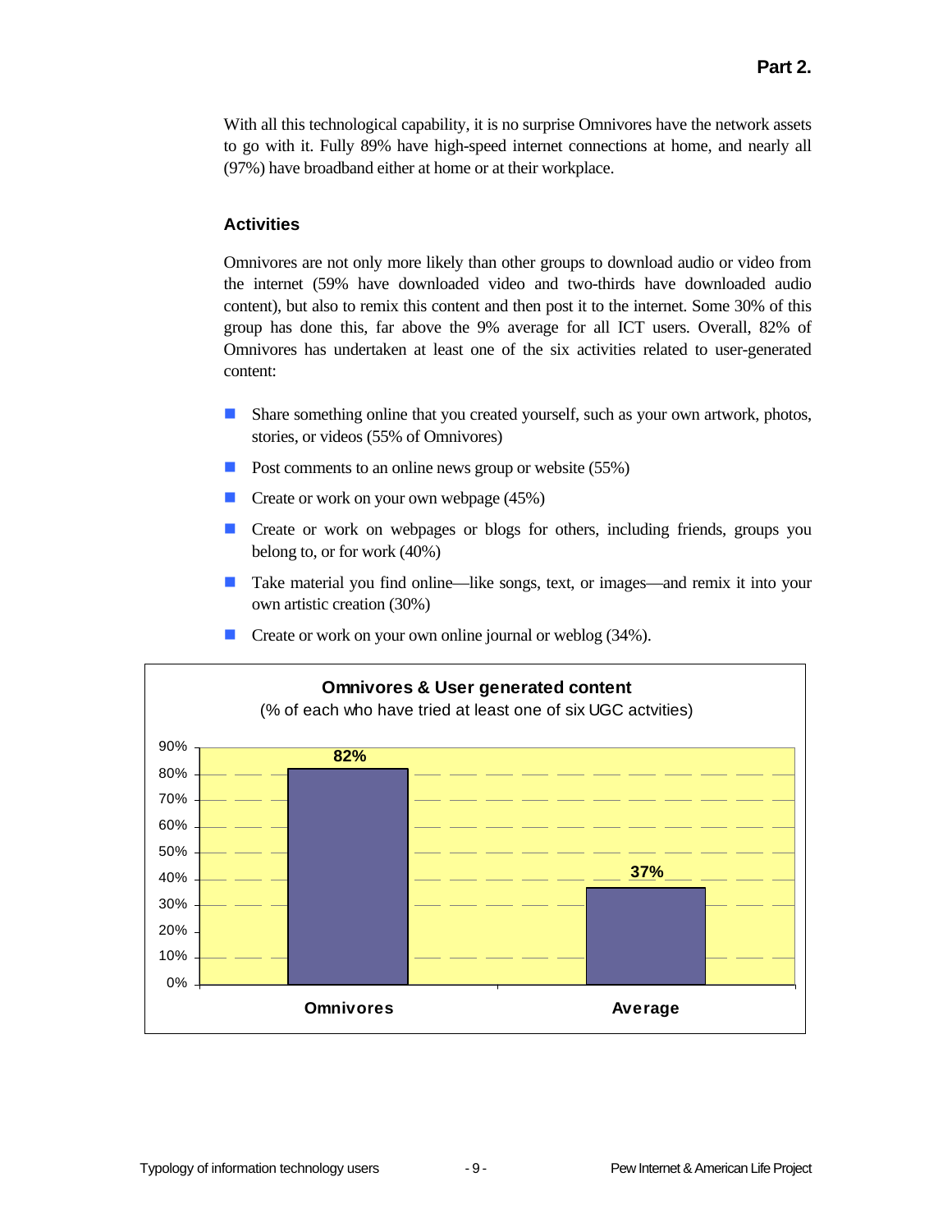With all this technological capability, it is no surprise Omnivores have the network assets to go with it. Fully 89% have high-speed internet connections at home, and nearly all (97%) have broadband either at home or at their workplace.

### Activities

Omnivores are not only more likely than other groups to download audio or video from the internet (59% have downloaded video and two-thirds have downloaded audio content), but also to remix this content and then post it to the internet. Some 30% of this group has done this, far above the 9% average for all ICT users. Overall, 82% of Omnivores has undertaken at least one of the six activities related to user-generated content:

- Share something online that you created yourself, such as your own artwork, photos, stories, or videos (55% of Omnivores)
- Post comments to an online news group or website (55%)
- Create or work on your own webpage (45%)
- Create or work on webpages or blogs for others, including friends, groups you belong to, or for work (40%)
- Take material you find online—like songs, text, or images—and remix it into your own artistic creation (30%)
- Create or work on your own online journal or weblog (34%).

**Omnivores & User generated content**
(% of each who have tried at least one of six UGC actvities)

| | Omnivores | Average |
|---|---|---|
| % | 82% | 37% |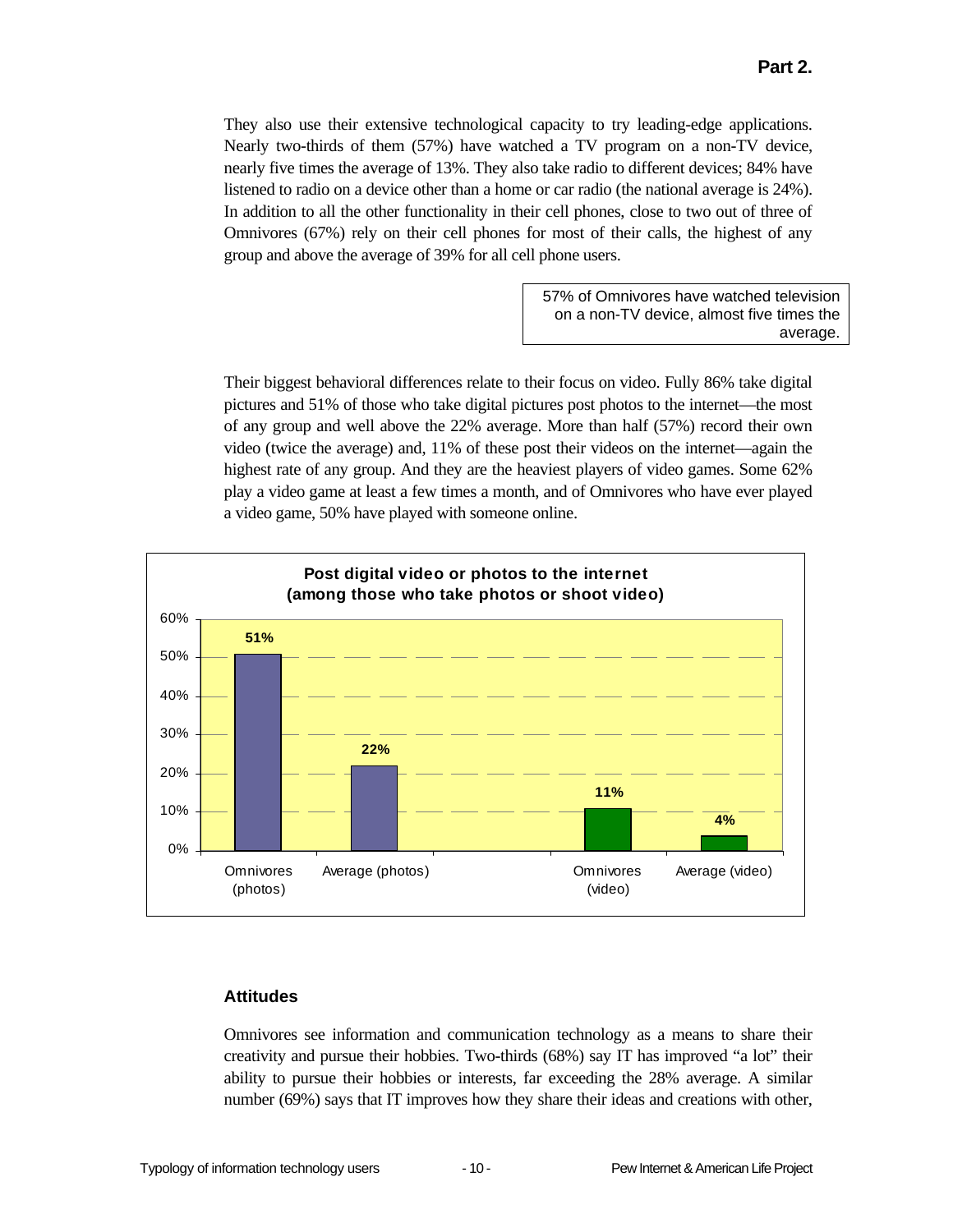They also use their extensive technological capacity to try leading-edge applications. Nearly two-thirds of them (57%) have watched a TV program on a non-TV device, nearly five times the average of 13%. They also take radio to different devices; 84% have listened to radio on a device other than a home or car radio (the national average is 24%). In addition to all the other functionality in their cell phones, close to two out of three of Omnivores (67%) rely on their cell phones for most of their calls, the highest of any group and above the average of 39% for all cell phone users.

> 57% of Omnivores have watched television on a non-TV device, almost five times the average.

Their biggest behavioral differences relate to their focus on video. Fully 86% take digital pictures and 51% of those who take digital pictures post photos to the internet—the most of any group and well above the 22% average. More than half (57%) record their own video (twice the average) and, 11% of these post their videos on the internet—again the highest rate of any group. And they are the heaviest players of video games. Some 62% play a video game at least a few times a month, and of Omnivores who have ever played a video game, 50% have played with someone online.

**Post digital video or photos to the internet (among those who take photos or shoot video)**

| | Omnivores (photos) | Average (photos) | Omnivores (video) | Average (video) |
|---|---|---|---|---|
| % | 51% | 22% | 11% | 4% |

### Attitudes

Omnivores see information and communication technology as a means to share their creativity and pursue their hobbies. Two-thirds (68%) say IT has improved "a lot" their ability to pursue their hobbies or interests, far exceeding the 28% average. A similar number (69%) says that IT improves how they share their ideas and creations with other,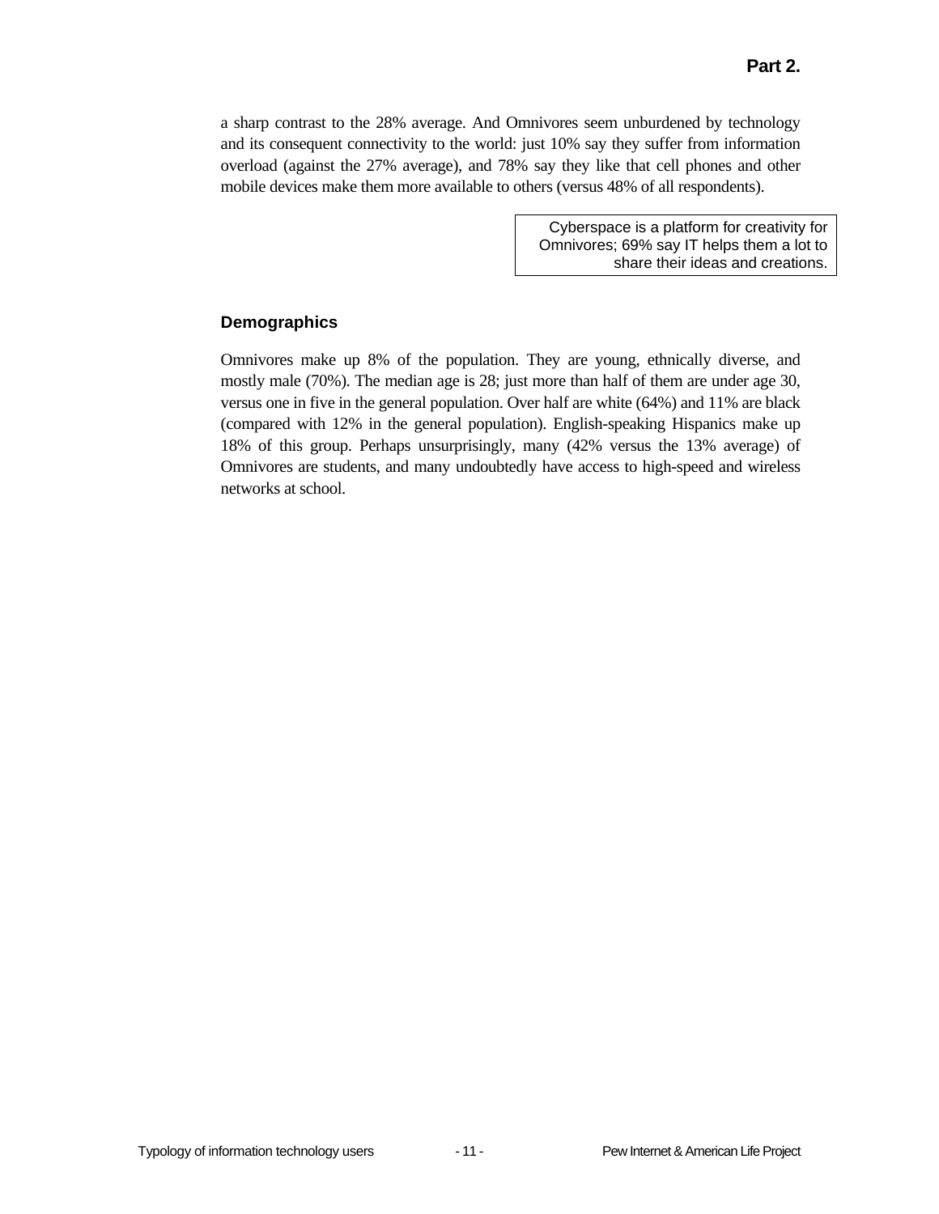a sharp contrast to the 28% average. And Omnivores seem unburdened by technology and its consequent connectivity to the world: just 10% say they suffer from information overload (against the 27% average), and 78% say they like that cell phones and other mobile devices make them more available to others (versus 48% of all respondents).

> Cyberspace is a platform for creativity for Omnivores; 69% say IT helps them a lot to share their ideas and creations.

### Demographics

Omnivores make up 8% of the population. They are young, ethnically diverse, and mostly male (70%). The median age is 28; just more than half of them are under age 30, versus one in five in the general population. Over half are white (64%) and 11% are black (compared with 12% in the general population). English-speaking Hispanics make up 18% of this group. Perhaps unsurprisingly, many (42% versus the 13% average) of Omnivores are students, and many undoubtedly have access to high-speed and wireless networks at school.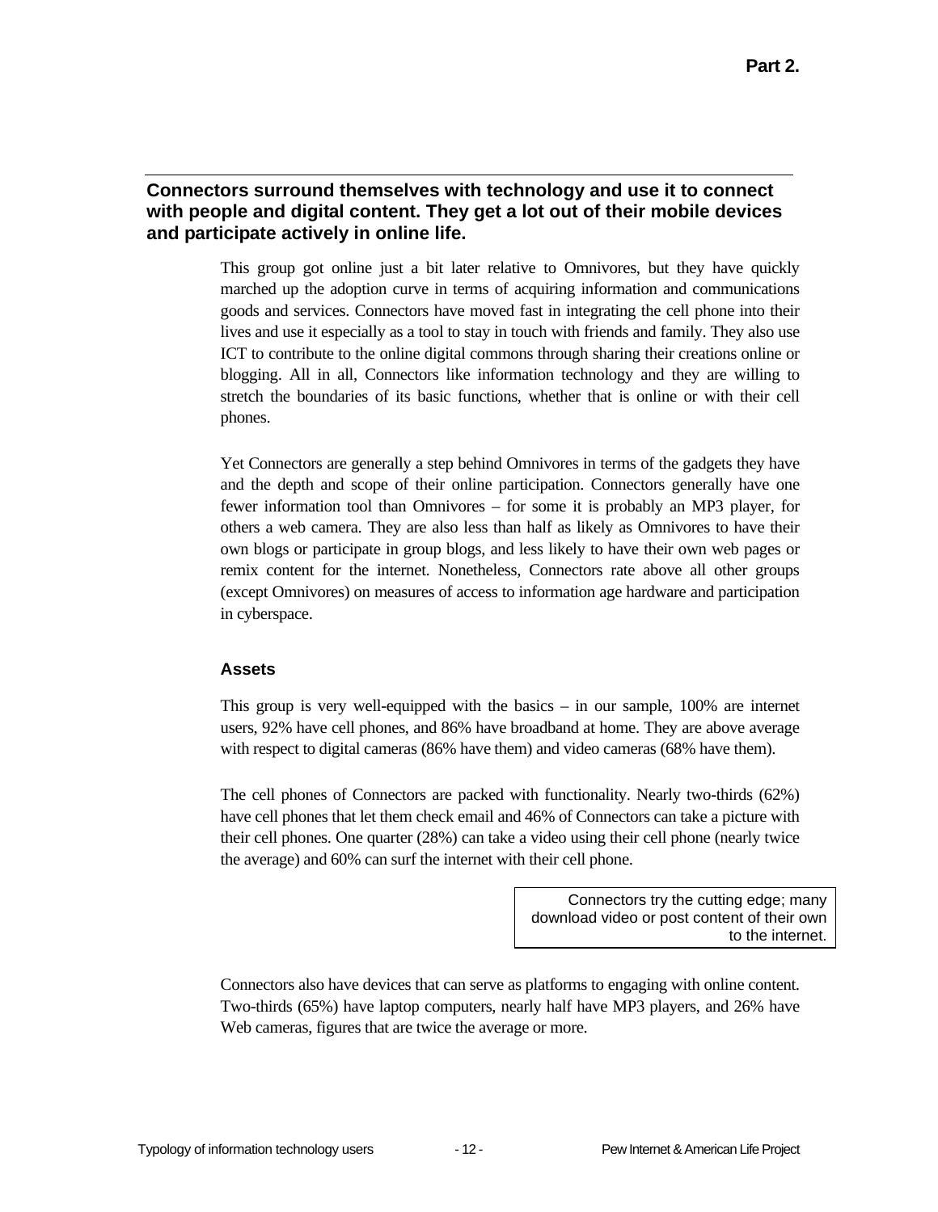## Connectors surround themselves with technology and use it to connect with people and digital content. They get a lot out of their mobile devices and participate actively in online life.

This group got online just a bit later relative to Omnivores, but they have quickly marched up the adoption curve in terms of acquiring information and communications goods and services. Connectors have moved fast in integrating the cell phone into their lives and use it especially as a tool to stay in touch with friends and family. They also use ICT to contribute to the online digital commons through sharing their creations online or blogging. All in all, Connectors like information technology and they are willing to stretch the boundaries of its basic functions, whether that is online or with their cell phones.

Yet Connectors are generally a step behind Omnivores in terms of the gadgets they have and the depth and scope of their online participation. Connectors generally have one fewer information tool than Omnivores – for some it is probably an MP3 player, for others a web camera. They are also less than half as likely as Omnivores to have their own blogs or participate in group blogs, and less likely to have their own web pages or remix content for the internet. Nonetheless, Connectors rate above all other groups (except Omnivores) on measures of access to information age hardware and participation in cyberspace.

### Assets

This group is very well-equipped with the basics – in our sample, 100% are internet users, 92% have cell phones, and 86% have broadband at home. They are above average with respect to digital cameras (86% have them) and video cameras (68% have them).

The cell phones of Connectors are packed with functionality. Nearly two-thirds (62%) have cell phones that let them check email and 46% of Connectors can take a picture with their cell phones. One quarter (28%) can take a video using their cell phone (nearly twice the average) and 60% can surf the internet with their cell phone.

> Connectors try the cutting edge; many download video or post content of their own to the internet.

Connectors also have devices that can serve as platforms to engaging with online content. Two-thirds (65%) have laptop computers, nearly half have MP3 players, and 26% have Web cameras, figures that are twice the average or more.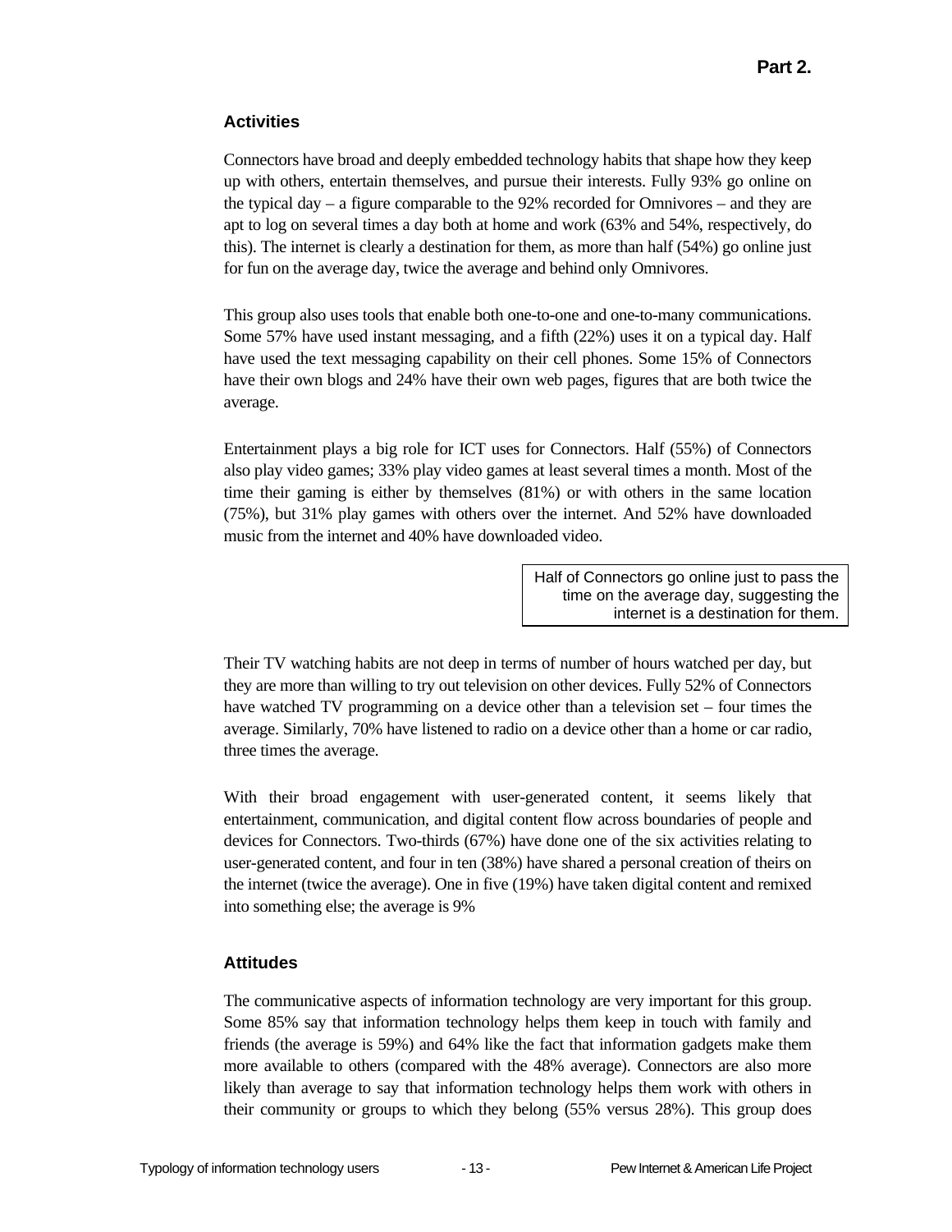### Activities

Connectors have broad and deeply embedded technology habits that shape how they keep up with others, entertain themselves, and pursue their interests. Fully 93% go online on the typical day – a figure comparable to the 92% recorded for Omnivores – and they are apt to log on several times a day both at home and work (63% and 54%, respectively, do this). The internet is clearly a destination for them, as more than half (54%) go online just for fun on the average day, twice the average and behind only Omnivores.

This group also uses tools that enable both one-to-one and one-to-many communications. Some 57% have used instant messaging, and a fifth (22%) uses it on a typical day. Half have used the text messaging capability on their cell phones. Some 15% of Connectors have their own blogs and 24% have their own web pages, figures that are both twice the average.

Entertainment plays a big role for ICT uses for Connectors. Half (55%) of Connectors also play video games; 33% play video games at least several times a month. Most of the time their gaming is either by themselves (81%) or with others in the same location (75%), but 31% play games with others over the internet. And 52% have downloaded music from the internet and 40% have downloaded video.

> Half of Connectors go online just to pass the time on the average day, suggesting the internet is a destination for them.

Their TV watching habits are not deep in terms of number of hours watched per day, but they are more than willing to try out television on other devices. Fully 52% of Connectors have watched TV programming on a device other than a television set – four times the average. Similarly, 70% have listened to radio on a device other than a home or car radio, three times the average.

With their broad engagement with user-generated content, it seems likely that entertainment, communication, and digital content flow across boundaries of people and devices for Connectors. Two-thirds (67%) have done one of the six activities relating to user-generated content, and four in ten (38%) have shared a personal creation of theirs on the internet (twice the average). One in five (19%) have taken digital content and remixed into something else; the average is 9%

### Attitudes

The communicative aspects of information technology are very important for this group. Some 85% say that information technology helps them keep in touch with family and friends (the average is 59%) and 64% like the fact that information gadgets make them more available to others (compared with the 48% average). Connectors are also more likely than average to say that information technology helps them work with others in their community or groups to which they belong (55% versus 28%). This group does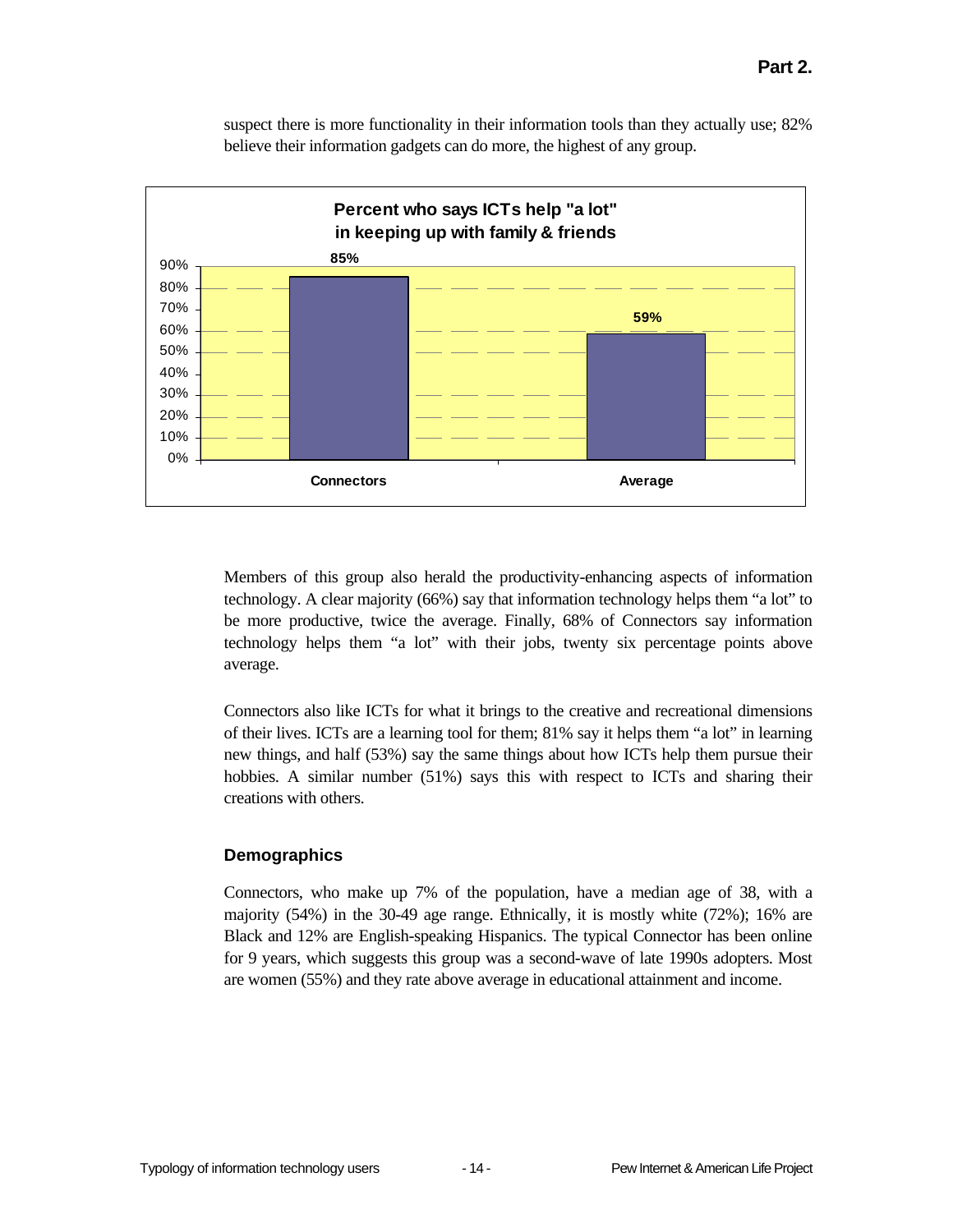suspect there is more functionality in their information tools than they actually use; 82% believe their information gadgets can do more, the highest of any group.

**Percent who says ICTs help "a lot" in keeping up with family & friends**

| | Percent |
|---|---|
| Connectors | 85% |
| Average | 59% |

Members of this group also herald the productivity-enhancing aspects of information technology. A clear majority (66%) say that information technology helps them "a lot" to be more productive, twice the average. Finally, 68% of Connectors say information technology helps them "a lot" with their jobs, twenty six percentage points above average.

Connectors also like ICTs for what it brings to the creative and recreational dimensions of their lives. ICTs are a learning tool for them; 81% say it helps them "a lot" in learning new things, and half (53%) say the same things about how ICTs help them pursue their hobbies. A similar number (51%) says this with respect to ICTs and sharing their creations with others.

### Demographics

Connectors, who make up 7% of the population, have a median age of 38, with a majority (54%) in the 30-49 age range. Ethnically, it is mostly white (72%); 16% are Black and 12% are English-speaking Hispanics. The typical Connector has been online for 9 years, which suggests this group was a second-wave of late 1990s adopters. Most are women (55%) and they rate above average in educational attainment and income.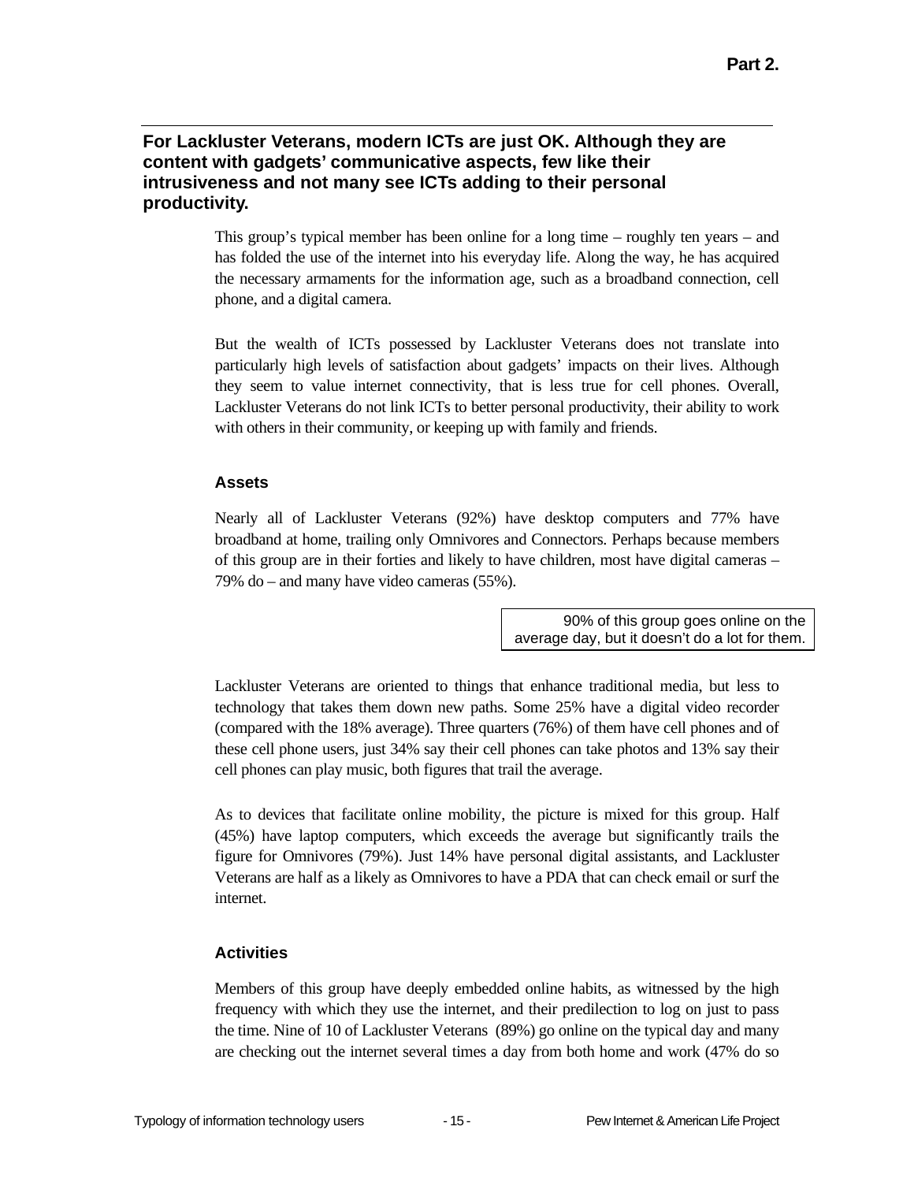## For Lackluster Veterans, modern ICTs are just OK. Although they are content with gadgets' communicative aspects, few like their intrusiveness and not many see ICTs adding to their personal productivity.

This group's typical member has been online for a long time – roughly ten years – and has folded the use of the internet into his everyday life. Along the way, he has acquired the necessary armaments for the information age, such as a broadband connection, cell phone, and a digital camera.

But the wealth of ICTs possessed by Lackluster Veterans does not translate into particularly high levels of satisfaction about gadgets' impacts on their lives. Although they seem to value internet connectivity, that is less true for cell phones. Overall, Lackluster Veterans do not link ICTs to better personal productivity, their ability to work with others in their community, or keeping up with family and friends.

### Assets

Nearly all of Lackluster Veterans (92%) have desktop computers and 77% have broadband at home, trailing only Omnivores and Connectors. Perhaps because members of this group are in their forties and likely to have children, most have digital cameras – 79% do – and many have video cameras (55%).

> 90% of this group goes online on the average day, but it doesn't do a lot for them.

Lackluster Veterans are oriented to things that enhance traditional media, but less to technology that takes them down new paths. Some 25% have a digital video recorder (compared with the 18% average). Three quarters (76%) of them have cell phones and of these cell phone users, just 34% say their cell phones can take photos and 13% say their cell phones can play music, both figures that trail the average.

As to devices that facilitate online mobility, the picture is mixed for this group. Half (45%) have laptop computers, which exceeds the average but significantly trails the figure for Omnivores (79%). Just 14% have personal digital assistants, and Lackluster Veterans are half as a likely as Omnivores to have a PDA that can check email or surf the internet.

### Activities

Members of this group have deeply embedded online habits, as witnessed by the high frequency with which they use the internet, and their predilection to log on just to pass the time. Nine of 10 of Lackluster Veterans (89%) go online on the typical day and many are checking out the internet several times a day from both home and work (47% do so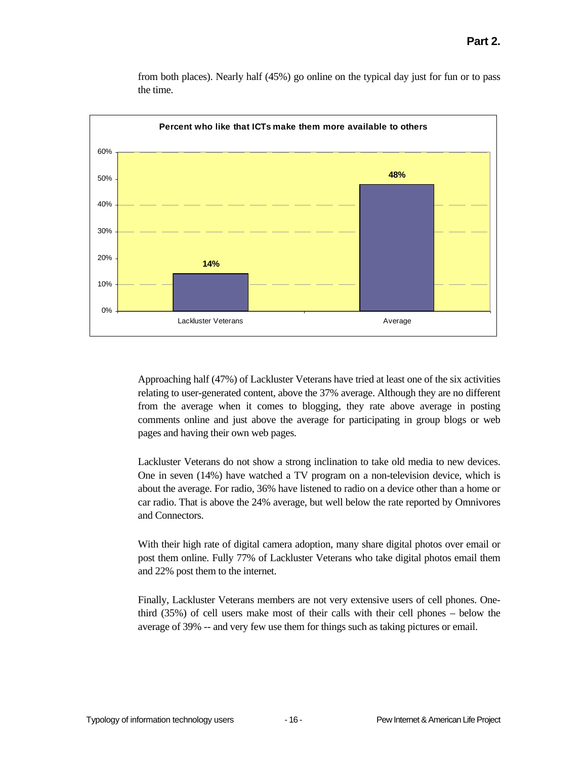from both places). Nearly half (45%) go online on the typical day just for fun or to pass the time.

**Percent who like that ICTs make them more available to others**

| | Percent |
|---|---|
| Lackluster Veterans | 14% |
| Average | 48% |

Approaching half (47%) of Lackluster Veterans have tried at least one of the six activities relating to user-generated content, above the 37% average. Although they are no different from the average when it comes to blogging, they rate above average in posting comments online and just above the average for participating in group blogs or web pages and having their own web pages.

Lackluster Veterans do not show a strong inclination to take old media to new devices. One in seven (14%) have watched a TV program on a non-television device, which is about the average. For radio, 36% have listened to radio on a device other than a home or car radio. That is above the 24% average, but well below the rate reported by Omnivores and Connectors.

With their high rate of digital camera adoption, many share digital photos over email or post them online. Fully 77% of Lackluster Veterans who take digital photos email them and 22% post them to the internet.

Finally, Lackluster Veterans members are not very extensive users of cell phones. One-third (35%) of cell users make most of their calls with their cell phones – below the average of 39% -- and very few use them for things such as taking pictures or email.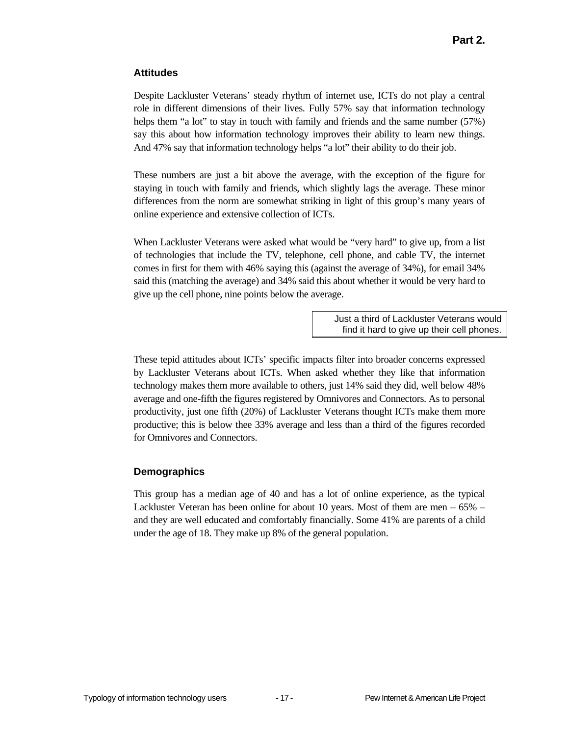### Attitudes

Despite Lackluster Veterans' steady rhythm of internet use, ICTs do not play a central role in different dimensions of their lives. Fully 57% say that information technology helps them "a lot" to stay in touch with family and friends and the same number (57%) say this about how information technology improves their ability to learn new things. And 47% say that information technology helps "a lot" their ability to do their job.

These numbers are just a bit above the average, with the exception of the figure for staying in touch with family and friends, which slightly lags the average. These minor differences from the norm are somewhat striking in light of this group's many years of online experience and extensive collection of ICTs.

When Lackluster Veterans were asked what would be "very hard" to give up, from a list of technologies that include the TV, telephone, cell phone, and cable TV, the internet comes in first for them with 46% saying this (against the average of 34%), for email 34% said this (matching the average) and 34% said this about whether it would be very hard to give up the cell phone, nine points below the average.

> Just a third of Lackluster Veterans would find it hard to give up their cell phones.

These tepid attitudes about ICTs' specific impacts filter into broader concerns expressed by Lackluster Veterans about ICTs. When asked whether they like that information technology makes them more available to others, just 14% said they did, well below 48% average and one-fifth the figures registered by Omnivores and Connectors. As to personal productivity, just one fifth (20%) of Lackluster Veterans thought ICTs make them more productive; this is below thee 33% average and less than a third of the figures recorded for Omnivores and Connectors.

### Demographics

This group has a median age of 40 and has a lot of online experience, as the typical Lackluster Veteran has been online for about 10 years. Most of them are men – 65% – and they are well educated and comfortably financially. Some 41% are parents of a child under the age of 18. They make up 8% of the general population.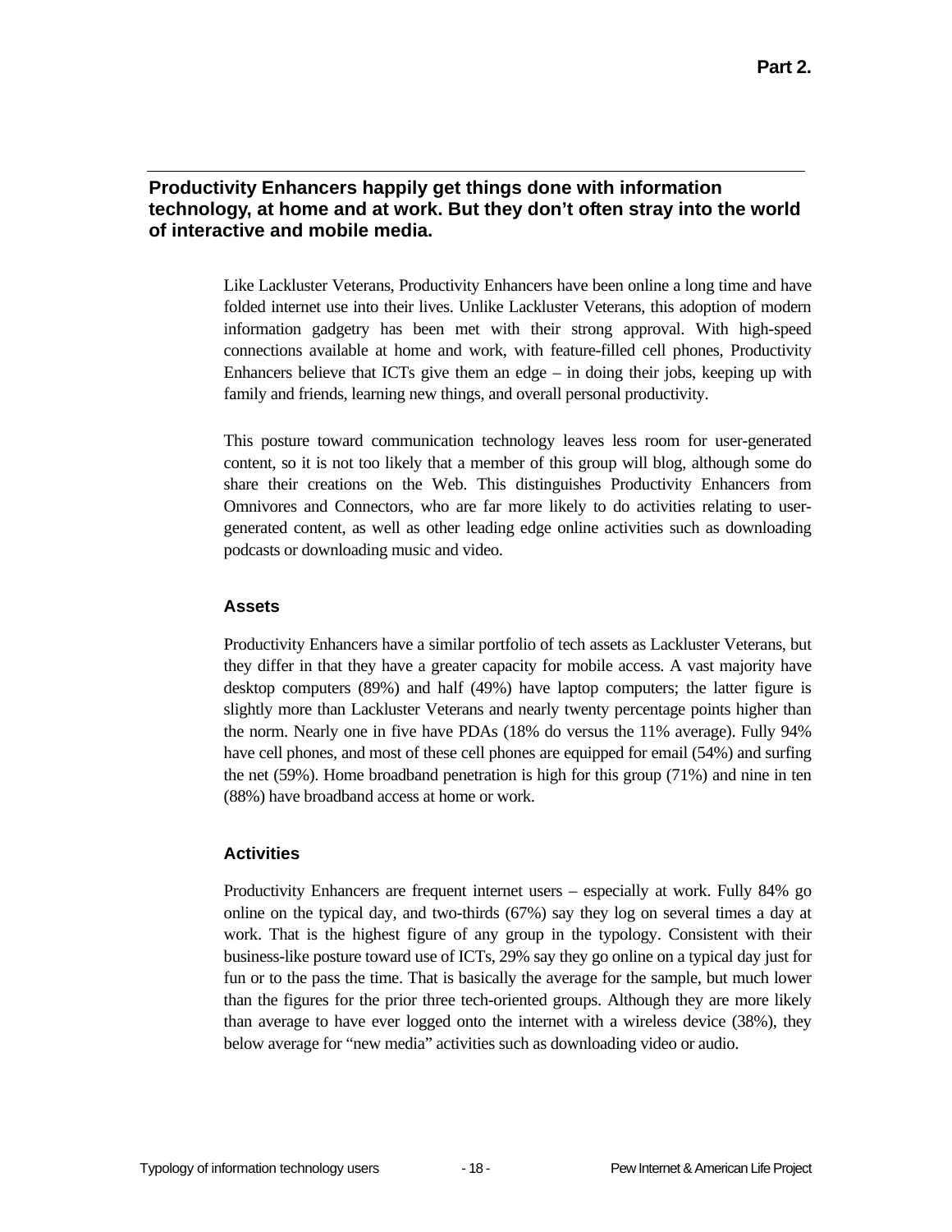**Part 2.**

## Productivity Enhancers happily get things done with information technology, at home and at work. But they don't often stray into the world of interactive and mobile media.

Like Lackluster Veterans, Productivity Enhancers have been online a long time and have folded internet use into their lives. Unlike Lackluster Veterans, this adoption of modern information gadgetry has been met with their strong approval. With high-speed connections available at home and work, with feature-filled cell phones, Productivity Enhancers believe that ICTs give them an edge – in doing their jobs, keeping up with family and friends, learning new things, and overall personal productivity.

This posture toward communication technology leaves less room for user-generated content, so it is not too likely that a member of this group will blog, although some do share their creations on the Web. This distinguishes Productivity Enhancers from Omnivores and Connectors, who are far more likely to do activities relating to user-generated content, as well as other leading edge online activities such as downloading podcasts or downloading music and video.

### Assets

Productivity Enhancers have a similar portfolio of tech assets as Lackluster Veterans, but they differ in that they have a greater capacity for mobile access. A vast majority have desktop computers (89%) and half (49%) have laptop computers; the latter figure is slightly more than Lackluster Veterans and nearly twenty percentage points higher than the norm. Nearly one in five have PDAs (18% do versus the 11% average). Fully 94% have cell phones, and most of these cell phones are equipped for email (54%) and surfing the net (59%). Home broadband penetration is high for this group (71%) and nine in ten (88%) have broadband access at home or work.

### Activities

Productivity Enhancers are frequent internet users – especially at work. Fully 84% go online on the typical day, and two-thirds (67%) say they log on several times a day at work. That is the highest figure of any group in the typology. Consistent with their business-like posture toward use of ICTs, 29% say they go online on a typical day just for fun or to the pass the time. That is basically the average for the sample, but much lower than the figures for the prior three tech-oriented groups. Although they are more likely than average to have ever logged onto the internet with a wireless device (38%), they below average for "new media" activities such as downloading video or audio.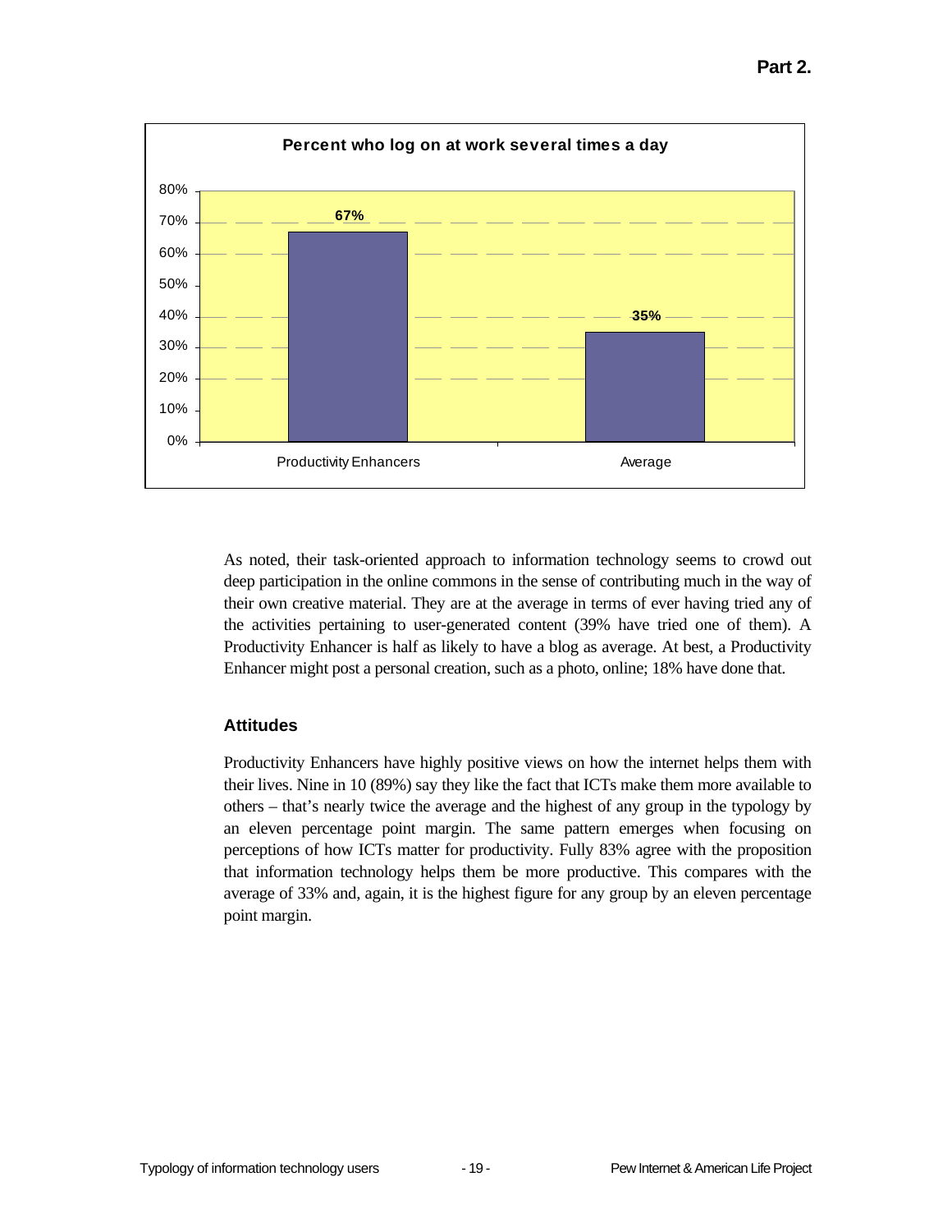**Percent who log on at work several times a day**

| | Percent |
|---|---|
| Productivity Enhancers | 67% |
| Average | 35% |

As noted, their task-oriented approach to information technology seems to crowd out deep participation in the online commons in the sense of contributing much in the way of their own creative material. They are at the average in terms of ever having tried any of the activities pertaining to user-generated content (39% have tried one of them). A Productivity Enhancer is half as likely to have a blog as average. At best, a Productivity Enhancer might post a personal creation, such as a photo, online; 18% have done that.

### Attitudes

Productivity Enhancers have highly positive views on how the internet helps them with their lives. Nine in 10 (89%) say they like the fact that ICTs make them more available to others – that's nearly twice the average and the highest of any group in the typology by an eleven percentage point margin. The same pattern emerges when focusing on perceptions of how ICTs matter for productivity. Fully 83% agree with the proposition that information technology helps them be more productive. This compares with the average of 33% and, again, it is the highest figure for any group by an eleven percentage point margin.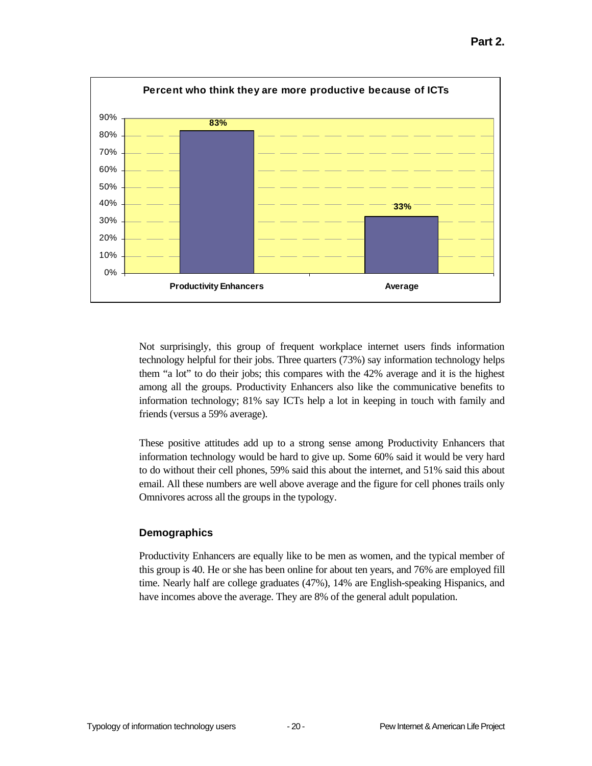**Percent who think they are more productive because of ICTs**

| | Productivity Enhancers | Average |
|---|---|---|
| Percent | 83% | 33% |

Not surprisingly, this group of frequent workplace internet users finds information technology helpful for their jobs. Three quarters (73%) say information technology helps them "a lot" to do their jobs; this compares with the 42% average and it is the highest among all the groups. Productivity Enhancers also like the communicative benefits to information technology; 81% say ICTs help a lot in keeping in touch with family and friends (versus a 59% average).

These positive attitudes add up to a strong sense among Productivity Enhancers that information technology would be hard to give up. Some 60% said it would be very hard to do without their cell phones, 59% said this about the internet, and 51% said this about email. All these numbers are well above average and the figure for cell phones trails only Omnivores across all the groups in the typology.

### Demographics

Productivity Enhancers are equally like to be men as women, and the typical member of this group is 40. He or she has been online for about ten years, and 76% are employed fill time. Nearly half are college graduates (47%), 14% are English-speaking Hispanics, and have incomes above the average. They are 8% of the general adult population.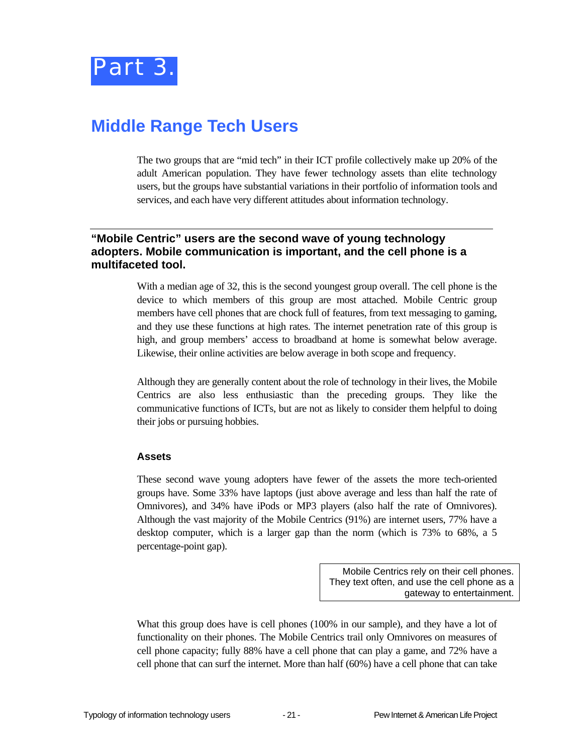# Part 3.

## Middle Range Tech Users

The two groups that are "mid tech" in their ICT profile collectively make up 20% of the adult American population. They have fewer technology assets than elite technology users, but the groups have substantial variations in their portfolio of information tools and services, and each have very different attitudes about information technology.

---

### "Mobile Centric" users are the second wave of young technology adopters. Mobile communication is important, and the cell phone is a multifaceted tool.

With a median age of 32, this is the second youngest group overall. The cell phone is the device to which members of this group are most attached. Mobile Centric group members have cell phones that are chock full of features, from text messaging to gaming, and they use these functions at high rates. The internet penetration rate of this group is high, and group members' access to broadband at home is somewhat below average. Likewise, their online activities are below average in both scope and frequency.

Although they are generally content about the role of technology in their lives, the Mobile Centrics are also less enthusiastic than the preceding groups. They like the communicative functions of ICTs, but are not as likely to consider them helpful to doing their jobs or pursuing hobbies.

#### Assets

These second wave young adopters have fewer of the assets the more tech-oriented groups have. Some 33% have laptops (just above average and less than half the rate of Omnivores), and 34% have iPods or MP3 players (also half the rate of Omnivores). Although the vast majority of the Mobile Centrics (91%) are internet users, 77% have a desktop computer, which is a larger gap than the norm (which is 73% to 68%, a 5 percentage-point gap).

> Mobile Centrics rely on their cell phones. They text often, and use the cell phone as a gateway to entertainment.

What this group does have is cell phones (100% in our sample), and they have a lot of functionality on their phones. The Mobile Centrics trail only Omnivores on measures of cell phone capacity; fully 88% have a cell phone that can play a game, and 72% have a cell phone that can surf the internet. More than half (60%) have a cell phone that can take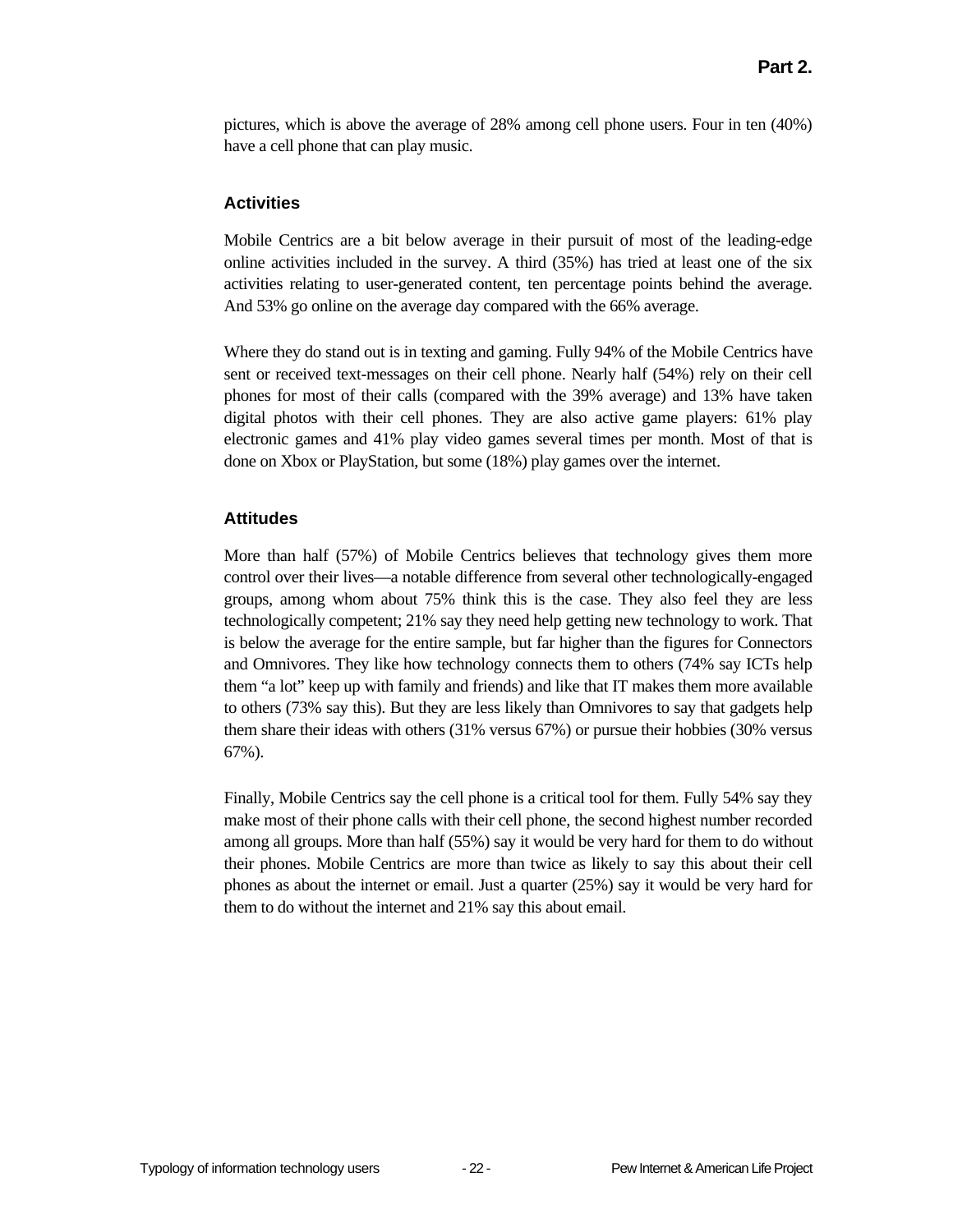pictures, which is above the average of 28% among cell phone users. Four in ten (40%) have a cell phone that can play music.

### Activities

Mobile Centrics are a bit below average in their pursuit of most of the leading-edge online activities included in the survey. A third (35%) has tried at least one of the six activities relating to user-generated content, ten percentage points behind the average. And 53% go online on the average day compared with the 66% average.

Where they do stand out is in texting and gaming. Fully 94% of the Mobile Centrics have sent or received text-messages on their cell phone. Nearly half (54%) rely on their cell phones for most of their calls (compared with the 39% average) and 13% have taken digital photos with their cell phones. They are also active game players: 61% play electronic games and 41% play video games several times per month. Most of that is done on Xbox or PlayStation, but some (18%) play games over the internet.

### Attitudes

More than half (57%) of Mobile Centrics believes that technology gives them more control over their lives—a notable difference from several other technologically-engaged groups, among whom about 75% think this is the case. They also feel they are less technologically competent; 21% say they need help getting new technology to work. That is below the average for the entire sample, but far higher than the figures for Connectors and Omnivores. They like how technology connects them to others (74% say ICTs help them "a lot" keep up with family and friends) and like that IT makes them more available to others (73% say this). But they are less likely than Omnivores to say that gadgets help them share their ideas with others (31% versus 67%) or pursue their hobbies (30% versus 67%).

Finally, Mobile Centrics say the cell phone is a critical tool for them. Fully 54% say they make most of their phone calls with their cell phone, the second highest number recorded among all groups. More than half (55%) say it would be very hard for them to do without their phones. Mobile Centrics are more than twice as likely to say this about their cell phones as about the internet or email. Just a quarter (25%) say it would be very hard for them to do without the internet and 21% say this about email.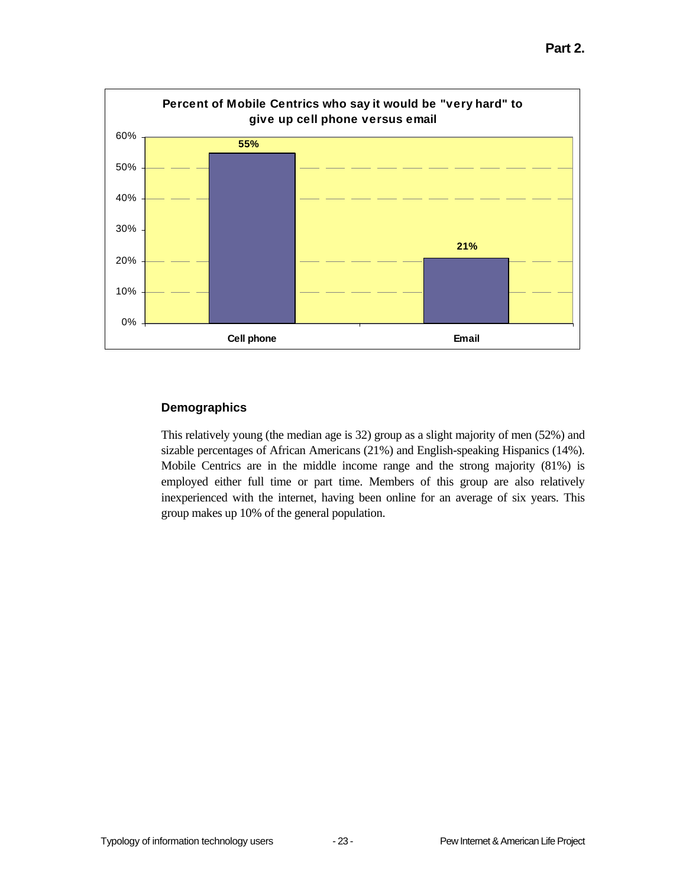**Percent of Mobile Centrics who say it would be "very hard" to give up cell phone versus email**

| | Percent |
|---|---|
| Cell phone | 55% |
| Email | 21% |

## Demographics

This relatively young (the median age is 32) group as a slight majority of men (52%) and sizable percentages of African Americans (21%) and English-speaking Hispanics (14%). Mobile Centrics are in the middle income range and the strong majority (81%) is employed either full time or part time. Members of this group are also relatively inexperienced with the internet, having been online for an average of six years. This group makes up 10% of the general population.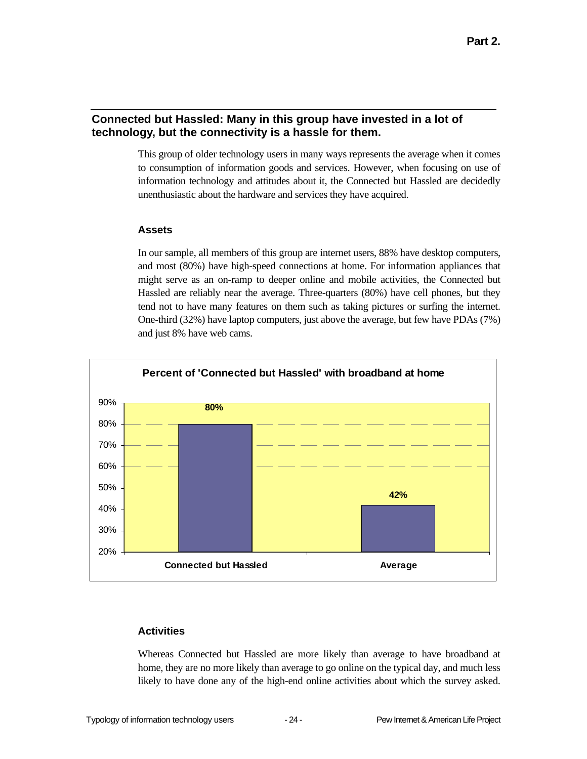## Connected but Hassled: Many in this group have invested in a lot of technology, but the connectivity is a hassle for them.

This group of older technology users in many ways represents the average when it comes to consumption of information goods and services. However, when focusing on use of information technology and attitudes about it, the Connected but Hassled are decidedly unenthusiastic about the hardware and services they have acquired.

### Assets

In our sample, all members of this group are internet users, 88% have desktop computers, and most (80%) have high-speed connections at home. For information appliances that might serve as an on-ramp to deeper online and mobile activities, the Connected but Hassled are reliably near the average. Three-quarters (80%) have cell phones, but they tend not to have many features on them such as taking pictures or surfing the internet. One-third (32%) have laptop computers, just above the average, but few have PDAs (7%) and just 8% have web cams.

**Percent of 'Connected but Hassled' with broadband at home**

| | Percent |
|---|---|
| Connected but Hassled | 80% |
| Average | 42% |

### Activities

Whereas Connected but Hassled are more likely than average to have broadband at home, they are no more likely than average to go online on the typical day, and much less likely to have done any of the high-end online activities about which the survey asked.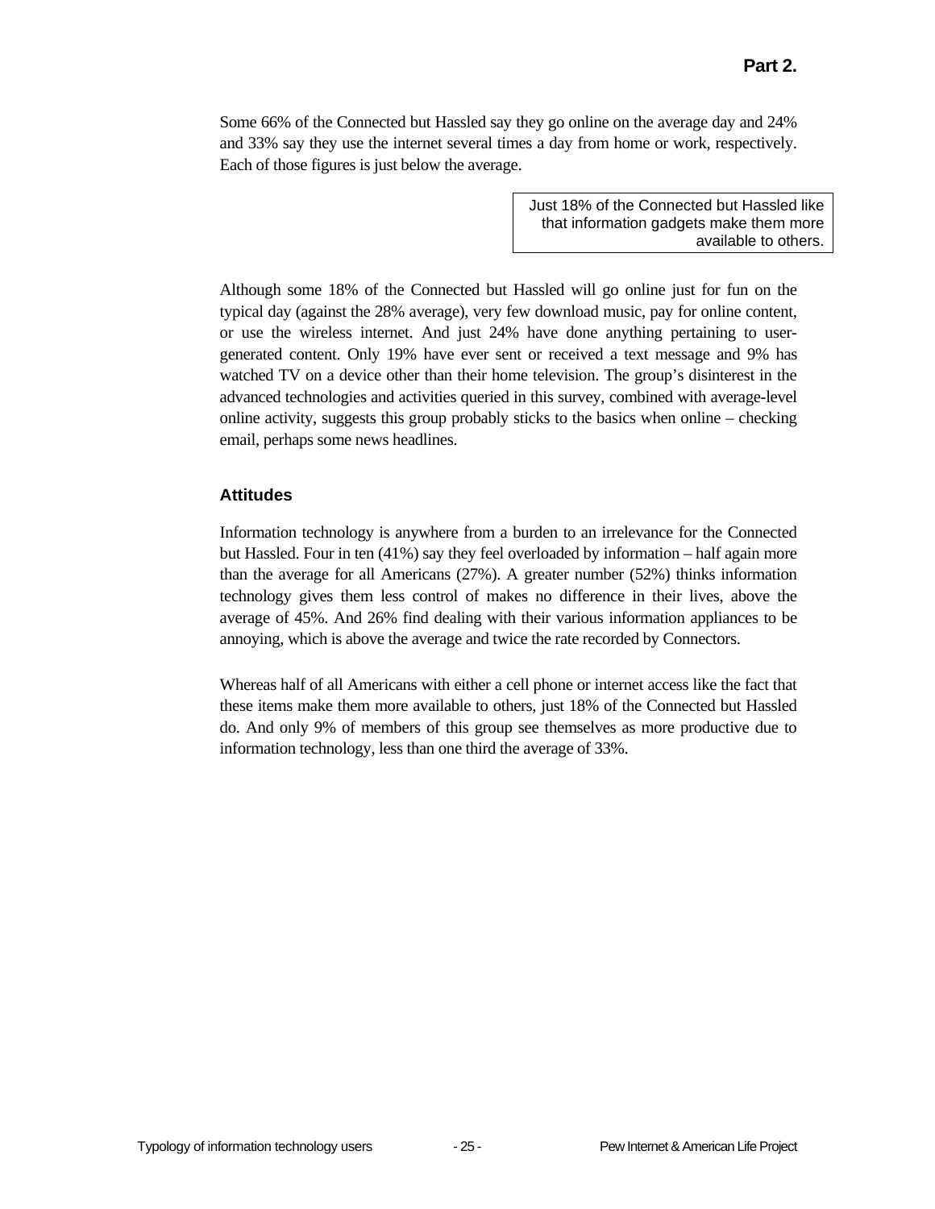Some 66% of the Connected but Hassled say they go online on the average day and 24% and 33% say they use the internet several times a day from home or work, respectively. Each of those figures is just below the average.

> Just 18% of the Connected but Hassled like that information gadgets make them more available to others.

Although some 18% of the Connected but Hassled will go online just for fun on the typical day (against the 28% average), very few download music, pay for online content, or use the wireless internet. And just 24% have done anything pertaining to user-generated content. Only 19% have ever sent or received a text message and 9% has watched TV on a device other than their home television. The group's disinterest in the advanced technologies and activities queried in this survey, combined with average-level online activity, suggests this group probably sticks to the basics when online – checking email, perhaps some news headlines.

### Attitudes

Information technology is anywhere from a burden to an irrelevance for the Connected but Hassled. Four in ten (41%) say they feel overloaded by information – half again more than the average for all Americans (27%). A greater number (52%) thinks information technology gives them less control of makes no difference in their lives, above the average of 45%. And 26% find dealing with their various information appliances to be annoying, which is above the average and twice the rate recorded by Connectors.

Whereas half of all Americans with either a cell phone or internet access like the fact that these items make them more available to others, just 18% of the Connected but Hassled do. And only 9% of members of this group see themselves as more productive due to information technology, less than one third the average of 33%.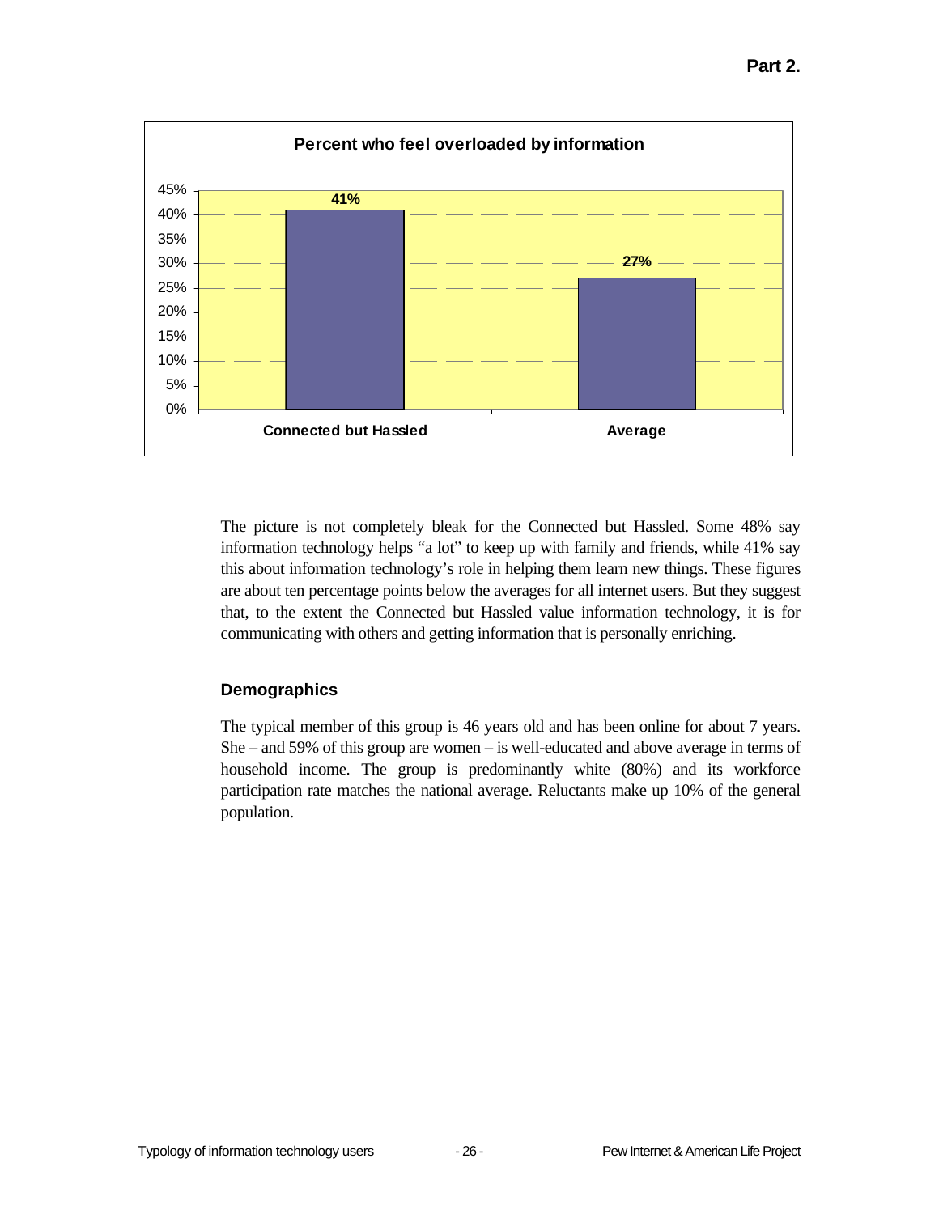**Percent who feel overloaded by information**

| | Percent |
|---|---|
| Connected but Hassled | 41% |
| Average | 27% |

The picture is not completely bleak for the Connected but Hassled. Some 48% say information technology helps "a lot" to keep up with family and friends, while 41% say this about information technology's role in helping them learn new things. These figures are about ten percentage points below the averages for all internet users. But they suggest that, to the extent the Connected but Hassled value information technology, it is for communicating with others and getting information that is personally enriching.

### Demographics

The typical member of this group is 46 years old and has been online for about 7 years. She – and 59% of this group are women – is well-educated and above average in terms of household income. The group is predominantly white (80%) and its workforce participation rate matches the national average. Reluctants make up 10% of the general population.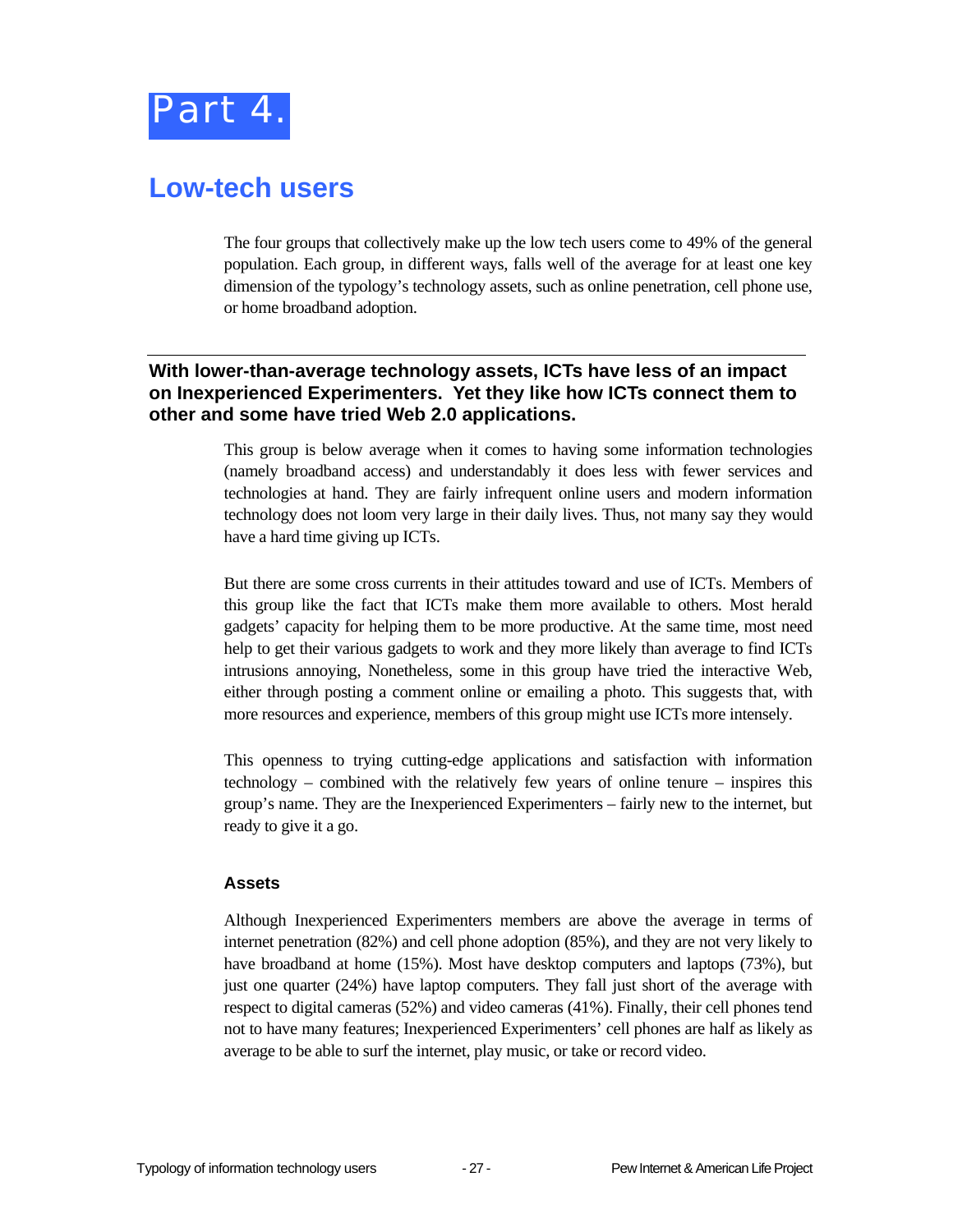# Part 4.

## Low-tech users

The four groups that collectively make up the low tech users come to 49% of the general population. Each group, in different ways, falls well of the average for at least one key dimension of the typology's technology assets, such as online penetration, cell phone use, or home broadband adoption.

---

### With lower-than-average technology assets, ICTs have less of an impact on Inexperienced Experimenters. Yet they like how ICTs connect them to other and some have tried Web 2.0 applications.

This group is below average when it comes to having some information technologies (namely broadband access) and understandably it does less with fewer services and technologies at hand. They are fairly infrequent online users and modern information technology does not loom very large in their daily lives. Thus, not many say they would have a hard time giving up ICTs.

But there are some cross currents in their attitudes toward and use of ICTs. Members of this group like the fact that ICTs make them more available to others. Most herald gadgets' capacity for helping them to be more productive. At the same time, most need help to get their various gadgets to work and they more likely than average to find ICTs intrusions annoying, Nonetheless, some in this group have tried the interactive Web, either through posting a comment online or emailing a photo. This suggests that, with more resources and experience, members of this group might use ICTs more intensely.

This openness to trying cutting-edge applications and satisfaction with information technology – combined with the relatively few years of online tenure – inspires this group's name. They are the Inexperienced Experimenters – fairly new to the internet, but ready to give it a go.

#### Assets

Although Inexperienced Experimenters members are above the average in terms of internet penetration (82%) and cell phone adoption (85%), and they are not very likely to have broadband at home (15%). Most have desktop computers and laptops (73%), but just one quarter (24%) have laptop computers. They fall just short of the average with respect to digital cameras (52%) and video cameras (41%). Finally, their cell phones tend not to have many features; Inexperienced Experimenters' cell phones are half as likely as average to be able to surf the internet, play music, or take or record video.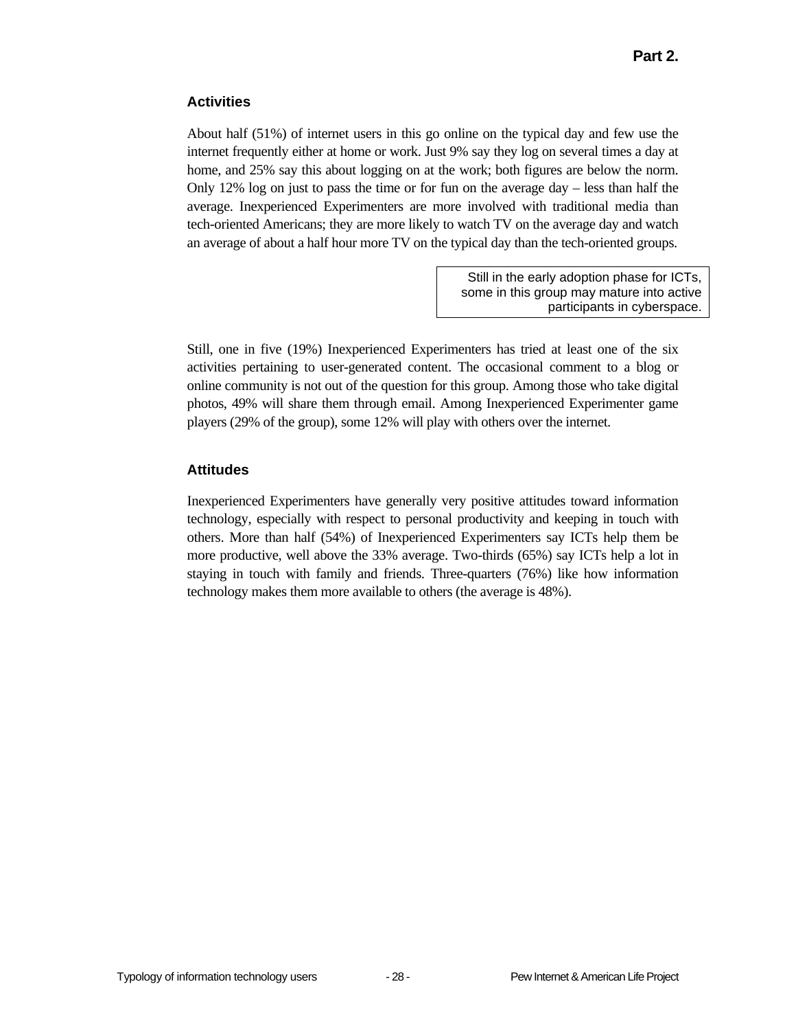### Activities

About half (51%) of internet users in this go online on the typical day and few use the internet frequently either at home or work. Just 9% say they log on several times a day at home, and 25% say this about logging on at the work; both figures are below the norm. Only 12% log on just to pass the time or for fun on the average day – less than half the average. Inexperienced Experimenters are more involved with traditional media than tech-oriented Americans; they are more likely to watch TV on the average day and watch an average of about a half hour more TV on the typical day than the tech-oriented groups.

> Still in the early adoption phase for ICTs, some in this group may mature into active participants in cyberspace.

Still, one in five (19%) Inexperienced Experimenters has tried at least one of the six activities pertaining to user-generated content. The occasional comment to a blog or online community is not out of the question for this group. Among those who take digital photos, 49% will share them through email. Among Inexperienced Experimenter game players (29% of the group), some 12% will play with others over the internet.

### Attitudes

Inexperienced Experimenters have generally very positive attitudes toward information technology, especially with respect to personal productivity and keeping in touch with others. More than half (54%) of Inexperienced Experimenters say ICTs help them be more productive, well above the 33% average. Two-thirds (65%) say ICTs help a lot in staying in touch with family and friends. Three-quarters (76%) like how information technology makes them more available to others (the average is 48%).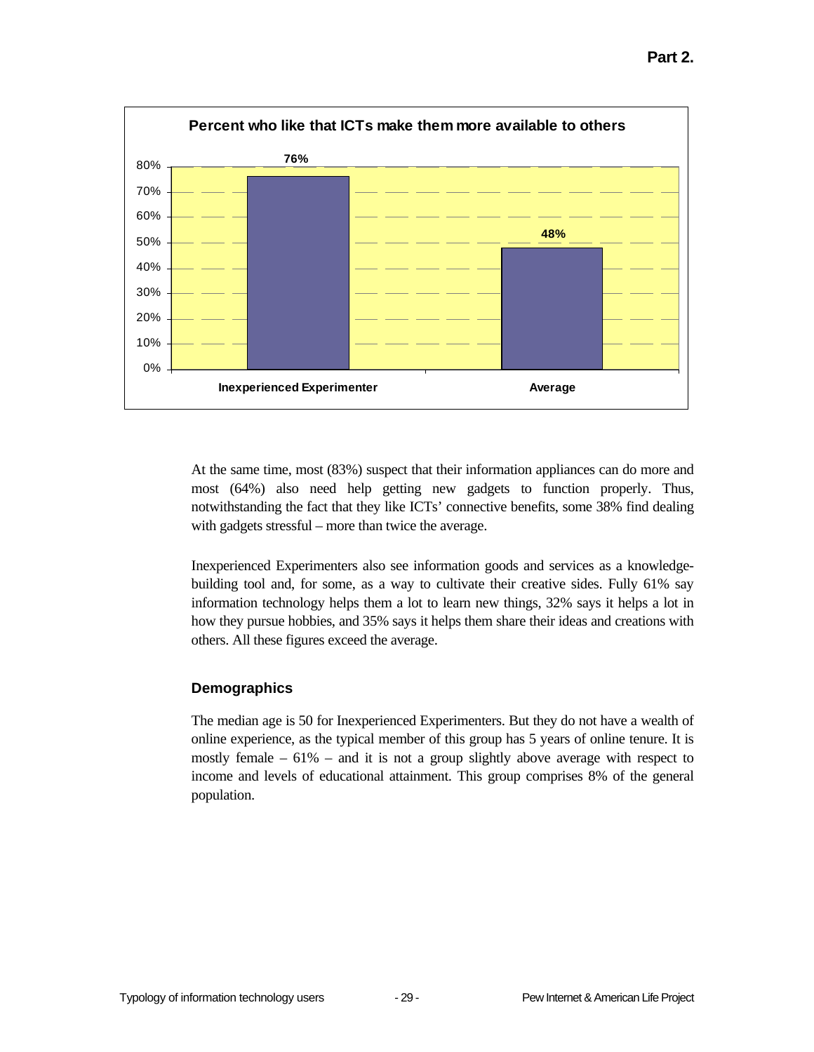**Percent who like that ICTs make them more available to others**

| | Percent |
|---|---|
| Inexperienced Experimenter | 76% |
| Average | 48% |

At the same time, most (83%) suspect that their information appliances can do more and most (64%) also need help getting new gadgets to function properly. Thus, notwithstanding the fact that they like ICTs' connective benefits, some 38% find dealing with gadgets stressful – more than twice the average.

Inexperienced Experimenters also see information goods and services as a knowledge-building tool and, for some, as a way to cultivate their creative sides. Fully 61% say information technology helps them a lot to learn new things, 32% says it helps a lot in how they pursue hobbies, and 35% says it helps them share their ideas and creations with others. All these figures exceed the average.

### Demographics

The median age is 50 for Inexperienced Experimenters. But they do not have a wealth of online experience, as the typical member of this group has 5 years of online tenure. It is mostly female – 61% – and it is not a group slightly above average with respect to income and levels of educational attainment. This group comprises 8% of the general population.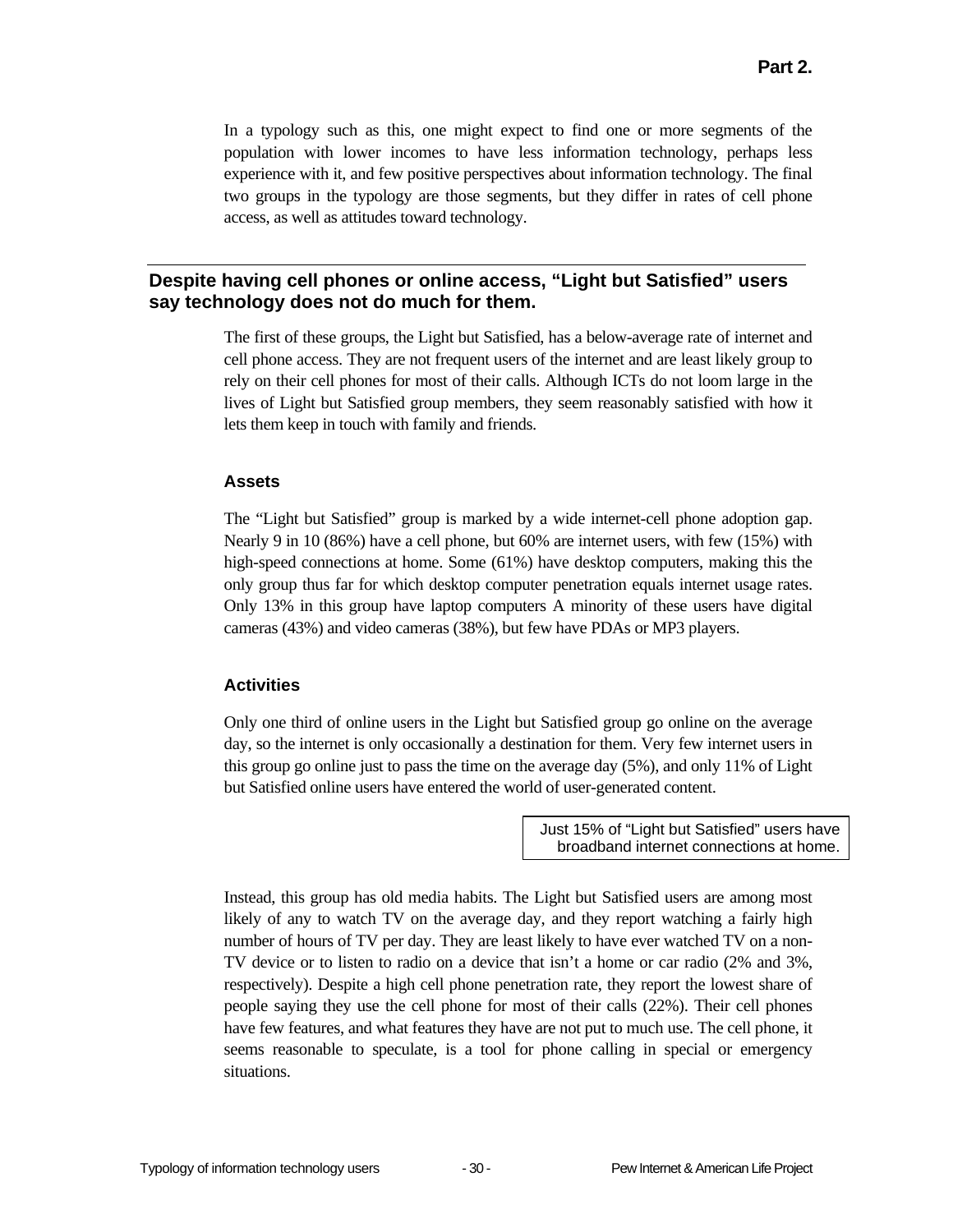In a typology such as this, one might expect to find one or more segments of the population with lower incomes to have less information technology, perhaps less experience with it, and few positive perspectives about information technology. The final two groups in the typology are those segments, but they differ in rates of cell phone access, as well as attitudes toward technology.

## Despite having cell phones or online access, "Light but Satisfied" users say technology does not do much for them.

The first of these groups, the Light but Satisfied, has a below-average rate of internet and cell phone access. They are not frequent users of the internet and are least likely group to rely on their cell phones for most of their calls. Although ICTs do not loom large in the lives of Light but Satisfied group members, they seem reasonably satisfied with how it lets them keep in touch with family and friends.

### Assets

The "Light but Satisfied" group is marked by a wide internet-cell phone adoption gap. Nearly 9 in 10 (86%) have a cell phone, but 60% are internet users, with few (15%) with high-speed connections at home. Some (61%) have desktop computers, making this the only group thus far for which desktop computer penetration equals internet usage rates. Only 13% in this group have laptop computers A minority of these users have digital cameras (43%) and video cameras (38%), but few have PDAs or MP3 players.

### Activities

Only one third of online users in the Light but Satisfied group go online on the average day, so the internet is only occasionally a destination for them. Very few internet users in this group go online just to pass the time on the average day (5%), and only 11% of Light but Satisfied online users have entered the world of user-generated content.

> Just 15% of "Light but Satisfied" users have broadband internet connections at home.

Instead, this group has old media habits. The Light but Satisfied users are among most likely of any to watch TV on the average day, and they report watching a fairly high number of hours of TV per day. They are least likely to have ever watched TV on a non-TV device or to listen to radio on a device that isn't a home or car radio (2% and 3%, respectively). Despite a high cell phone penetration rate, they report the lowest share of people saying they use the cell phone for most of their calls (22%). Their cell phones have few features, and what features they have are not put to much use. The cell phone, it seems reasonable to speculate, is a tool for phone calling in special or emergency situations.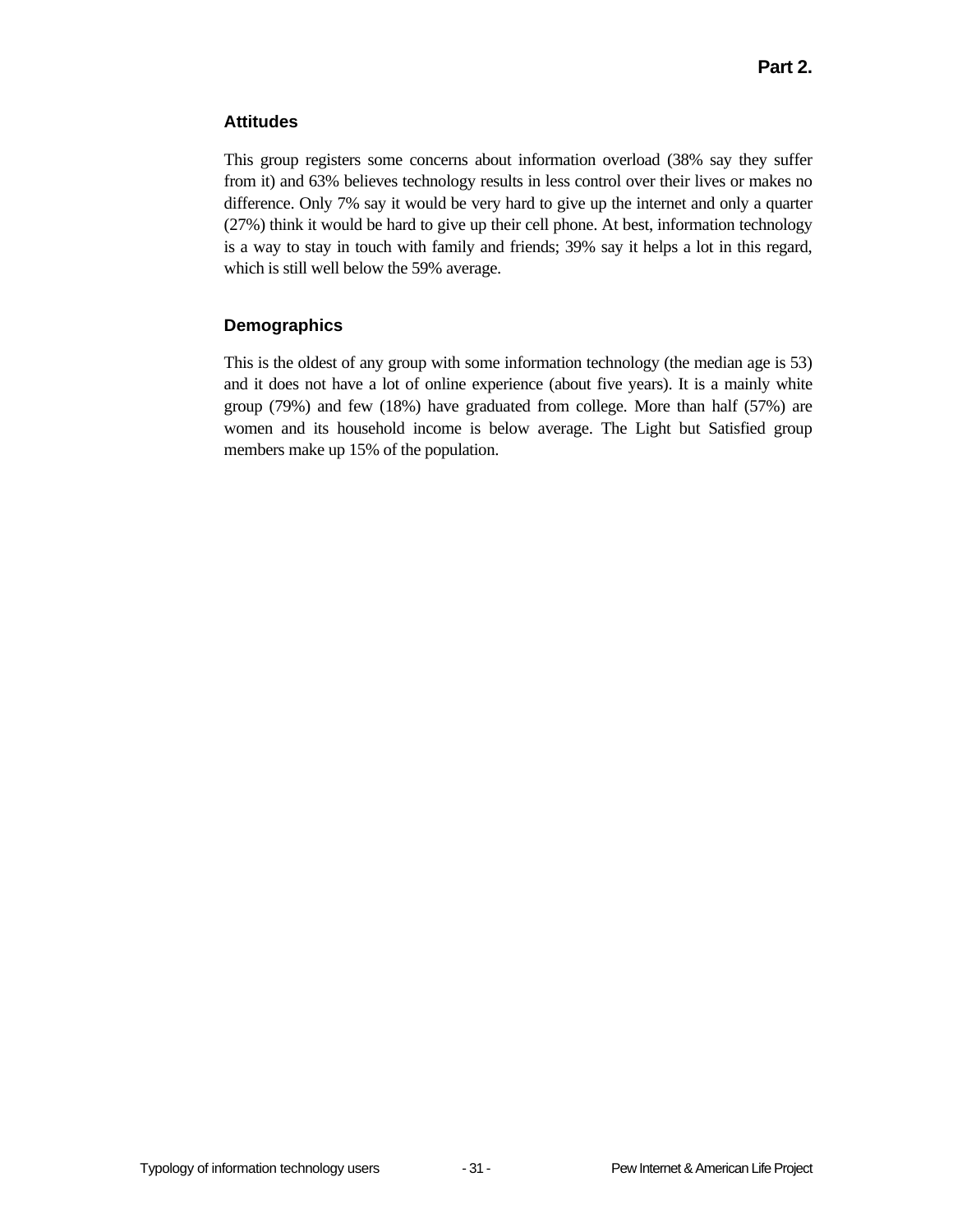### Attitudes

This group registers some concerns about information overload (38% say they suffer from it) and 63% believes technology results in less control over their lives or makes no difference. Only 7% say it would be very hard to give up the internet and only a quarter (27%) think it would be hard to give up their cell phone. At best, information technology is a way to stay in touch with family and friends; 39% say it helps a lot in this regard, which is still well below the 59% average.

### Demographics

This is the oldest of any group with some information technology (the median age is 53) and it does not have a lot of online experience (about five years). It is a mainly white group (79%) and few (18%) have graduated from college. More than half (57%) are women and its household income is below average. The Light but Satisfied group members make up 15% of the population.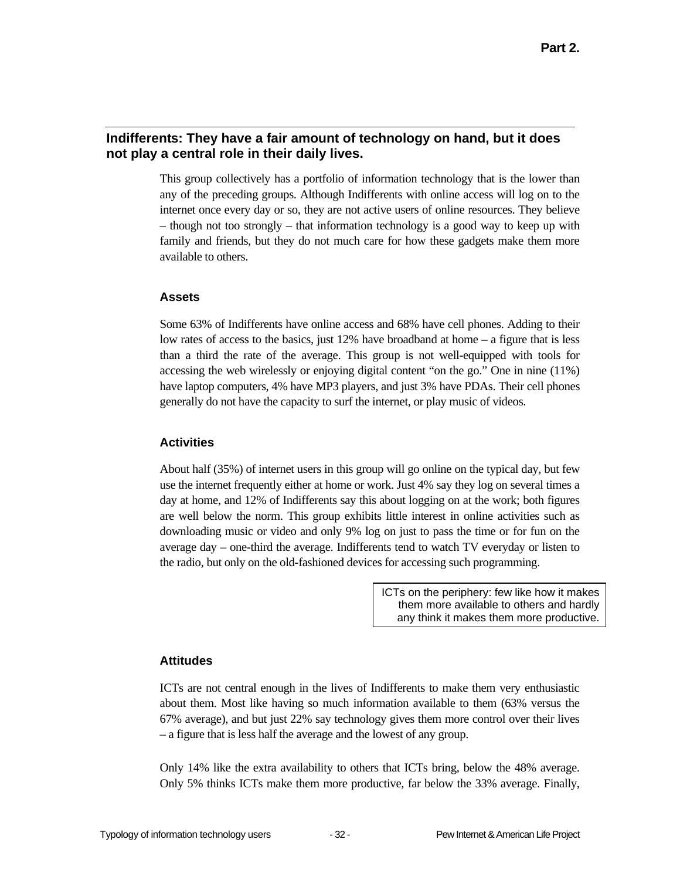## Indifferents: They have a fair amount of technology on hand, but it does not play a central role in their daily lives.

This group collectively has a portfolio of information technology that is the lower than any of the preceding groups. Although Indifferents with online access will log on to the internet once every day or so, they are not active users of online resources. They believe – though not too strongly – that information technology is a good way to keep up with family and friends, but they do not much care for how these gadgets make them more available to others.

### Assets

Some 63% of Indifferents have online access and 68% have cell phones. Adding to their low rates of access to the basics, just 12% have broadband at home – a figure that is less than a third the rate of the average. This group is not well-equipped with tools for accessing the web wirelessly or enjoying digital content "on the go." One in nine (11%) have laptop computers, 4% have MP3 players, and just 3% have PDAs. Their cell phones generally do not have the capacity to surf the internet, or play music of videos.

### Activities

About half (35%) of internet users in this group will go online on the typical day, but few use the internet frequently either at home or work. Just 4% say they log on several times a day at home, and 12% of Indifferents say this about logging on at the work; both figures are well below the norm. This group exhibits little interest in online activities such as downloading music or video and only 9% log on just to pass the time or for fun on the average day – one-third the average. Indifferents tend to watch TV everyday or listen to the radio, but only on the old-fashioned devices for accessing such programming.

> ICTs on the periphery: few like how it makes them more available to others and hardly any think it makes them more productive.

### Attitudes

ICTs are not central enough in the lives of Indifferents to make them very enthusiastic about them. Most like having so much information available to them (63% versus the 67% average), and but just 22% say technology gives them more control over their lives – a figure that is less half the average and the lowest of any group.

Only 14% like the extra availability to others that ICTs bring, below the 48% average. Only 5% thinks ICTs make them more productive, far below the 33% average. Finally,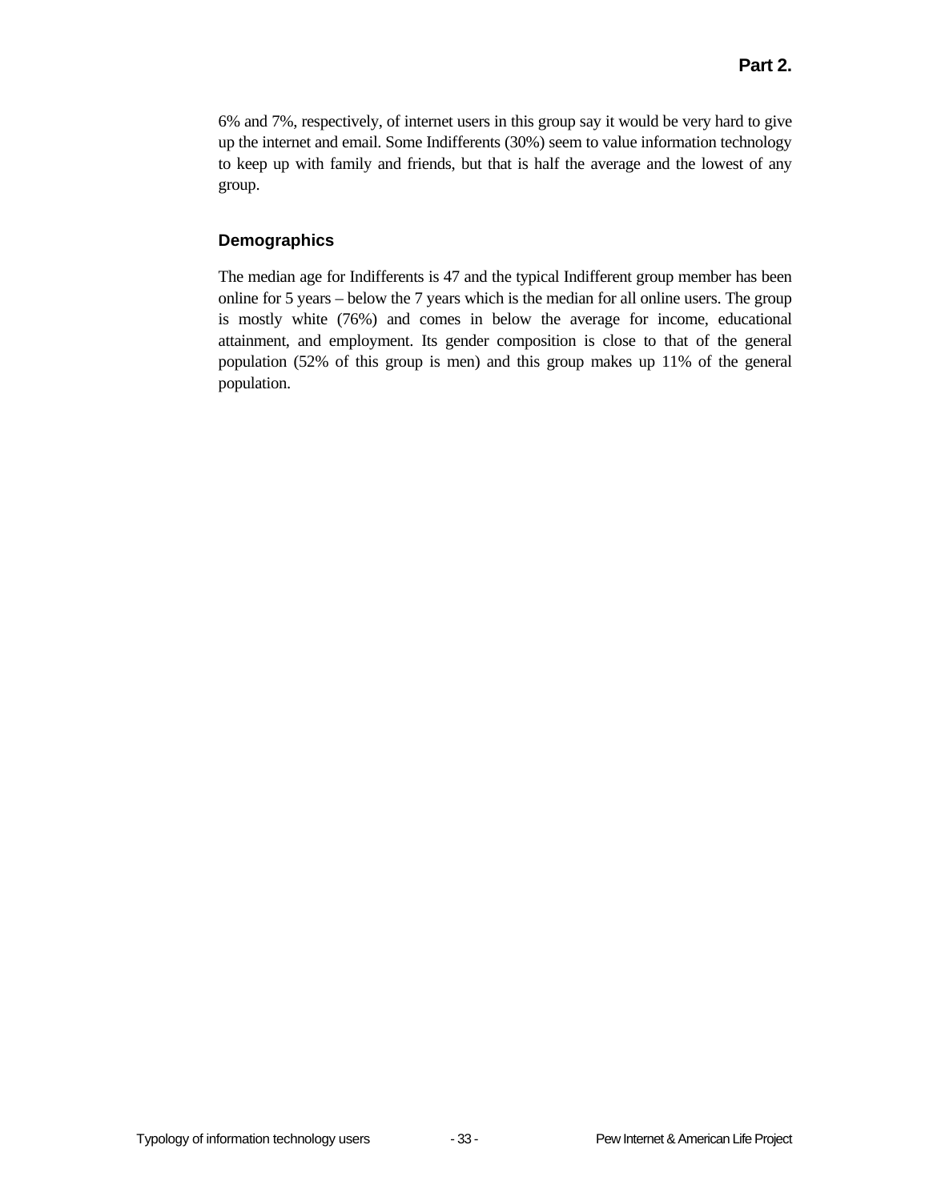6% and 7%, respectively, of internet users in this group say it would be very hard to give up the internet and email. Some Indifferents (30%) seem to value information technology to keep up with family and friends, but that is half the average and the lowest of any group.

### Demographics

The median age for Indifferents is 47 and the typical Indifferent group member has been online for 5 years – below the 7 years which is the median for all online users. The group is mostly white (76%) and comes in below the average for income, educational attainment, and employment. Its gender composition is close to that of the general population (52% of this group is men) and this group makes up 11% of the general population.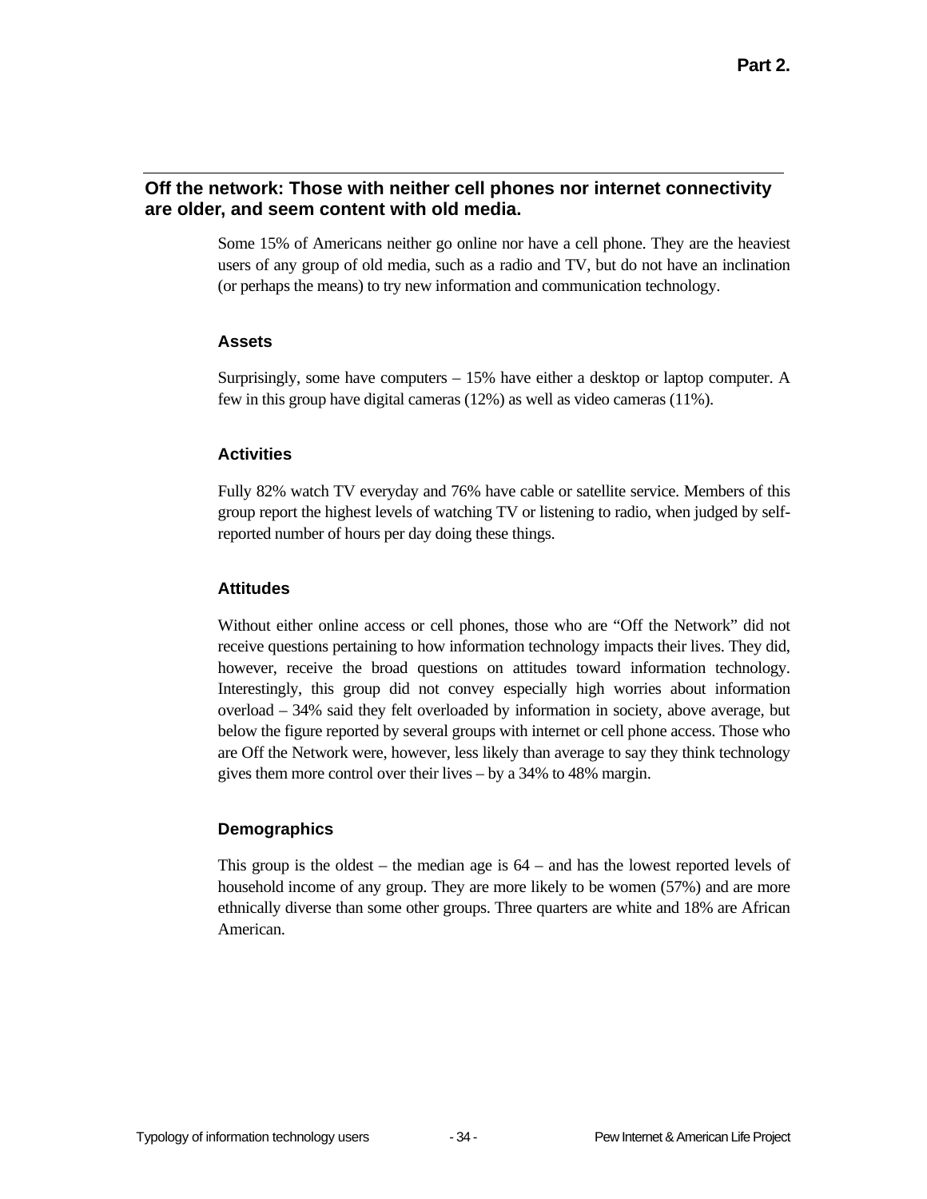Part 2.

## Off the network: Those with neither cell phones nor internet connectivity are older, and seem content with old media.

Some 15% of Americans neither go online nor have a cell phone. They are the heaviest users of any group of old media, such as a radio and TV, but do not have an inclination (or perhaps the means) to try new information and communication technology.

### Assets

Surprisingly, some have computers – 15% have either a desktop or laptop computer. A few in this group have digital cameras (12%) as well as video cameras (11%).

### Activities

Fully 82% watch TV everyday and 76% have cable or satellite service. Members of this group report the highest levels of watching TV or listening to radio, when judged by self-reported number of hours per day doing these things.

### Attitudes

Without either online access or cell phones, those who are "Off the Network" did not receive questions pertaining to how information technology impacts their lives. They did, however, receive the broad questions on attitudes toward information technology. Interestingly, this group did not convey especially high worries about information overload – 34% said they felt overloaded by information in society, above average, but below the figure reported by several groups with internet or cell phone access. Those who are Off the Network were, however, less likely than average to say they think technology gives them more control over their lives – by a 34% to 48% margin.

### Demographics

This group is the oldest – the median age is 64 – and has the lowest reported levels of household income of any group. They are more likely to be women (57%) and are more ethnically diverse than some other groups. Three quarters are white and 18% are African American.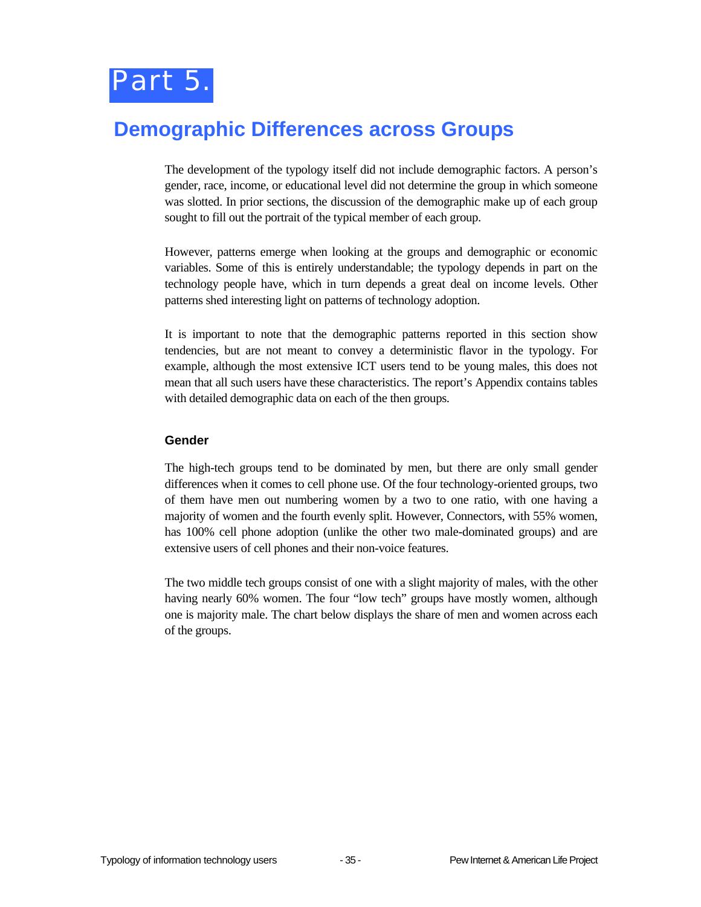# Part 5.

## Demographic Differences across Groups

The development of the typology itself did not include demographic factors. A person's gender, race, income, or educational level did not determine the group in which someone was slotted. In prior sections, the discussion of the demographic make up of each group sought to fill out the portrait of the typical member of each group.

However, patterns emerge when looking at the groups and demographic or economic variables. Some of this is entirely understandable; the typology depends in part on the technology people have, which in turn depends a great deal on income levels. Other patterns shed interesting light on patterns of technology adoption.

It is important to note that the demographic patterns reported in this section show tendencies, but are not meant to convey a deterministic flavor in the typology. For example, although the most extensive ICT users tend to be young males, this does not mean that all such users have these characteristics. The report's Appendix contains tables with detailed demographic data on each of the then groups.

### Gender

The high-tech groups tend to be dominated by men, but there are only small gender differences when it comes to cell phone use. Of the four technology-oriented groups, two of them have men out numbering women by a two to one ratio, with one having a majority of women and the fourth evenly split. However, Connectors, with 55% women, has 100% cell phone adoption (unlike the other two male-dominated groups) and are extensive users of cell phones and their non-voice features.

The two middle tech groups consist of one with a slight majority of males, with the other having nearly 60% women. The four "low tech" groups have mostly women, although one is majority male. The chart below displays the share of men and women across each of the groups.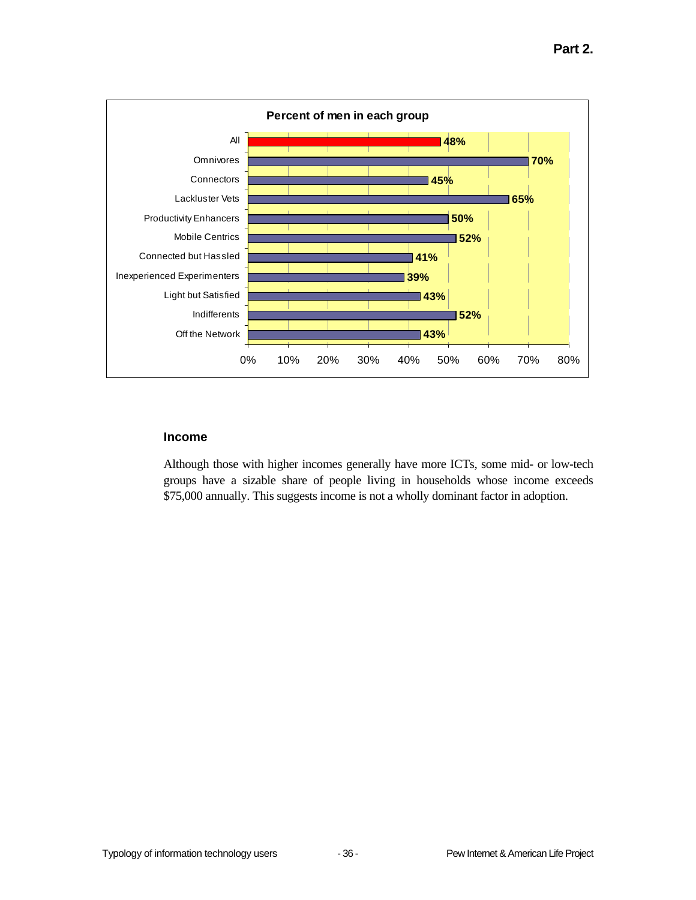**Percent of men in each group**

| Group | Percent |
|---|---|
| All | 48% |
| Omnivores | 70% |
| Connectors | 45% |
| Lackluster Vets | 65% |
| Productivity Enhancers | 50% |
| Mobile Centrics | 52% |
| Connected but Hassled | 41% |
| Inexperienced Experimenters | 39% |
| Light but Satisfied | 43% |
| Indifferents | 52% |
| Off the Network | 43% |

### Income

Although those with higher incomes generally have more ICTs, some mid- or low-tech groups have a sizable share of people living in households whose income exceeds $75,000 annually. This suggests income is not a wholly dominant factor in adoption.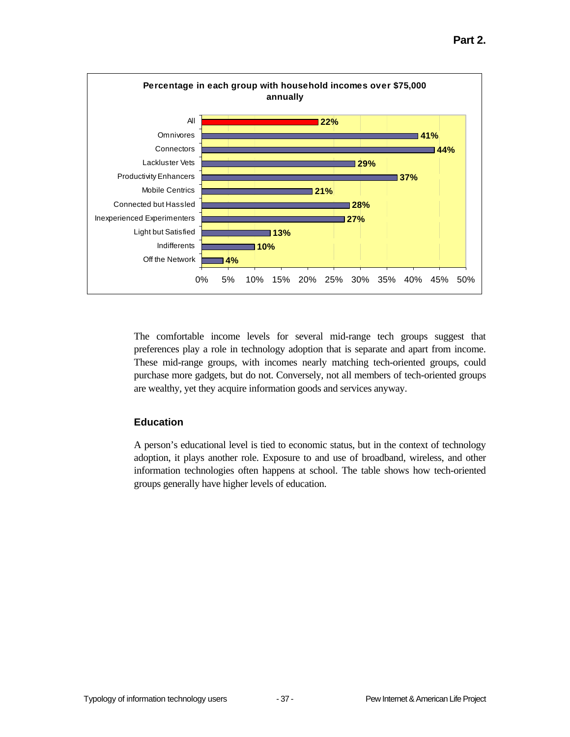**Percentage in each group with household incomes over $75,000 annually**

| Group | Percentage |
|---|---|
| All | 22% |
| Omnivores | 41% |
| Connectors | 44% |
| Lackluster Vets | 29% |
| Productivity Enhancers | 37% |
| Mobile Centrics | 21% |
| Connected but Hassled | 28% |
| Inexperienced Experimenters | 27% |
| Light but Satisfied | 13% |
| Indifferents | 10% |
| Off the Network | 4% |

The comfortable income levels for several mid-range tech groups suggest that preferences play a role in technology adoption that is separate and apart from income. These mid-range groups, with incomes nearly matching tech-oriented groups, could purchase more gadgets, but do not. Conversely, not all members of tech-oriented groups are wealthy, yet they acquire information goods and services anyway.

### Education

A person's educational level is tied to economic status, but in the context of technology adoption, it plays another role. Exposure to and use of broadband, wireless, and other information technologies often happens at school. The table shows how tech-oriented groups generally have higher levels of education.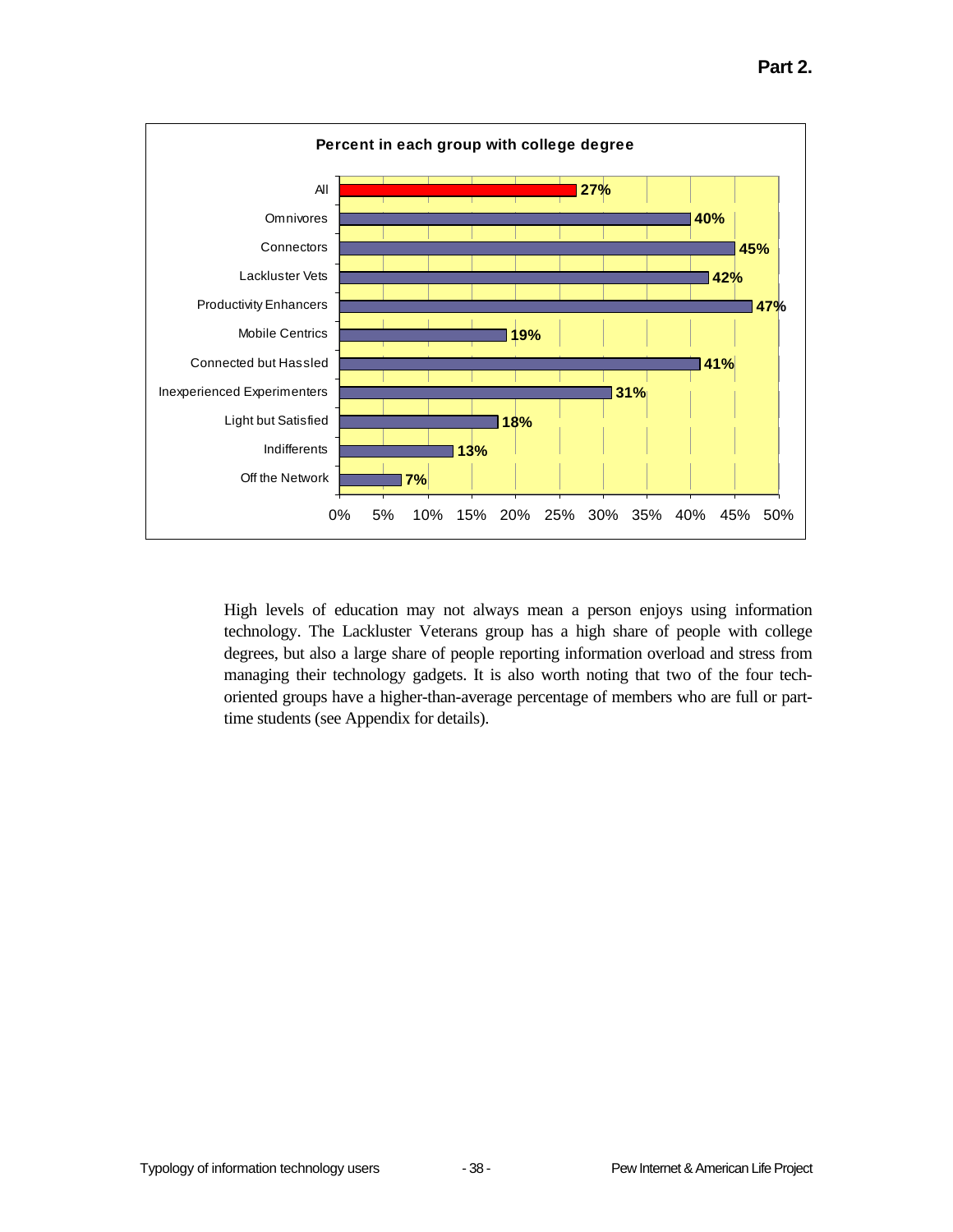**Percent in each group with college degree**

| Group | Percent |
|---|---|
| All | 27% |
| Omnivores | 40% |
| Connectors | 45% |
| Lackluster Vets | 42% |
| Productivity Enhancers | 47% |
| Mobile Centrics | 19% |
| Connected but Hassled | 41% |
| Inexperienced Experimenters | 31% |
| Light but Satisfied | 18% |
| Indifferents | 13% |
| Off the Network | 7% |

High levels of education may not always mean a person enjoys using information technology. The Lackluster Veterans group has a high share of people with college degrees, but also a large share of people reporting information overload and stress from managing their technology gadgets. It is also worth noting that two of the four tech-oriented groups have a higher-than-average percentage of members who are full or part-time students (see Appendix for details).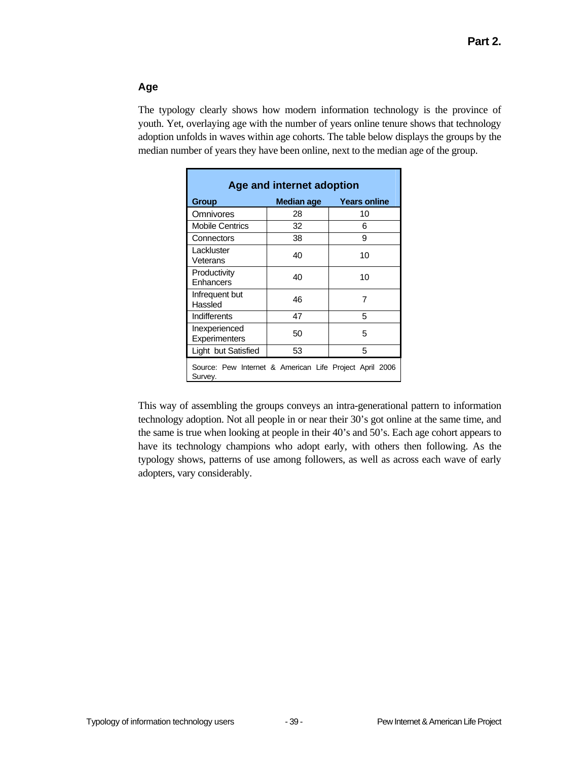## Age

The typology clearly shows how modern information technology is the province of youth. Yet, overlaying age with the number of years online tenure shows that technology adoption unfolds in waves within age cohorts. The table below displays the groups by the median number of years they have been online, next to the median age of the group.

**Age and internet adoption**

| Group | Median age | Years online |
|---|---|---|
| Omnivores | 28 | 10 |
| Mobile Centrics | 32 | 6 |
| Connectors | 38 | 9 |
| Lackluster Veterans | 40 | 10 |
| Productivity Enhancers | 40 | 10 |
| Infrequent but Hassled | 46 | 7 |
| Indifferents | 47 | 5 |
| Inexperienced Experimenters | 50 | 5 |
| Light but Satisfied | 53 | 5 |

Source: Pew Internet & American Life Project April 2006 Survey.

This way of assembling the groups conveys an intra-generational pattern to information technology adoption. Not all people in or near their 30's got online at the same time, and the same is true when looking at people in their 40's and 50's. Each age cohort appears to have its technology champions who adopt early, with others then following. As the typology shows, patterns of use among followers, as well as across each wave of early adopters, vary considerably.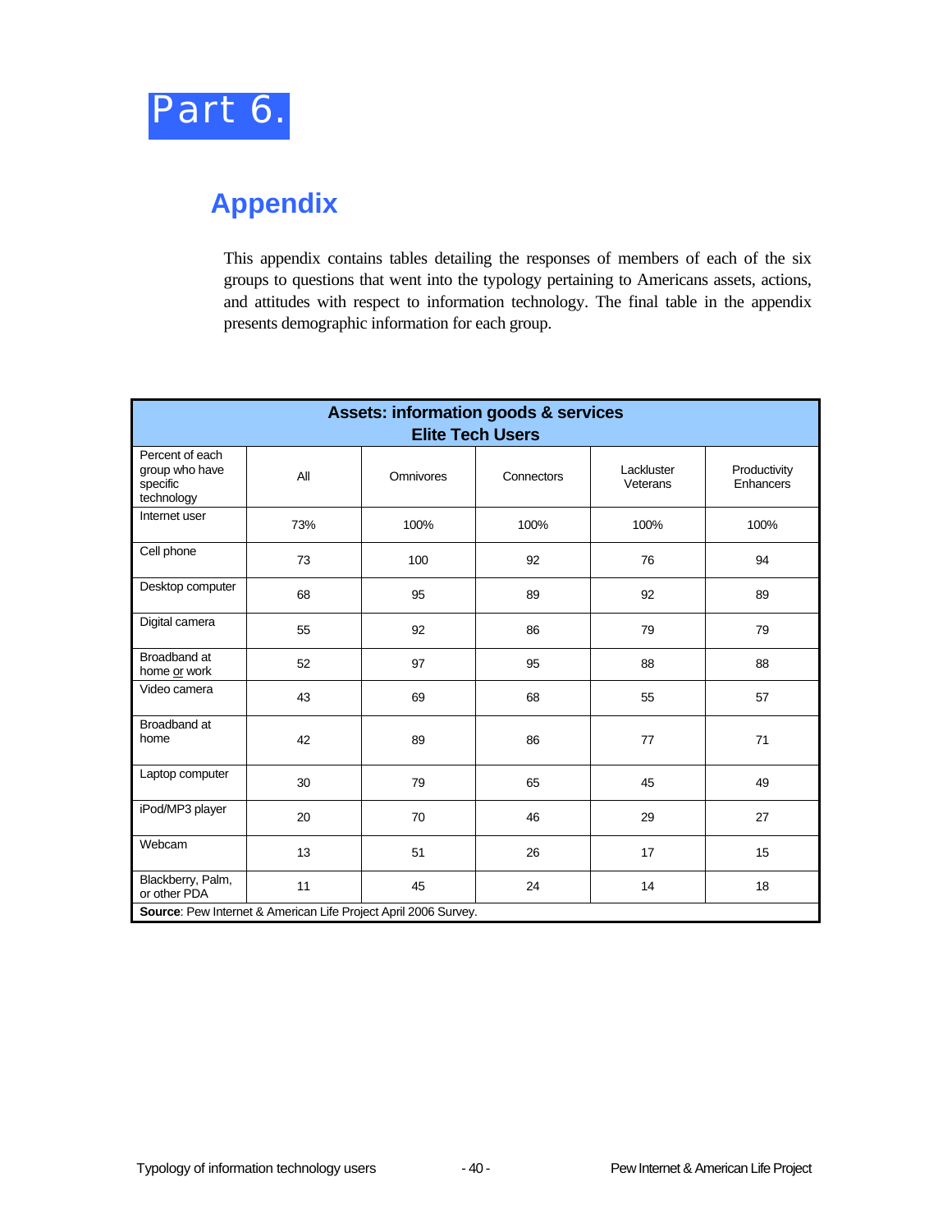# Part 6.

## Appendix

This appendix contains tables detailing the responses of members of each of the six groups to questions that went into the typology pertaining to Americans assets, actions, and attitudes with respect to information technology. The final table in the appendix presents demographic information for each group.

| **Assets: information goods & services** | | | | | |
|---|---|---|---|---|---|
| **Elite Tech Users** | | | | | |
| Percent of each group who have specific technology | All | Omnivores | Connectors | Lackluster Veterans | Productivity Enhancers |
| Internet user | 73% | 100% | 100% | 100% | 100% |
| Cell phone | 73 | 100 | 92 | 76 | 94 |
| Desktop computer | 68 | 95 | 89 | 92 | 89 |
| Digital camera | 55 | 92 | 86 | 79 | 79 |
| Broadband at home or work | 52 | 97 | 95 | 88 | 88 |
| Video camera | 43 | 69 | 68 | 55 | 57 |
| Broadband at home | 42 | 89 | 86 | 77 | 71 |
| Laptop computer | 30 | 79 | 65 | 45 | 49 |
| iPod/MP3 player | 20 | 70 | 46 | 29 | 27 |
| Webcam | 13 | 51 | 26 | 17 | 15 |
| Blackberry, Palm, or other PDA | 11 | 45 | 24 | 14 | 18 |

**Source**: Pew Internet & American Life Project April 2006 Survey.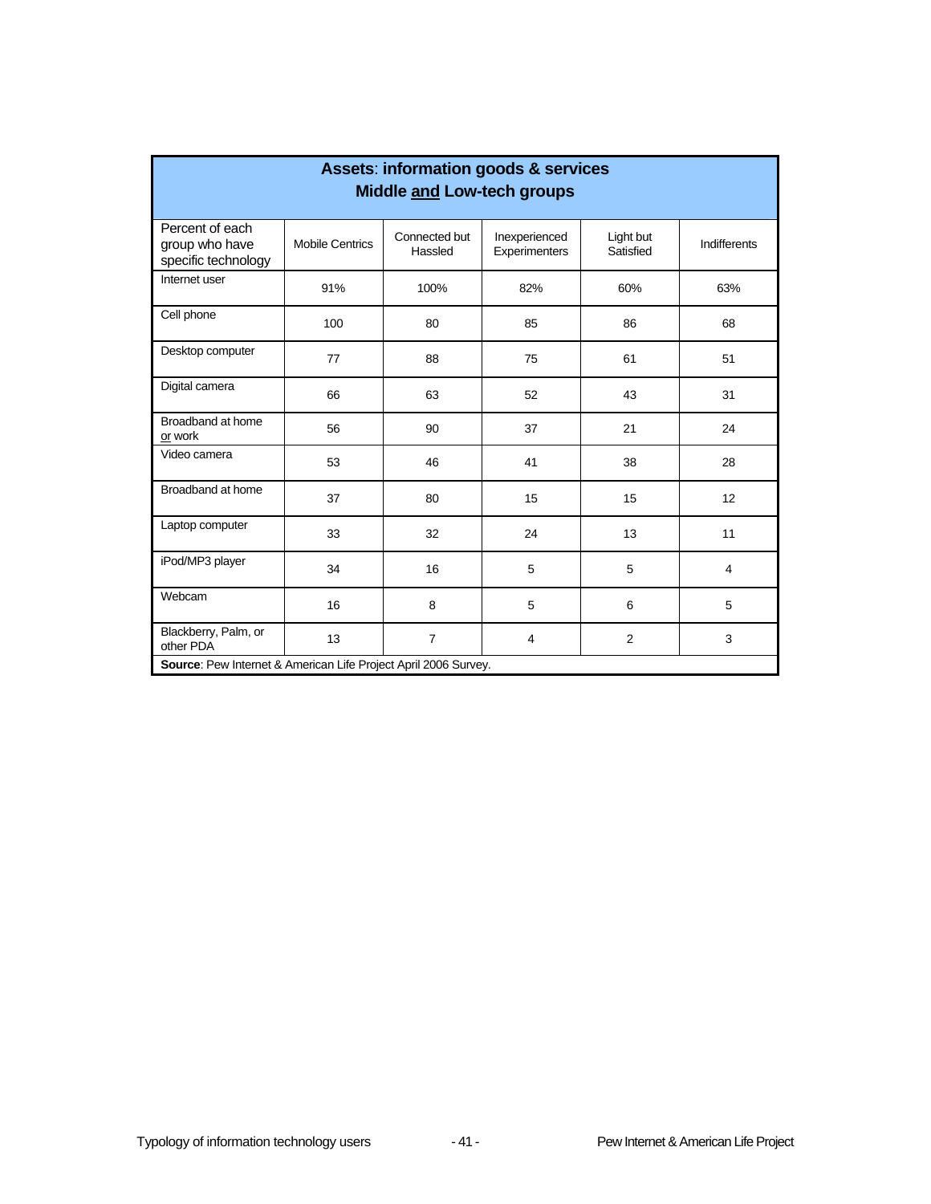**Assets: information goods & services**
**Middle and Low-tech groups**

| Percent of each group who have specific technology | Mobile Centrics | Connected but Hassled | Inexperienced Experimenters | Light but Satisfied | Indifferents |
|---|---|---|---|---|---|
| Internet user | 91% | 100% | 82% | 60% | 63% |
| Cell phone | 100 | 80 | 85 | 86 | 68 |
| Desktop computer | 77 | 88 | 75 | 61 | 51 |
| Digital camera | 66 | 63 | 52 | 43 | 31 |
| Broadband at home or work | 56 | 90 | 37 | 21 | 24 |
| Video camera | 53 | 46 | 41 | 38 | 28 |
| Broadband at home | 37 | 80 | 15 | 15 | 12 |
| Laptop computer | 33 | 32 | 24 | 13 | 11 |
| iPod/MP3 player | 34 | 16 | 5 | 5 | 4 |
| Webcam | 16 | 8 | 5 | 6 | 5 |
| Blackberry, Palm, or other PDA | 13 | 7 | 4 | 2 | 3 |

**Source**: Pew Internet & American Life Project April 2006 Survey.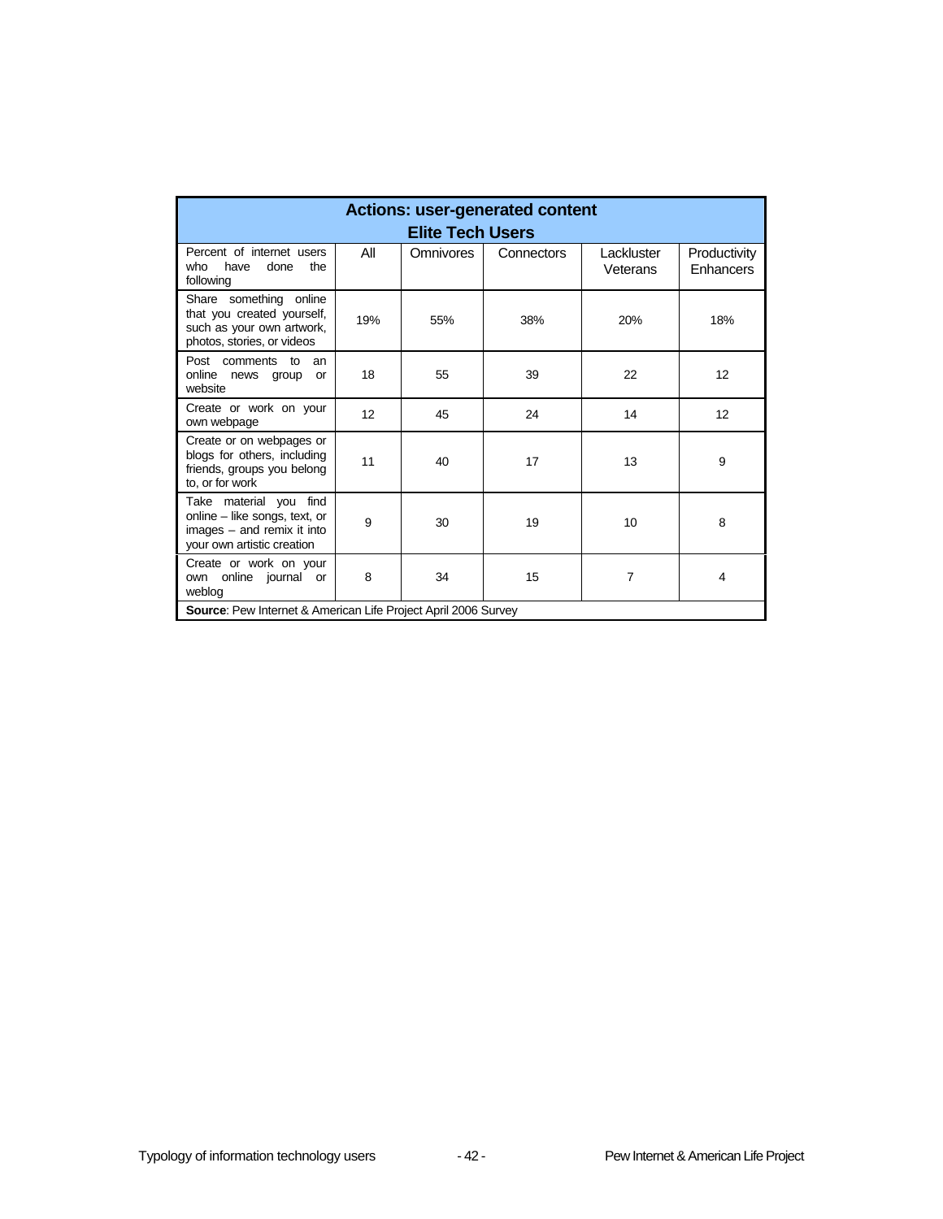| Actions: user-generated content<br>Elite Tech Users | | | | | |
|---|---|---|---|---|---|
| Percent of internet users who have done the following | All | Omnivores | Connectors | Lackluster Veterans | Productivity Enhancers |
| Share something online that you created yourself, such as your own artwork, photos, stories, or videos | 19% | 55% | 38% | 20% | 18% |
| Post comments to an online news group or website | 18 | 55 | 39 | 22 | 12 |
| Create or work on your own webpage | 12 | 45 | 24 | 14 | 12 |
| Create or on webpages or blogs for others, including friends, groups you belong to, or for work | 11 | 40 | 17 | 13 | 9 |
| Take material you find online – like songs, text, or images – and remix it into your own artistic creation | 9 | 30 | 19 | 10 | 8 |
| Create or work on your own online journal or weblog | 8 | 34 | 15 | 7 | 4 |
| **Source**: Pew Internet & American Life Project April 2006 Survey | | | | | |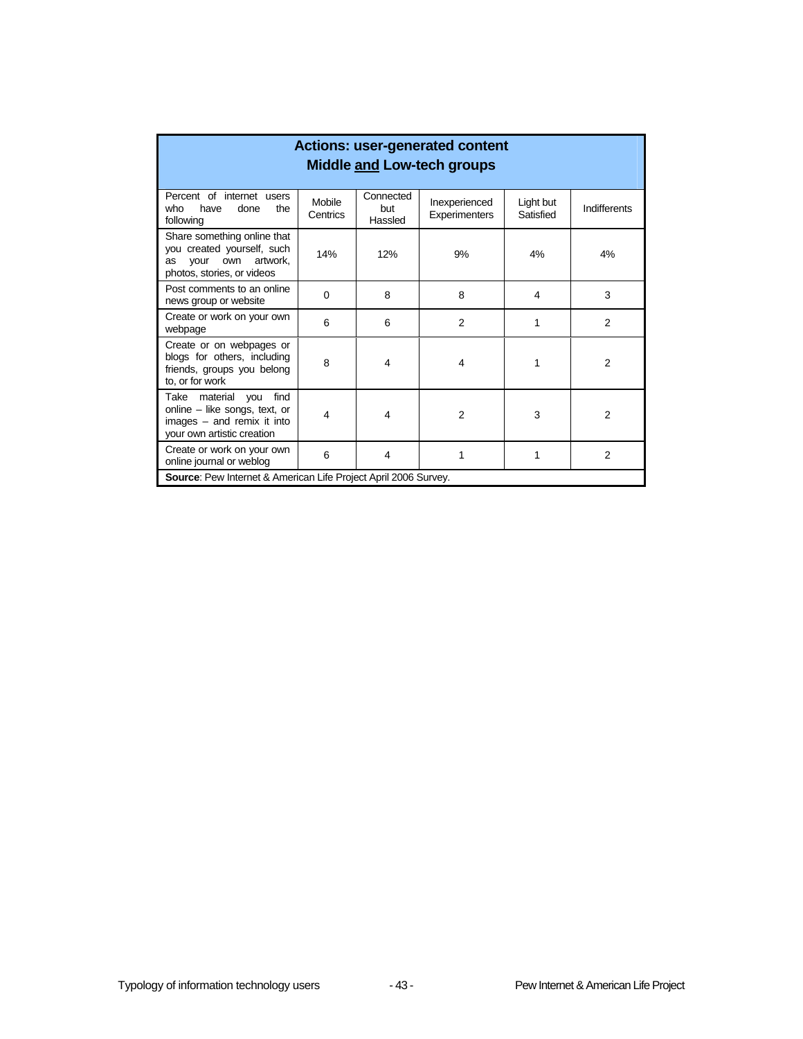**Actions: user-generated content**
**Middle <u>and</u> Low-tech groups**

| Percent of internet users who have done the following | Mobile Centrics | Connected but Hassled | Inexperienced Experimenters | Light but Satisfied | Indifferents |
|---|---|---|---|---|---|
| Share something online that you created yourself, such as your own artwork, photos, stories, or videos | 14% | 12% | 9% | 4% | 4% |
| Post comments to an online news group or website | 0 | 8 | 8 | 4 | 3 |
| Create or work on your own webpage | 6 | 6 | 2 | 1 | 2 |
| Create or on webpages or blogs for others, including friends, groups you belong to, or for work | 8 | 4 | 4 | 1 | 2 |
| Take material you find online – like songs, text, or images – and remix it into your own artistic creation | 4 | 4 | 2 | 3 | 2 |
| Create or work on your own online journal or weblog | 6 | 4 | 1 | 1 | 2 |

**Source**: Pew Internet & American Life Project April 2006 Survey.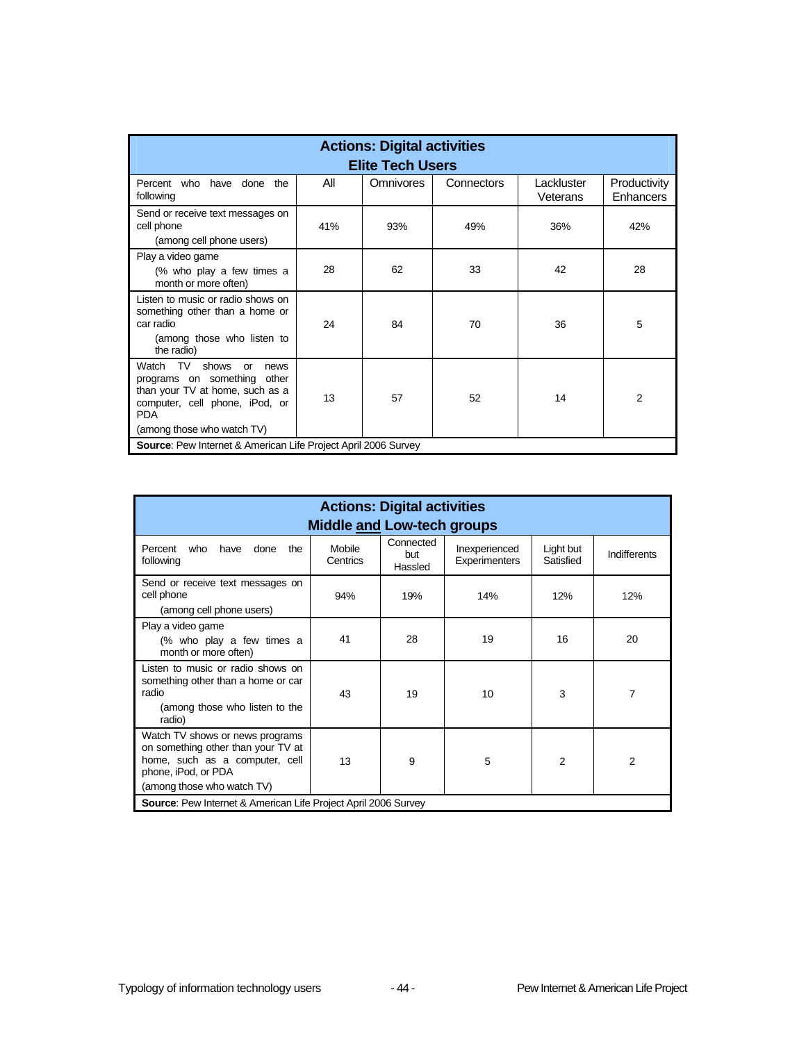| **Actions: Digital activities<br>Elite Tech Users** | | | | | |
|---|---|---|---|---|---|
| Percent who have done the following | All | Omnivores | Connectors | Lackluster Veterans | Productivity Enhancers |
| Send or receive text messages on cell phone (among cell phone users) | 41% | 93% | 49% | 36% | 42% |
| Play a video game (% who play a few times a month or more often) | 28 | 62 | 33 | 42 | 28 |
| Listen to music or radio shows on something other than a home or car radio (among those who listen to the radio) | 24 | 84 | 70 | 36 | 5 |
| Watch TV shows or news programs on something other than your TV at home, such as a computer, cell phone, iPod, or PDA (among those who watch TV) | 13 | 57 | 52 | 14 | 2 |
| **Source**: Pew Internet & American Life Project April 2006 Survey | | | | | |

| **Actions: Digital activities<br>Middle and Low-tech groups** | | | | | |
|---|---|---|---|---|---|
| Percent who have done the following | Mobile Centrics | Connected but Hassled | Inexperienced Experimenters | Light but Satisfied | Indifferents |
| Send or receive text messages on cell phone (among cell phone users) | 94% | 19% | 14% | 12% | 12% |
| Play a video game (% who play a few times a month or more often) | 41 | 28 | 19 | 16 | 20 |
| Listen to music or radio shows on something other than a home or car radio (among those who listen to the radio) | 43 | 19 | 10 | 3 | 7 |
| Watch TV shows or news programs on something other than your TV at home, such as a computer, cell phone, iPod or PDA (among those who watch TV) | 13 | 9 | 5 | 2 | 2 |
| **Source**: Pew Internet & American Life Project April 2006 Survey | | | | | |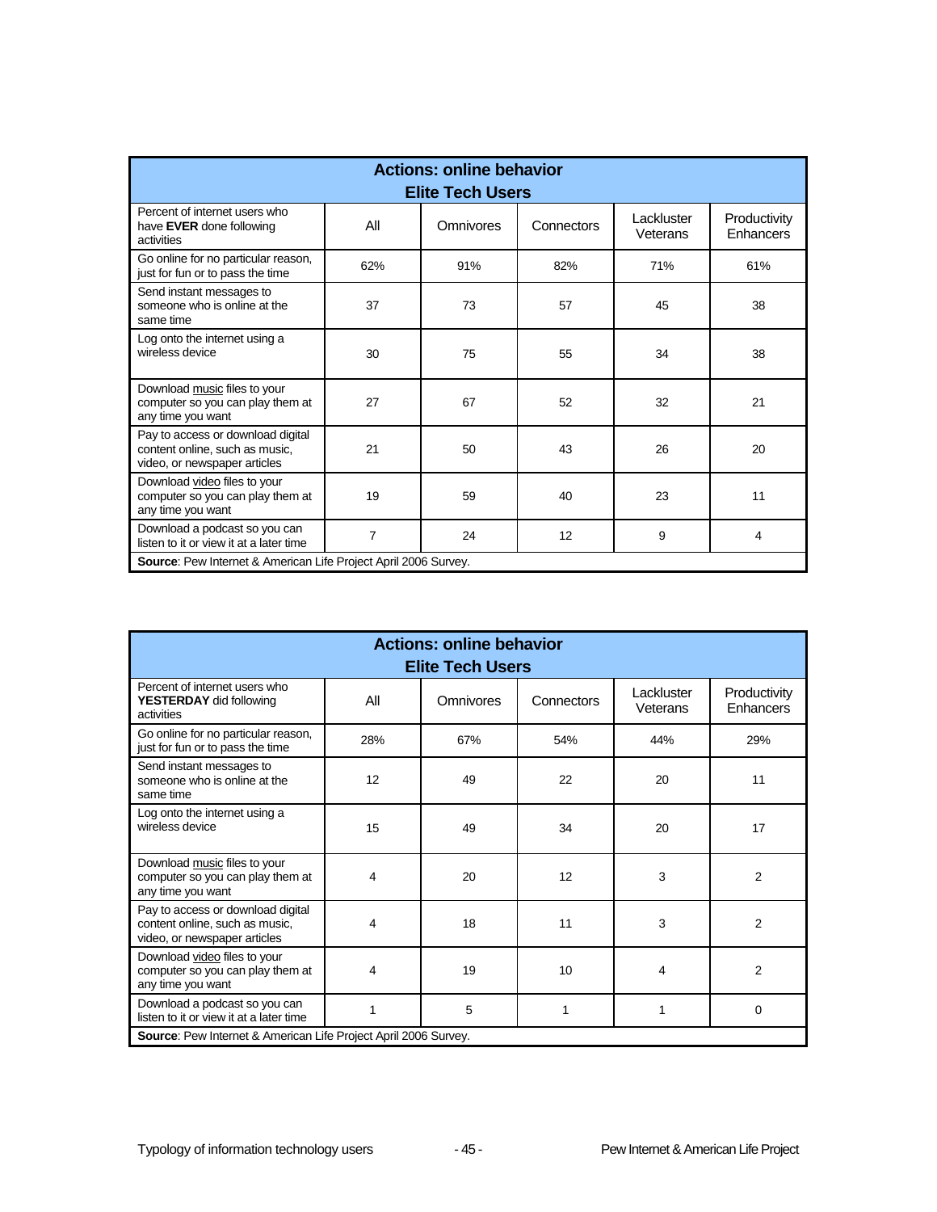| Actions: online behavior<br>Elite Tech Users | | | | | |
|---|---|---|---|---|---|
| Percent of internet users who have **EVER** done following activities | All | Omnivores | Connectors | Lackluster Veterans | Productivity Enhancers |
| Go online for no particular reason, just for fun or to pass the time | 62% | 91% | 82% | 71% | 61% |
| Send instant messages to someone who is online at the same time | 37 | 73 | 57 | 45 | 38 |
| Log onto the internet using a wireless device | 30 | 75 | 55 | 34 | 38 |
| Download music files to your computer so you can play them at any time you want | 27 | 67 | 52 | 32 | 21 |
| Pay to access or download digital content online, such as music, video, or newspaper articles | 21 | 50 | 43 | 26 | 20 |
| Download video files to your computer so you can play them at any time you want | 19 | 59 | 40 | 23 | 11 |
| Download a podcast so you can listen to it or view it at a later time | 7 | 24 | 12 | 9 | 4 |
| **Source**: Pew Internet & American Life Project April 2006 Survey. | | | | | |

| Actions: online behavior<br>Elite Tech Users | | | | | |
|---|---|---|---|---|---|
| Percent of internet users who **YESTERDAY** did following activities | All | Omnivores | Connectors | Lackluster Veterans | Productivity Enhancers |
| Go online for no particular reason, just for fun or to pass the time | 28% | 67% | 54% | 44% | 29% |
| Send instant messages to someone who is online at the same time | 12 | 49 | 22 | 20 | 11 |
| Log onto the internet using a wireless device | 15 | 49 | 34 | 20 | 17 |
| Download music files to your computer so you can play them at any time you want | 4 | 20 | 12 | 3 | 2 |
| Pay to access or download digital content online, such as music, video, or newspaper articles | 4 | 18 | 11 | 3 | 2 |
| Download video files to your computer so you can play them at any time you want | 4 | 19 | 10 | 4 | 2 |
| Download a podcast so you can listen to it or view it at a later time | 1 | 5 | 1 | 1 | 0 |
| **Source**: Pew Internet & American Life Project April 2006 Survey. | | | | | |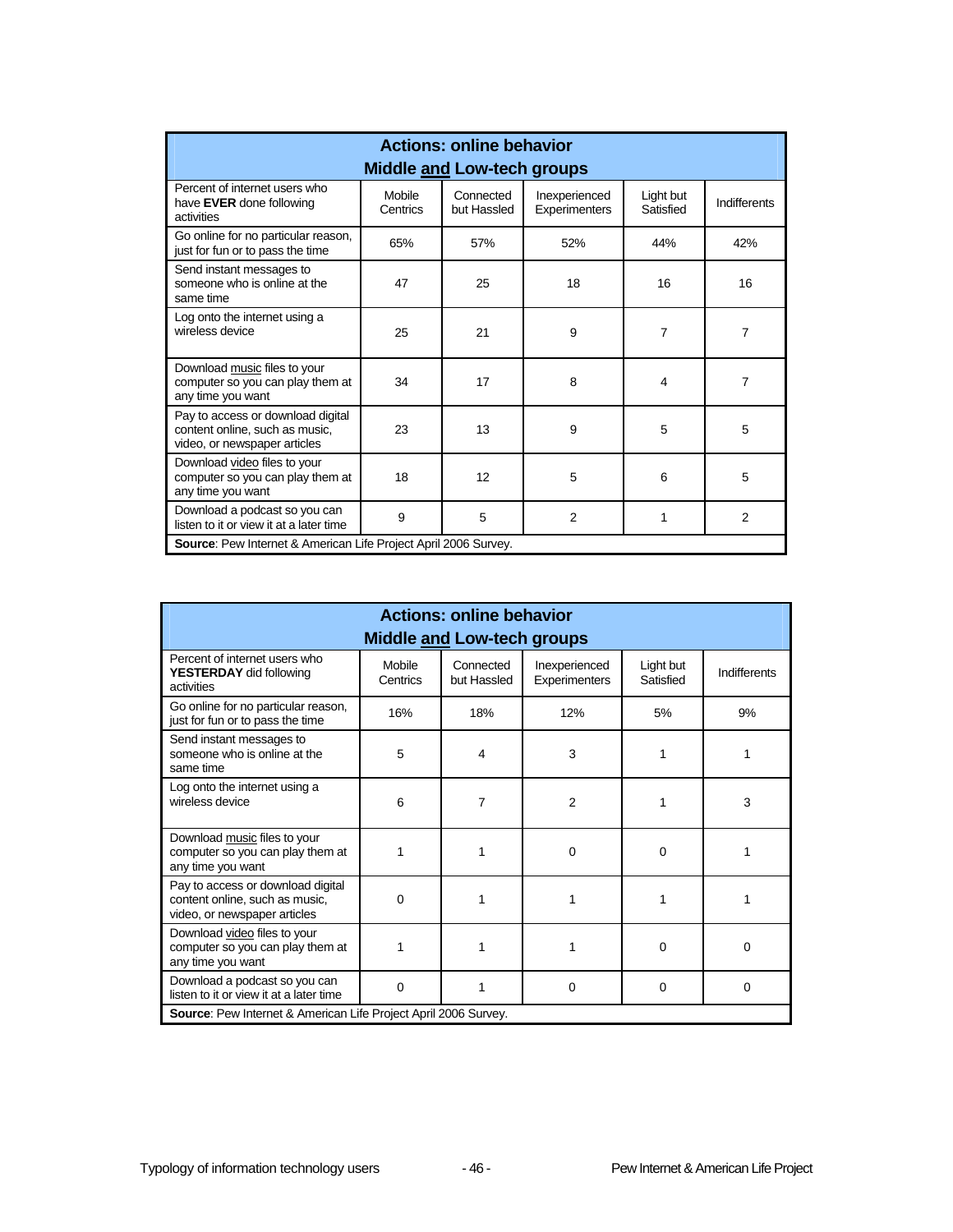| Actions: online behavior<br>Middle and Low-tech groups | | | | | |
|---|---|---|---|---|---|
| Percent of internet users who have **EVER** done following activities | Mobile Centrics | Connected but Hassled | Inexperienced Experimenters | Light but Satisfied | Indifferents |
| Go online for no particular reason, just for fun or to pass the time | 65% | 57% | 52% | 44% | 42% |
| Send instant messages to someone who is online at the same time | 47 | 25 | 18 | 16 | 16 |
| Log onto the internet using a wireless device | 25 | 21 | 9 | 7 | 7 |
| Download music files to your computer so you can play them at any time you want | 34 | 17 | 8 | 4 | 7 |
| Pay to access or download digital content online, such as music, video, or newspaper articles | 23 | 13 | 9 | 5 | 5 |
| Download video files to your computer so you can play them at any time you want | 18 | 12 | 5 | 6 | 5 |
| Download a podcast so you can listen to it or view it at a later time | 9 | 5 | 2 | 1 | 2 |
| **Source**: Pew Internet & American Life Project April 2006 Survey. | | | | | |

| Actions: online behavior<br>Middle and Low-tech groups | | | | | |
|---|---|---|---|---|---|
| Percent of internet users who **YESTERDAY** did following activities | Mobile Centrics | Connected but Hassled | Inexperienced Experimenters | Light but Satisfied | Indifferents |
| Go online for no particular reason, just for fun or to pass the time | 16% | 18% | 12% | 5% | 9% |
| Send instant messages to someone who is online at the same time | 5 | 4 | 3 | 1 | 1 |
| Log onto the internet using a wireless device | 6 | 7 | 2 | 1 | 3 |
| Download music files to your computer so you can play them at any time you want | 1 | 1 | 0 | 0 | 1 |
| Pay to access or download digital content online, such as music, video, or newspaper articles | 0 | 1 | 1 | 1 | 1 |
| Download video files to your computer so you can play them at any time you want | 1 | 1 | 1 | 0 | 0 |
| Download a podcast so you can listen to it or view it at a later time | 0 | 1 | 0 | 0 | 0 |
| **Source**: Pew Internet & American Life Project April 2006 Survey. | | | | | |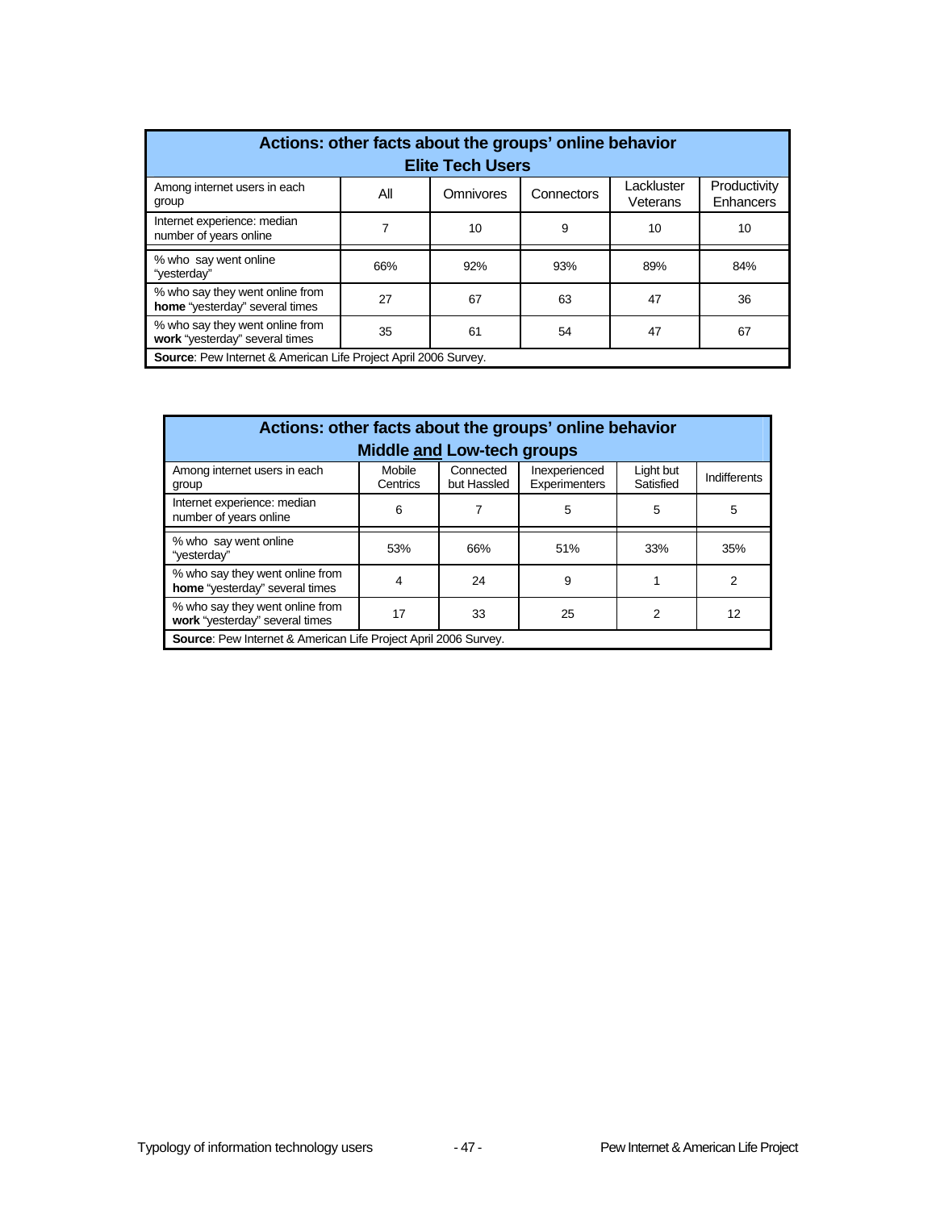**Actions: other facts about the groups' online behavior**
**Elite Tech Users**

| Among internet users in each group | All | Omnivores | Connectors | Lackluster Veterans | Productivity Enhancers |
|---|---|---|---|---|---|
| Internet experience: median number of years online | 7 | 10 | 9 | 10 | 10 |
| % who say went online "yesterday" | 66% | 92% | 93% | 89% | 84% |
| % who say they went online from **home** "yesterday" several times | 27 | 67 | 63 | 47 | 36 |
| % who say they went online from **work** "yesterday" several times | 35 | 61 | 54 | 47 | 67 |

**Source**: Pew Internet & American Life Project April 2006 Survey.

**Actions: other facts about the groups' online behavior**
**Middle and Low-tech groups**

| Among internet users in each group | Mobile Centrics | Connected but Hassled | Inexperienced Experimenters | Light but Satisfied | Indifferents |
|---|---|---|---|---|---|
| Internet experience: median number of years online | 6 | 7 | 5 | 5 | 5 |
| % who say went online "yesterday" | 53% | 66% | 51% | 33% | 35% |
| % who say they went online from **home** "yesterday" several times | 4 | 24 | 9 | 1 | 2 |
| % who say they went online from **work** "yesterday" several times | 17 | 33 | 25 | 2 | 12 |

**Source**: Pew Internet & American Life Project April 2006 Survey.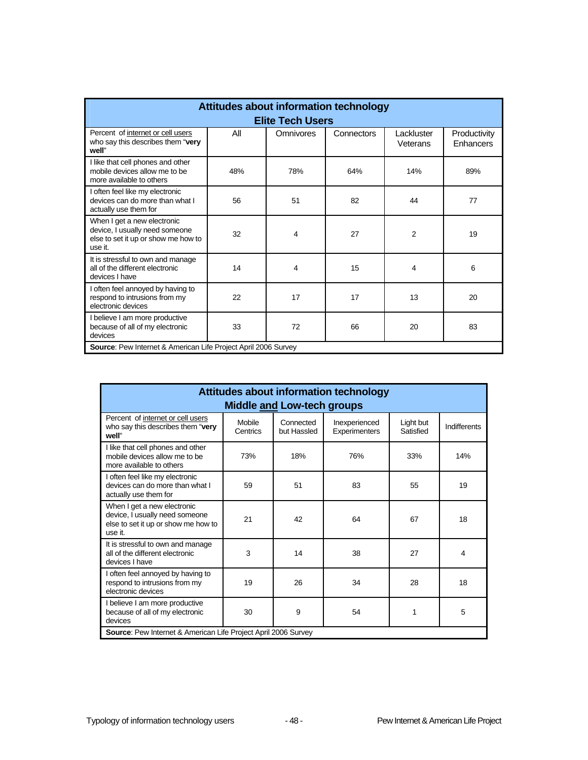| Attitudes about information technology<br>Elite Tech Users | | | | | |
|---|---|---|---|---|---|
| Percent of internet or cell users who say this describes them "**very well**" | All | Omnivores | Connectors | Lackluster Veterans | Productivity Enhancers |
| I like that cell phones and other mobile devices allow me to be more available to others | 48% | 78% | 64% | 14% | 89% |
| I often feel like my electronic devices can do more than what I actually use them for | 56 | 51 | 82 | 44 | 77 |
| When I get a new electronic device, I usually need someone else to set it up or show me how to use it. | 32 | 4 | 27 | 2 | 19 |
| It is stressful to own and manage all of the different electronic devices I have | 14 | 4 | 15 | 4 | 6 |
| I often feel annoyed by having to respond to intrusions from my electronic devices | 22 | 17 | 17 | 13 | 20 |
| I believe I am more productive because of all of my electronic devices | 33 | 72 | 66 | 20 | 83 |

**Source**: Pew Internet & American Life Project April 2006 Survey

| Attitudes about information technology<br>Middle and Low-tech groups | | | | | |
|---|---|---|---|---|---|
| Percent of internet or cell users who say this describes them "**very well**" | Mobile Centrics | Connected but Hassled | Inexperienced Experimenters | Light but Satisfied | Indifferents |
| I like that cell phones and other mobile devices allow me to be more available to others | 73% | 18% | 76% | 33% | 14% |
| I often feel like my electronic devices can do more than what I actually use them for | 59 | 51 | 83 | 55 | 19 |
| When I get a new electronic device, I usually need someone else to set it up or show me how to use it. | 21 | 42 | 64 | 67 | 18 |
| It is stressful to own and manage all of the different electronic devices I have | 3 | 14 | 38 | 27 | 4 |
| I often feel annoyed by having to respond to intrusions from my electronic devices | 19 | 26 | 34 | 28 | 18 |
| I believe I am more productive because of all of my electronic devices | 30 | 9 | 54 | 1 | 5 |

**Source**: Pew Internet & American Life Project April 2006 Survey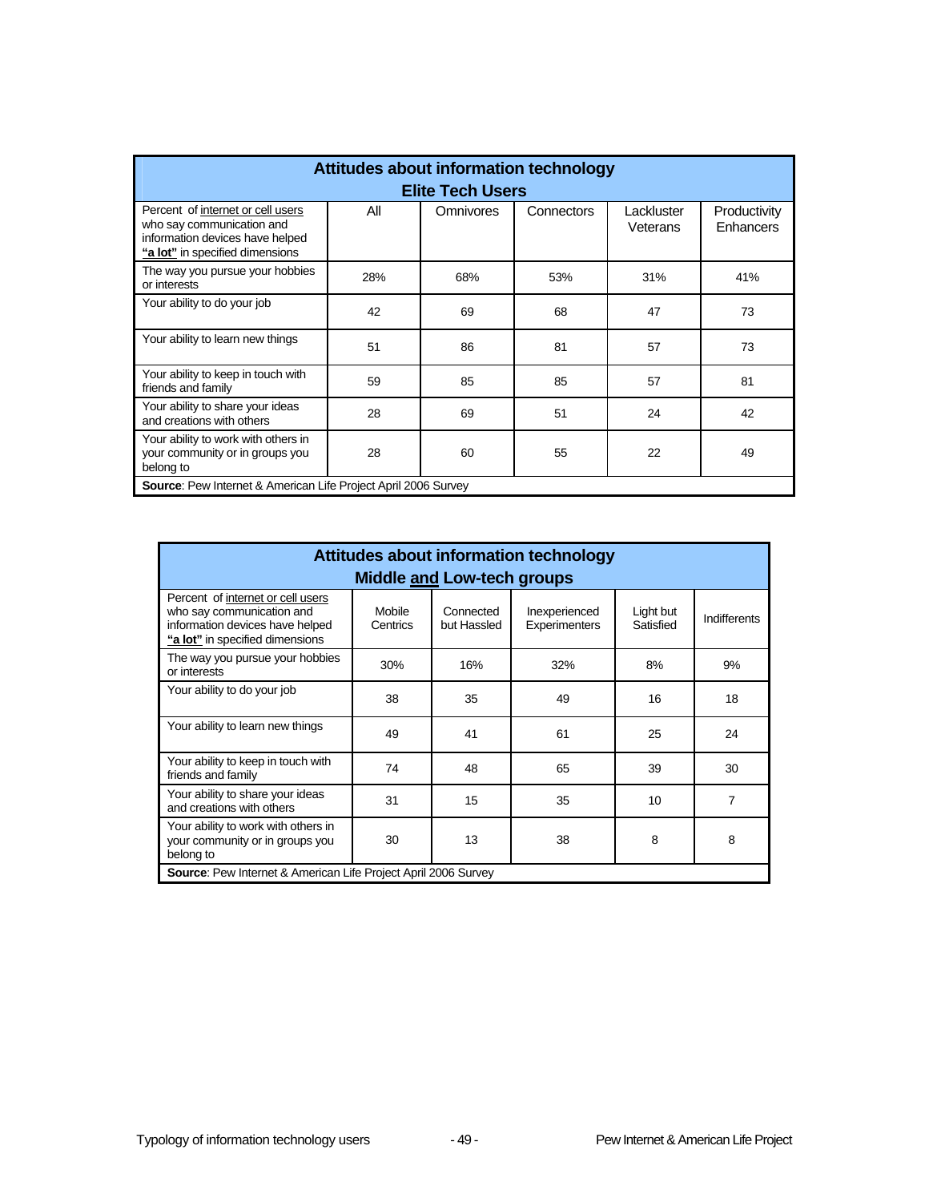**Attitudes about information technology**
**Elite Tech Users**

| Percent of internet or cell users who say communication and information devices have helped **"a lot"** in specified dimensions | All | Omnivores | Connectors | Lackluster Veterans | Productivity Enhancers |
|---|---|---|---|---|---|
| The way you pursue your hobbies or interests | 28% | 68% | 53% | 31% | 41% |
| Your ability to do your job | 42 | 69 | 68 | 47 | 73 |
| Your ability to learn new things | 51 | 86 | 81 | 57 | 73 |
| Your ability to keep in touch with friends and family | 59 | 85 | 85 | 57 | 81 |
| Your ability to share your ideas and creations with others | 28 | 69 | 51 | 24 | 42 |
| Your ability to work with others in your community or in groups you belong to | 28 | 60 | 55 | 22 | 49 |

**Source**: Pew Internet & American Life Project April 2006 Survey

**Attitudes about information technology**
**Middle and Low-tech groups**

| Percent of internet or cell users who say communication and information devices have helped **"a lot"** in specified dimensions | Mobile Centrics | Connected but Hassled | Inexperienced Experimenters | Light but Satisfied | Indifferents |
|---|---|---|---|---|---|
| The way you pursue your hobbies or interests | 30% | 16% | 32% | 8% | 9% |
| Your ability to do your job | 38 | 35 | 49 | 16 | 18 |
| Your ability to learn new things | 49 | 41 | 61 | 25 | 24 |
| Your ability to keep in touch with friends and family | 74 | 48 | 65 | 39 | 30 |
| Your ability to share your ideas and creations with others | 31 | 15 | 35 | 10 | 7 |
| Your ability to work with others in your community or in groups you belong to | 30 | 13 | 38 | 8 | 8 |

**Source**: Pew Internet & American Life Project April 2006 Survey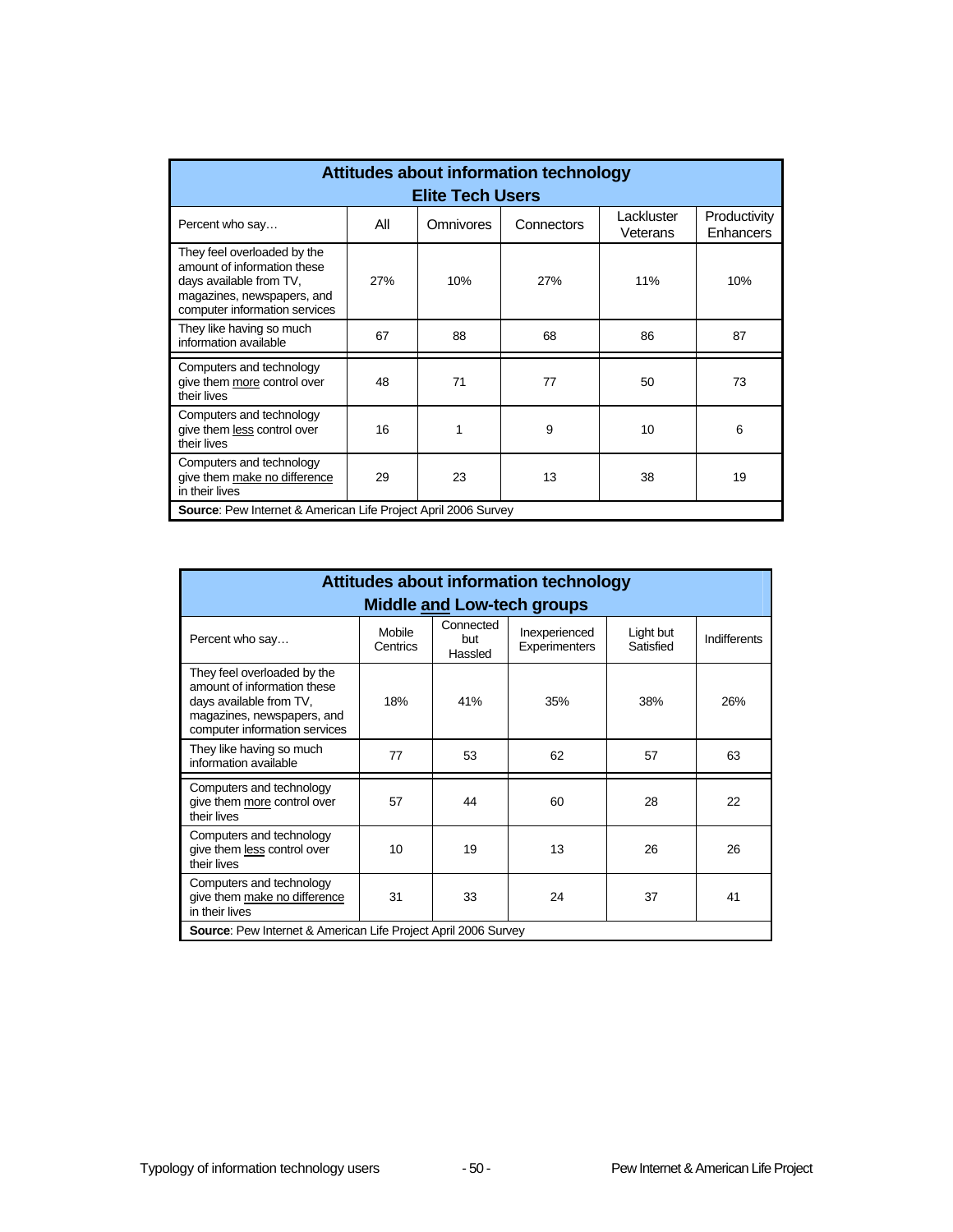| Attitudes about information technology Elite Tech Users | | | | | |
|---|---|---|---|---|---|
| Percent who say… | All | Omnivores | Connectors | Lackluster Veterans | Productivity Enhancers |
| They feel overloaded by the amount of information these days available from TV, magazines, newspapers, and computer information services | 27% | 10% | 27% | 11% | 10% |
| They like having so much information available | 67 | 88 | 68 | 86 | 87 |
| Computers and technology give them more control over their lives | 48 | 71 | 77 | 50 | 73 |
| Computers and technology give them less control over their lives | 16 | 1 | 9 | 10 | 6 |
| Computers and technology give them make no difference in their lives | 29 | 23 | 13 | 38 | 19 |

**Source**: Pew Internet & American Life Project April 2006 Survey

| Attitudes about information technology Middle and Low-tech groups | | | | | |
|---|---|---|---|---|---|
| Percent who say… | Mobile Centrics | Connected but Hassled | Inexperienced Experimenters | Light but Satisfied | Indifferents |
| They feel overloaded by the amount of information these days available from TV, magazines, newspapers, and computer information services | 18% | 41% | 35% | 38% | 26% |
| They like having so much information available | 77 | 53 | 62 | 57 | 63 |
| Computers and technology give them more control over their lives | 57 | 44 | 60 | 28 | 22 |
| Computers and technology give them less control over their lives | 10 | 19 | 13 | 26 | 26 |
| Computers and technology give them make no difference in their lives | 31 | 33 | 24 | 37 | 41 |

**Source**: Pew Internet & American Life Project April 2006 Survey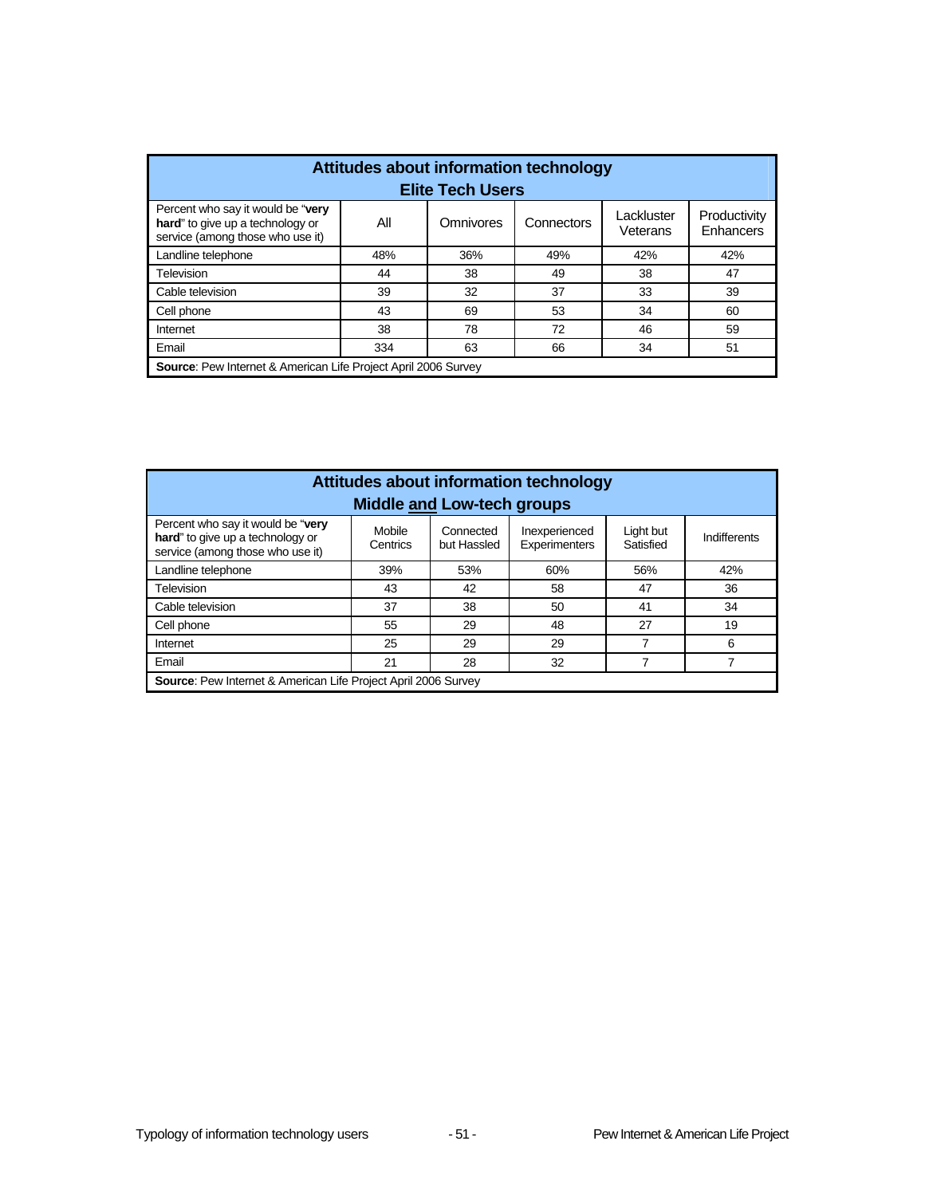| Attitudes about information technology<br>Elite Tech Users | | | | | |
|---|---|---|---|---|---|
| Percent who say it would be "**very hard**" to give up a technology or service (among those who use it) | All | Omnivores | Connectors | Lackluster Veterans | Productivity Enhancers |
| Landline telephone | 48% | 36% | 49% | 42% | 42% |
| Television | 44 | 38 | 49 | 38 | 47 |
| Cable television | 39 | 32 | 37 | 33 | 39 |
| Cell phone | 43 | 69 | 53 | 34 | 60 |
| Internet | 38 | 78 | 72 | 46 | 59 |
| Email | 334 | 63 | 66 | 34 | 51 |
| **Source**: Pew Internet & American Life Project April 2006 Survey | | | | | |

| Attitudes about information technology<br>Middle and Low-tech groups | | | | | |
|---|---|---|---|---|---|
| Percent who say it would be "**very hard**" to give up a technology or service (among those who use it) | Mobile Centrics | Connected but Hassled | Inexperienced Experimenters | Light but Satisfied | Indifferents |
| Landline telephone | 39% | 53% | 60% | 56% | 42% |
| Television | 43 | 42 | 58 | 47 | 36 |
| Cable television | 37 | 38 | 50 | 41 | 34 |
| Cell phone | 55 | 29 | 48 | 27 | 19 |
| Internet | 25 | 29 | 29 | 7 | 6 |
| Email | 21 | 28 | 32 | 7 | 7 |
| **Source**: Pew Internet & American Life Project April 2006 Survey | | | | | |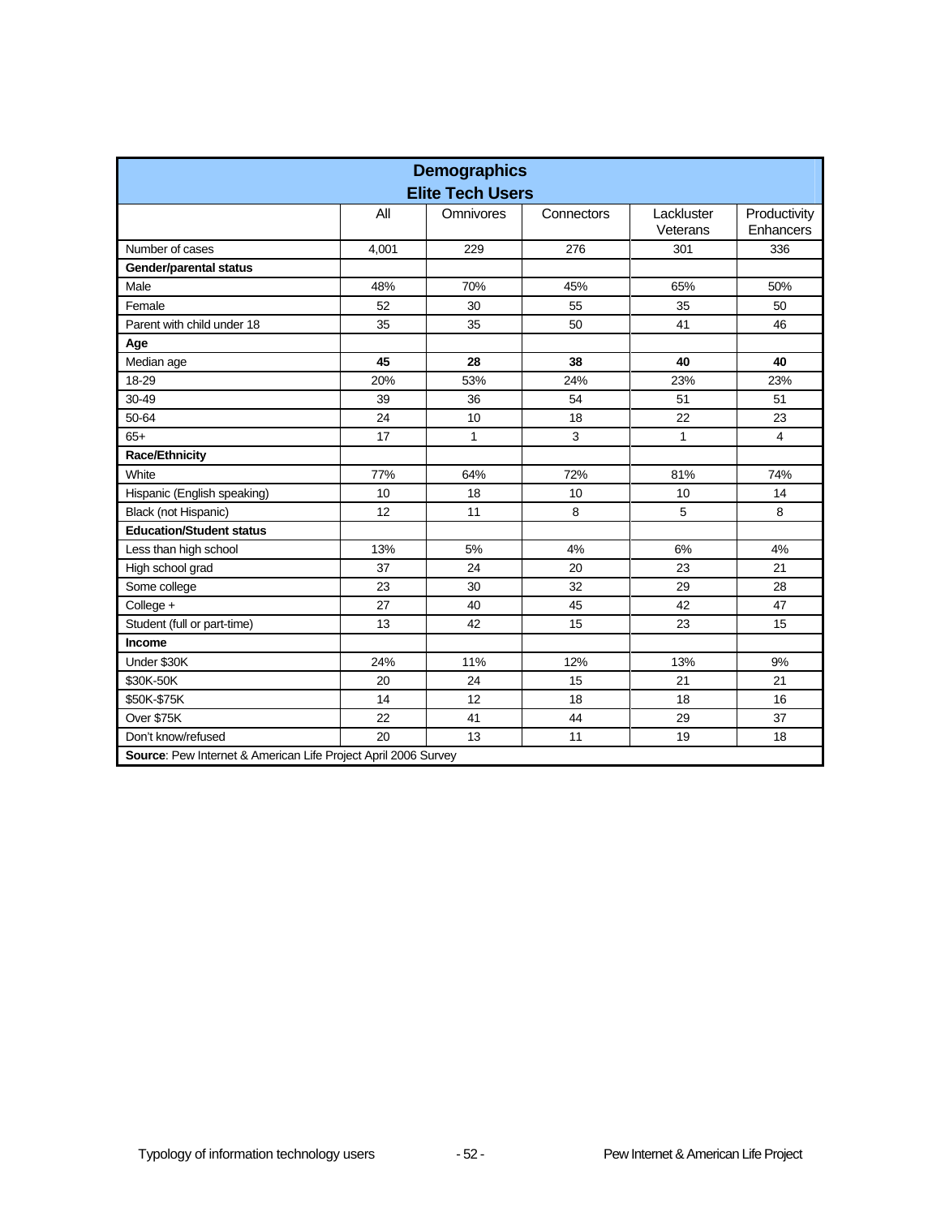| Demographics<br>Elite Tech Users | | | | | |
|---|---|---|---|---|---|
| | All | Omnivores | Connectors | Lackluster Veterans | Productivity Enhancers |
| Number of cases | 4,001 | 229 | 276 | 301 | 336 |
| **Gender/parental status** | | | | | |
| Male | 48% | 70% | 45% | 65% | 50% |
| Female | 52 | 30 | 55 | 35 | 50 |
| Parent with child under 18 | 35 | 35 | 50 | 41 | 46 |
| **Age** | | | | | |
| Median age | **45** | **28** | **38** | **40** | **40** |
| 18-29 | 20% | 53% | 24% | 23% | 23% |
| 30-49 | 39 | 36 | 54 | 51 | 51 |
| 50-64 | 24 | 10 | 18 | 22 | 23 |
| 65+ | 17 | 1 | 3 | 1 | 4 |
| **Race/Ethnicity** | | | | | |
| White | 77% | 64% | 72% | 81% | 74% |
| Hispanic (English speaking) | 10 | 18 | 10 | 10 | 14 |
| Black (not Hispanic) | 12 | 11 | 8 | 5 | 8 |
| **Education/Student status** | | | | | |
| Less than high school | 13% | 5% | 4% | 6% | 4% |
| High school grad | 37 | 24 | 20 | 23 | 21 |
| Some college | 23 | 30 | 32 | 29 | 28 |
| College + | 27 | 40 | 45 | 42 | 47 |
| Student (full or part-time) | 13 | 42 | 15 | 23 | 15 |
| **Income** | | | | | |
| Under $30K | 24% | 11% | 12% | 13% | 9% |
| $30K-50K | 20 | 24 | 15 | 21 | 21 |
| $50K-$75K | 14 | 12 | 18 | 18 | 16 |
| Over $75K | 22 | 41 | 44 | 29 | 37 |
| Don't know/refused | 20 | 13 | 11 | 19 | 18 |

**Source**: Pew Internet & American Life Project April 2006 Survey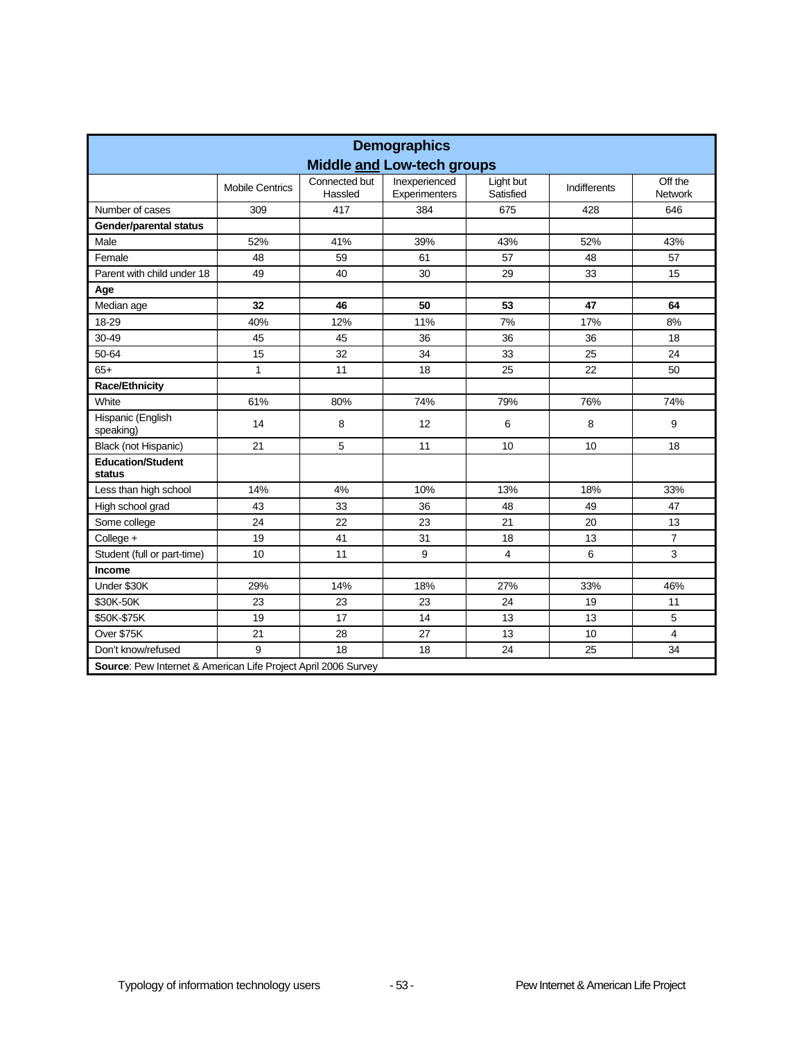| Demographics<br>Middle and Low-tech groups | | | | | | |
|---|---|---|---|---|---|---|
| | Mobile Centrics | Connected but Hassled | Inexperienced Experimenters | Light but Satisfied | Indifferents | Off the Network |
| Number of cases | 309 | 417 | 384 | 675 | 428 | 646 |
| **Gender/parental status** | | | | | | |
| Male | 52% | 41% | 39% | 43% | 52% | 43% |
| Female | 48 | 59 | 61 | 57 | 48 | 57 |
| Parent with child under 18 | 49 | 40 | 30 | 29 | 33 | 15 |
| **Age** | | | | | | |
| Median age | **32** | **46** | **50** | **53** | **47** | **64** |
| 18-29 | 40% | 12% | 11% | 7% | 17% | 8% |
| 30-49 | 45 | 45 | 36 | 36 | 36 | 18 |
| 50-64 | 15 | 32 | 34 | 33 | 25 | 24 |
| 65+ | 1 | 11 | 18 | 25 | 22 | 50 |
| **Race/Ethnicity** | | | | | | |
| White | 61% | 80% | 74% | 79% | 76% | 74% |
| Hispanic (English speaking) | 14 | 8 | 12 | 6 | 8 | 9 |
| Black (not Hispanic) | 21 | 5 | 11 | 10 | 10 | 18 |
| **Education/Student status** | | | | | | |
| Less than high school | 14% | 4% | 10% | 13% | 18% | 33% |
| High school grad | 43 | 33 | 36 | 48 | 49 | 47 |
| Some college | 24 | 22 | 23 | 21 | 20 | 13 |
| College + | 19 | 41 | 31 | 18 | 13 | 7 |
| Student (full or part-time) | 10 | 11 | 9 | 4 | 6 | 3 |
| **Income** | | | | | | |
| Under $30K | 29% | 14% | 18% | 27% | 33% | 46% |
| $30K-50K | 23 | 23 | 23 | 24 | 19 | 11 |
| $50K-$75K | 19 | 17 | 14 | 13 | 13 | 5 |
| Over $75K | 21 | 28 | 27 | 13 | 10 | 4 |
| Don't know/refused | 9 | 18 | 18 | 24 | 25 | 34 |

**Source**: Pew Internet & American Life Project April 2006 Survey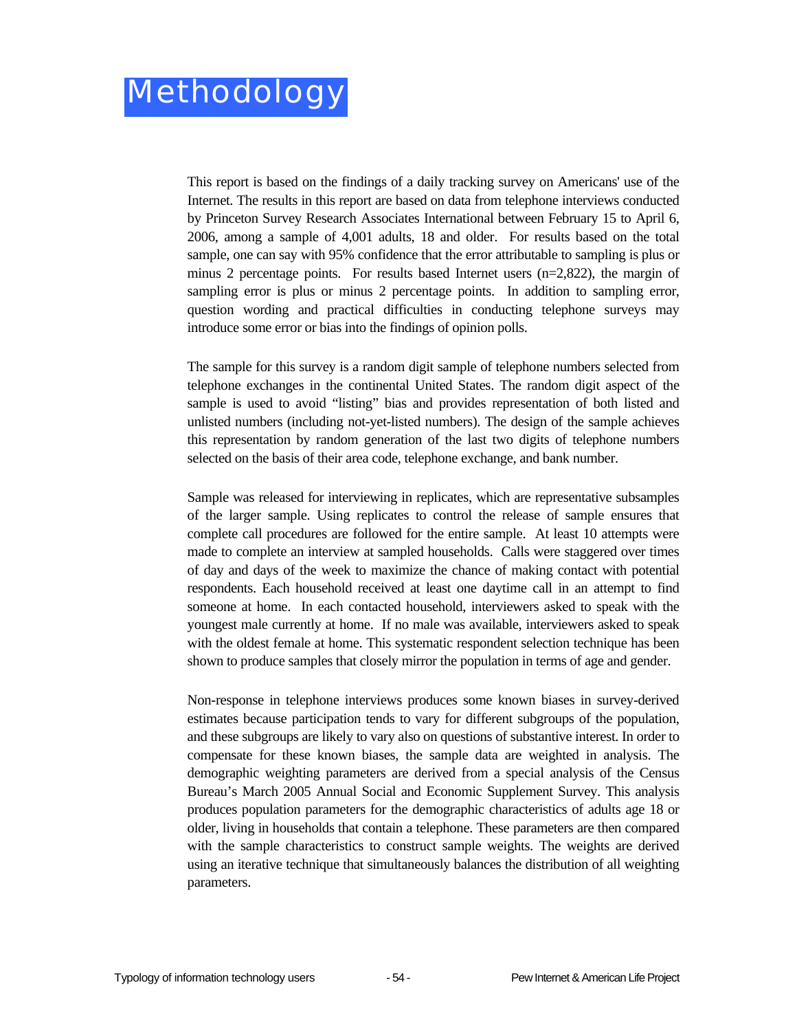# Methodology

This report is based on the findings of a daily tracking survey on Americans' use of the Internet. The results in this report are based on data from telephone interviews conducted by Princeton Survey Research Associates International between February 15 to April 6, 2006, among a sample of 4,001 adults, 18 and older. For results based on the total sample, one can say with 95% confidence that the error attributable to sampling is plus or minus 2 percentage points. For results based Internet users (n=2,822), the margin of sampling error is plus or minus 2 percentage points. In addition to sampling error, question wording and practical difficulties in conducting telephone surveys may introduce some error or bias into the findings of opinion polls.

The sample for this survey is a random digit sample of telephone numbers selected from telephone exchanges in the continental United States. The random digit aspect of the sample is used to avoid "listing" bias and provides representation of both listed and unlisted numbers (including not-yet-listed numbers). The design of the sample achieves this representation by random generation of the last two digits of telephone numbers selected on the basis of their area code, telephone exchange, and bank number.

Sample was released for interviewing in replicates, which are representative subsamples of the larger sample. Using replicates to control the release of sample ensures that complete call procedures are followed for the entire sample. At least 10 attempts were made to complete an interview at sampled households. Calls were staggered over times of day and days of the week to maximize the chance of making contact with potential respondents. Each household received at least one daytime call in an attempt to find someone at home. In each contacted household, interviewers asked to speak with the youngest male currently at home. If no male was available, interviewers asked to speak with the oldest female at home. This systematic respondent selection technique has been shown to produce samples that closely mirror the population in terms of age and gender.

Non-response in telephone interviews produces some known biases in survey-derived estimates because participation tends to vary for different subgroups of the population, and these subgroups are likely to vary also on questions of substantive interest. In order to compensate for these known biases, the sample data are weighted in analysis. The demographic weighting parameters are derived from a special analysis of the Census Bureau's March 2005 Annual Social and Economic Supplement Survey. This analysis produces population parameters for the demographic characteristics of adults age 18 or older, living in households that contain a telephone. These parameters are then compared with the sample characteristics to construct sample weights. The weights are derived using an iterative technique that simultaneously balances the distribution of all weighting parameters.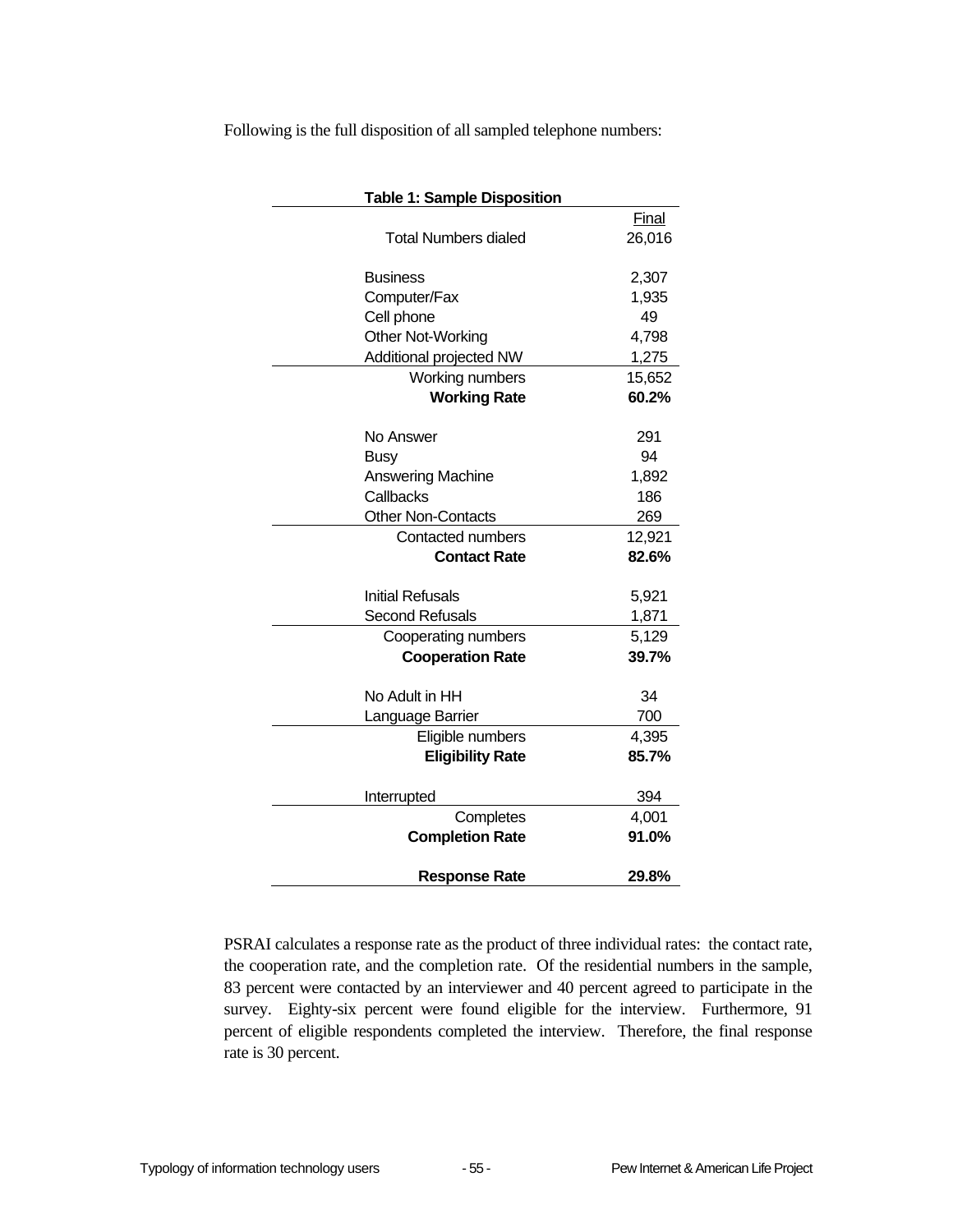Following is the full disposition of all sampled telephone numbers:

**Table 1: Sample Disposition**

| | Final |
|---|---|
| Total Numbers dialed | 26,016 |
| | |
| Business | 2,307 |
| Computer/Fax | 1,935 |
| Cell phone | 49 |
| Other Not-Working | 4,798 |
| Additional projected NW | 1,275 |
| Working numbers | 15,652 |
| **Working Rate** | **60.2%** |
| | |
| No Answer | 291 |
| Busy | 94 |
| Answering Machine | 1,892 |
| Callbacks | 186 |
| Other Non-Contacts | 269 |
| Contacted numbers | 12,921 |
| **Contact Rate** | **82.6%** |
| | |
| Initial Refusals | 5,921 |
| Second Refusals | 1,871 |
| Cooperating numbers | 5,129 |
| **Cooperation Rate** | **39.7%** |
| | |
| No Adult in HH | 34 |
| Language Barrier | 700 |
| Eligible numbers | 4,395 |
| **Eligibility Rate** | **85.7%** |
| | |
| Interrupted | 394 |
| Completes | 4,001 |
| **Completion Rate** | **91.0%** |
| | |
| **Response Rate** | **29.8%** |

PSRAI calculates a response rate as the product of three individual rates: the contact rate, the cooperation rate, and the completion rate. Of the residential numbers in the sample, 83 percent were contacted by an interviewer and 40 percent agreed to participate in the survey. Eighty-six percent were found eligible for the interview. Furthermore, 91 percent of eligible respondents completed the interview. Therefore, the final response rate is 30 percent.